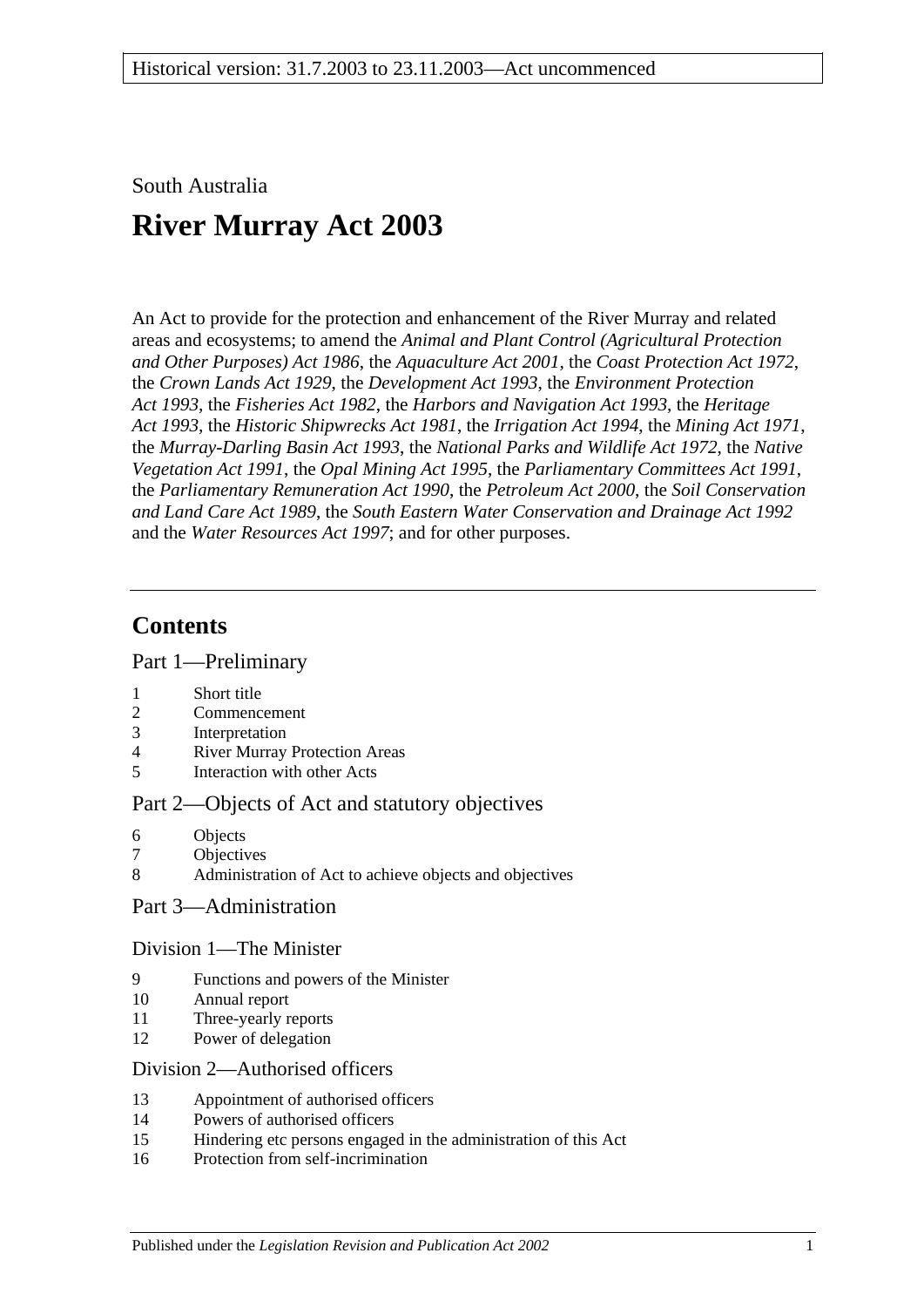Historical version: 31.7.2003 to 23.11.2003—Act uncommenced

South Australia

# River Murray Act 2003

An Act to provide for the protection and enhancement of the River Murray and related areas and ecosystems; to amend the *Animal and Plant Control (Agricultural Protection and Other Purposes) Act 1986*, the *Aquaculture Act 2001*, the *Coast Protection Act 1972*, the *Crown Lands Act 1929*, the *Development Act 1993*, the *Environment Protection Act 1993*, the *Fisheries Act 1982*, the *Harbors and Navigation Act 1993*, the *Heritage Act 1993*, the *Historic Shipwrecks Act 1981*, the *Irrigation Act 1994*, the *Mining Act 1971*, the *Murray-Darling Basin Act 1993*, the *National Parks and Wildlife Act 1972*, the *Native Vegetation Act 1991*, the *Opal Mining Act 1995*, the *Parliamentary Committees Act 1991*, the *Parliamentary Remuneration Act 1990*, the *Petroleum Act 2000*, the *Soil Conservation and Land Care Act 1989*, the *South Eastern Water Conservation and Drainage Act 1992* and the *Water Resources Act 1997*; and for other purposes.

## Contents

### Part 1—Preliminary

1 Short title
2 Commencement
3 Interpretation
4 River Murray Protection Areas
5 Interaction with other Acts

### Part 2—Objects of Act and statutory objectives

6 Objects
7 Objectives
8 Administration of Act to achieve objects and objectives

### Part 3—Administration

#### Division 1—The Minister

9 Functions and powers of the Minister
10 Annual report
11 Three-yearly reports
12 Power of delegation

#### Division 2—Authorised officers

13 Appointment of authorised officers
14 Powers of authorised officers
15 Hindering etc persons engaged in the administration of this Act
16 Protection from self-incrimination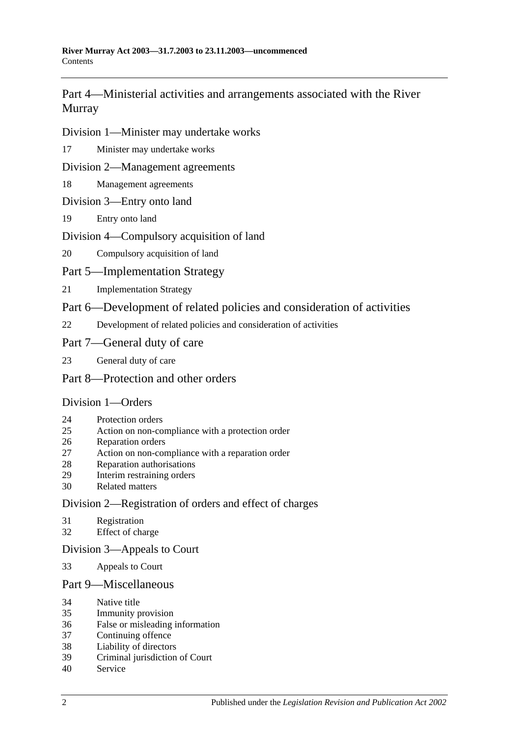## Part 4—Ministerial activities and arrangements associated with the River Murray

### Division 1—Minister may undertake works

17 Minister may undertake works

### Division 2—Management agreements

18 Management agreements

### Division 3—Entry onto land

19 Entry onto land

### Division 4—Compulsory acquisition of land

20 Compulsory acquisition of land

## Part 5—Implementation Strategy

21 Implementation Strategy

## Part 6—Development of related policies and consideration of activities

22 Development of related policies and consideration of activities

## Part 7—General duty of care

23 General duty of care

## Part 8—Protection and other orders

### Division 1—Orders

24 Protection orders
25 Action on non-compliance with a protection order
26 Reparation orders
27 Action on non-compliance with a reparation order
28 Reparation authorisations
29 Interim restraining orders
30 Related matters

### Division 2—Registration of orders and effect of charges

31 Registration
32 Effect of charge

### Division 3—Appeals to Court

33 Appeals to Court

## Part 9—Miscellaneous

34 Native title
35 Immunity provision
36 False or misleading information
37 Continuing offence
38 Liability of directors
39 Criminal jurisdiction of Court
40 Service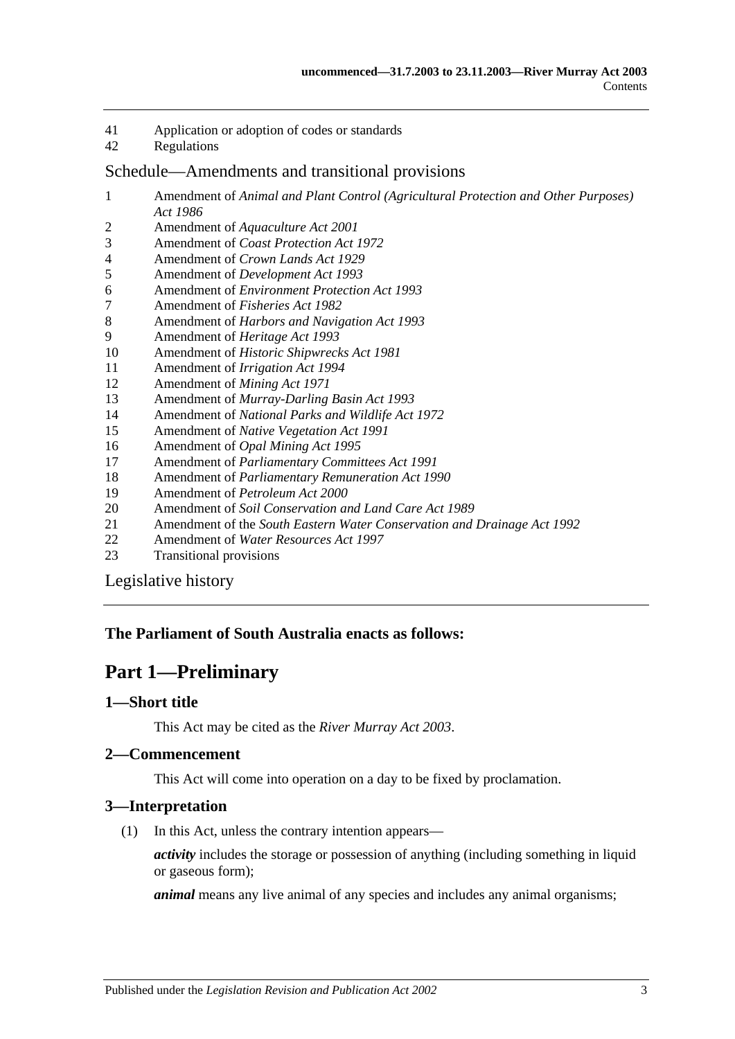41 Application or adoption of codes or standards
42 Regulations

## Schedule—Amendments and transitional provisions

1 Amendment of *Animal and Plant Control (Agricultural Protection and Other Purposes) Act 1986*
2 Amendment of *Aquaculture Act 2001*
3 Amendment of *Coast Protection Act 1972*
4 Amendment of *Crown Lands Act 1929*
5 Amendment of *Development Act 1993*
6 Amendment of *Environment Protection Act 1993*
7 Amendment of *Fisheries Act 1982*
8 Amendment of *Harbors and Navigation Act 1993*
9 Amendment of *Heritage Act 1993*
10 Amendment of *Historic Shipwrecks Act 1981*
11 Amendment of *Irrigation Act 1994*
12 Amendment of *Mining Act 1971*
13 Amendment of *Murray-Darling Basin Act 1993*
14 Amendment of *National Parks and Wildlife Act 1972*
15 Amendment of *Native Vegetation Act 1991*
16 Amendment of *Opal Mining Act 1995*
17 Amendment of *Parliamentary Committees Act 1991*
18 Amendment of *Parliamentary Remuneration Act 1990*
19 Amendment of *Petroleum Act 2000*
20 Amendment of *Soil Conservation and Land Care Act 1989*
21 Amendment of the *South Eastern Water Conservation and Drainage Act 1992*
22 Amendment of *Water Resources Act 1997*
23 Transitional provisions

Legislative history

**The Parliament of South Australia enacts as follows:**

# Part 1—Preliminary

### 1—Short title

This Act may be cited as the *River Murray Act 2003*.

### 2—Commencement

This Act will come into operation on a day to be fixed by proclamation.

### 3—Interpretation

(1) In this Act, unless the contrary intention appears—

***activity*** includes the storage or possession of anything (including something in liquid or gaseous form);

***animal*** means any live animal of any species and includes any animal organisms;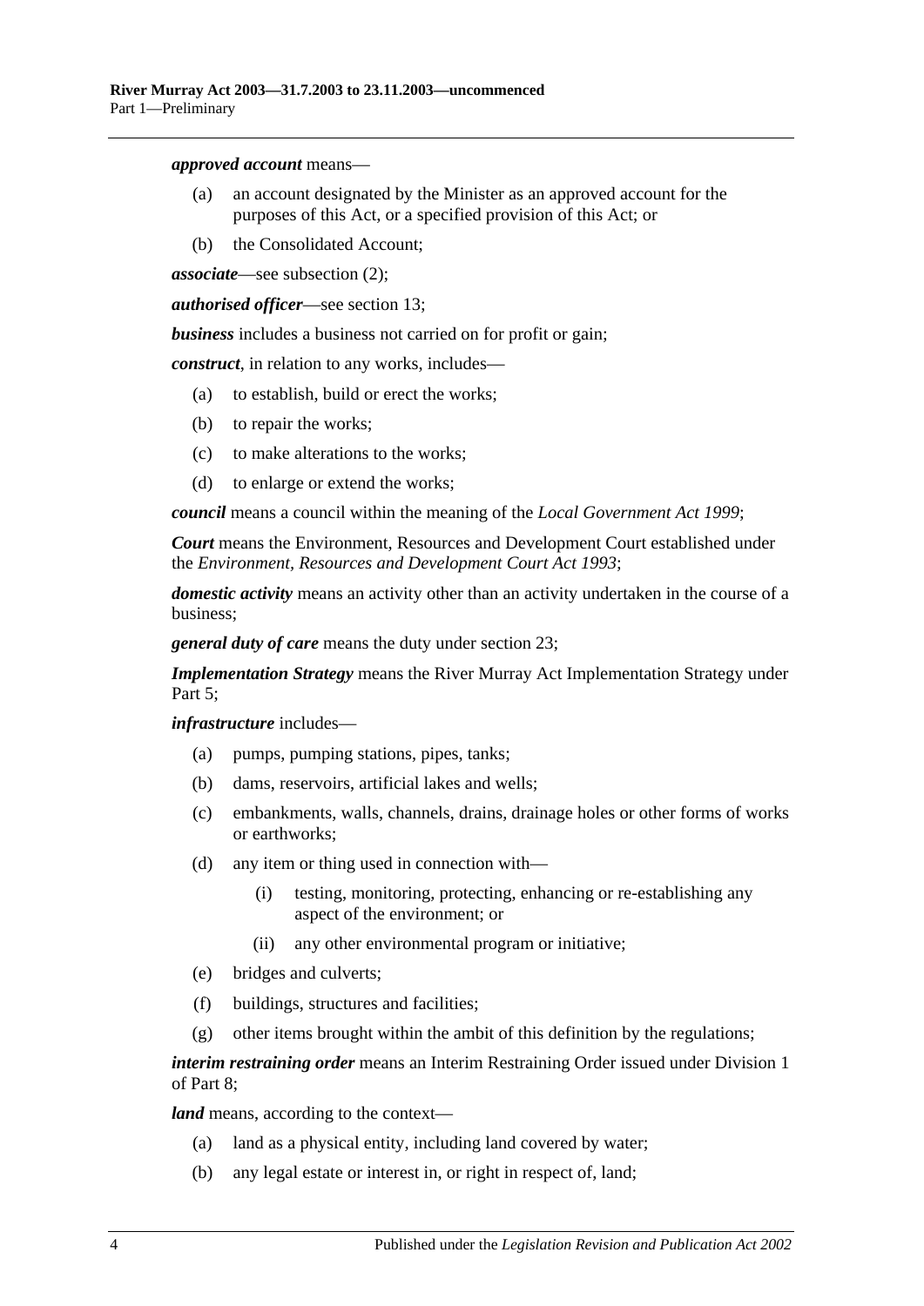***approved account*** means—

(a) an account designated by the Minister as an approved account for the purposes of this Act, or a specified provision of this Act; or

(b) the Consolidated Account;

***associate***—see subsection (2);

***authorised officer***—see section 13;

***business*** includes a business not carried on for profit or gain;

***construct***, in relation to any works, includes—

(a) to establish, build or erect the works;

(b) to repair the works;

(c) to make alterations to the works;

(d) to enlarge or extend the works;

***council*** means a council within the meaning of the *Local Government Act 1999*;

***Court*** means the Environment, Resources and Development Court established under the *Environment, Resources and Development Court Act 1993*;

***domestic activity*** means an activity other than an activity undertaken in the course of a business;

***general duty of care*** means the duty under section 23;

***Implementation Strategy*** means the River Murray Act Implementation Strategy under Part 5;

***infrastructure*** includes—

(a) pumps, pumping stations, pipes, tanks;

(b) dams, reservoirs, artificial lakes and wells;

(c) embankments, walls, channels, drains, drainage holes or other forms of works or earthworks;

(d) any item or thing used in connection with—

   (i) testing, monitoring, protecting, enhancing or re-establishing any aspect of the environment; or

   (ii) any other environmental program or initiative;

(e) bridges and culverts;

(f) buildings, structures and facilities;

(g) other items brought within the ambit of this definition by the regulations;

***interim restraining order*** means an Interim Restraining Order issued under Division 1 of Part 8;

***land*** means, according to the context—

(a) land as a physical entity, including land covered by water;

(b) any legal estate or interest in, or right in respect of, land;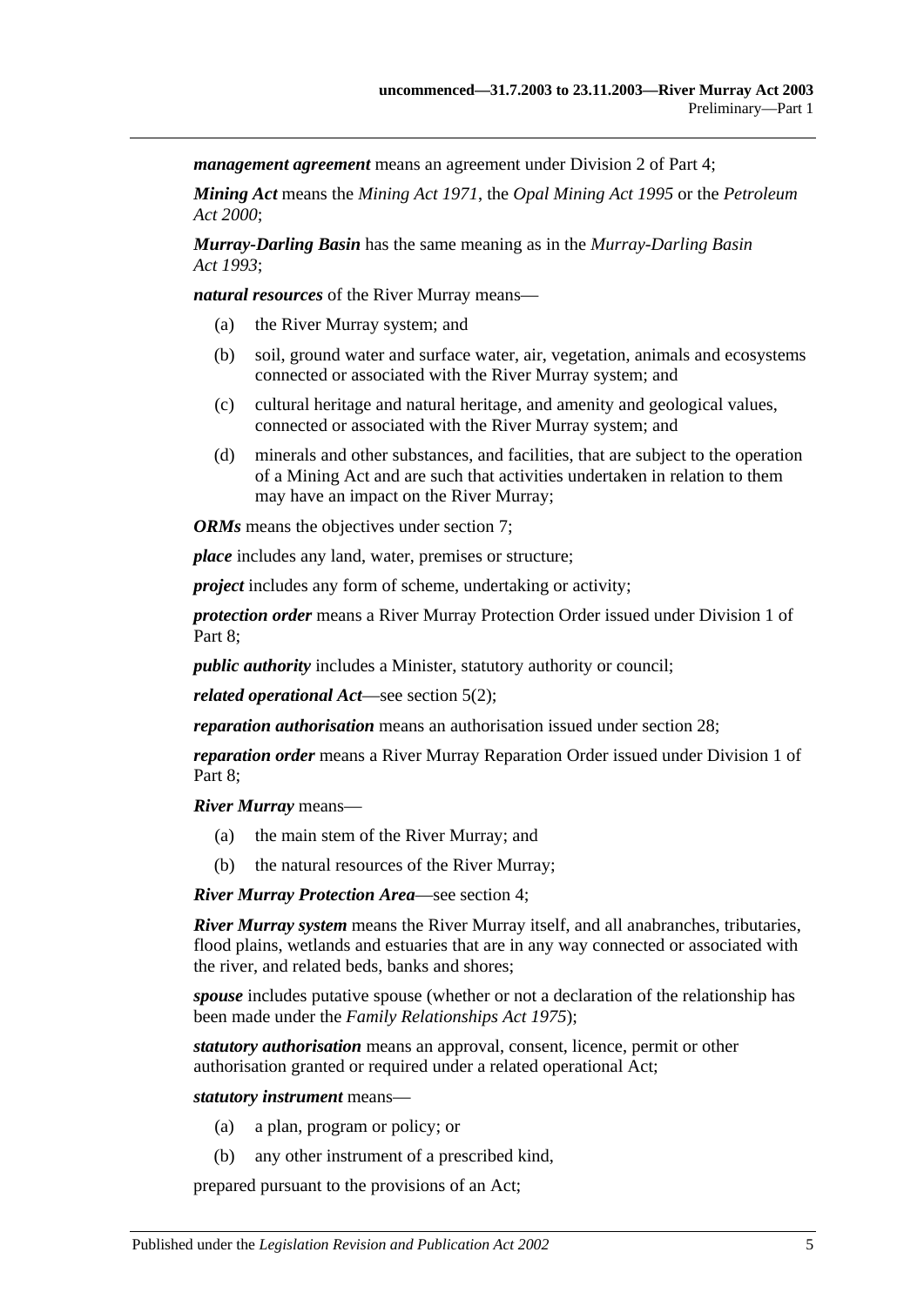***management agreement*** means an agreement under Division 2 of Part 4;

***Mining Act*** means the *Mining Act 1971*, the *Opal Mining Act 1995* or the *Petroleum Act 2000*;

***Murray-Darling Basin*** has the same meaning as in the *Murray-Darling Basin Act 1993*;

***natural resources*** of the River Murray means—

(a) the River Murray system; and

(b) soil, ground water and surface water, air, vegetation, animals and ecosystems connected or associated with the River Murray system; and

(c) cultural heritage and natural heritage, and amenity and geological values, connected or associated with the River Murray system; and

(d) minerals and other substances, and facilities, that are subject to the operation of a Mining Act and are such that activities undertaken in relation to them may have an impact on the River Murray;

***ORMs*** means the objectives under section 7;

***place*** includes any land, water, premises or structure;

***project*** includes any form of scheme, undertaking or activity;

***protection order*** means a River Murray Protection Order issued under Division 1 of Part 8;

***public authority*** includes a Minister, statutory authority or council;

***related operational Act***—see section 5(2);

***reparation authorisation*** means an authorisation issued under section 28;

***reparation order*** means a River Murray Reparation Order issued under Division 1 of Part 8;

***River Murray*** means—

(a) the main stem of the River Murray; and

(b) the natural resources of the River Murray;

***River Murray Protection Area***—see section 4;

***River Murray system*** means the River Murray itself, and all anabranches, tributaries, flood plains, wetlands and estuaries that are in any way connected or associated with the river, and related beds, banks and shores;

***spouse*** includes putative spouse (whether or not a declaration of the relationship has been made under the *Family Relationships Act 1975*);

***statutory authorisation*** means an approval, consent, licence, permit or other authorisation granted or required under a related operational Act;

***statutory instrument*** means—

(a) a plan, program or policy; or

(b) any other instrument of a prescribed kind,

prepared pursuant to the provisions of an Act;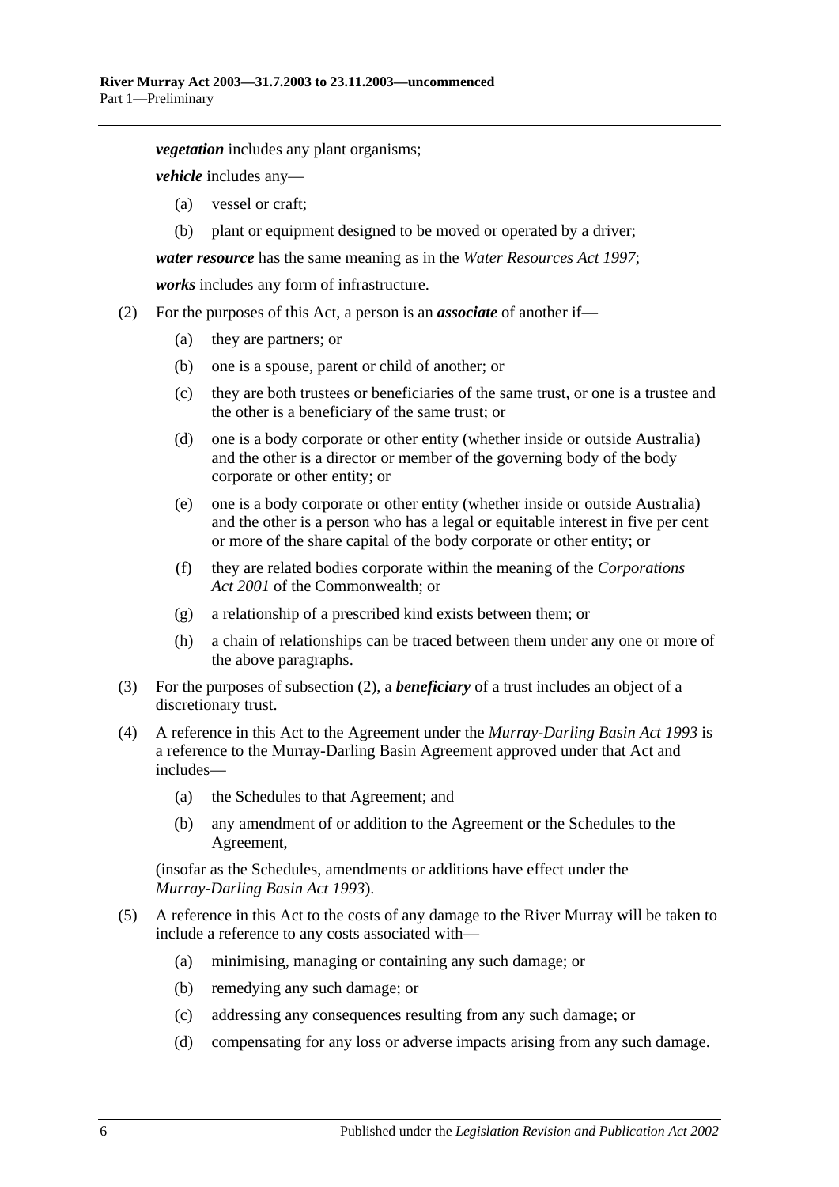***vegetation*** includes any plant organisms;

***vehicle*** includes any—

- (a) vessel or craft;
- (b) plant or equipment designed to be moved or operated by a driver;

***water resource*** has the same meaning as in the *Water Resources Act 1997*;

***works*** includes any form of infrastructure.

(2) For the purposes of this Act, a person is an ***associate*** of another if—

- (a) they are partners; or
- (b) one is a spouse, parent or child of another; or
- (c) they are both trustees or beneficiaries of the same trust, or one is a trustee and the other is a beneficiary of the same trust; or
- (d) one is a body corporate or other entity (whether inside or outside Australia) and the other is a director or member of the governing body of the body corporate or other entity; or
- (e) one is a body corporate or other entity (whether inside or outside Australia) and the other is a person who has a legal or equitable interest in five per cent or more of the share capital of the body corporate or other entity; or
- (f) they are related bodies corporate within the meaning of the *Corporations Act 2001* of the Commonwealth; or
- (g) a relationship of a prescribed kind exists between them; or
- (h) a chain of relationships can be traced between them under any one or more of the above paragraphs.

(3) For the purposes of subsection (2), a ***beneficiary*** of a trust includes an object of a discretionary trust.

(4) A reference in this Act to the Agreement under the *Murray-Darling Basin Act 1993* is a reference to the Murray-Darling Basin Agreement approved under that Act and includes—

- (a) the Schedules to that Agreement; and
- (b) any amendment of or addition to the Agreement or the Schedules to the Agreement,

(insofar as the Schedules, amendments or additions have effect under the *Murray-Darling Basin Act 1993*).

(5) A reference in this Act to the costs of any damage to the River Murray will be taken to include a reference to any costs associated with—

- (a) minimising, managing or containing any such damage; or
- (b) remedying any such damage; or
- (c) addressing any consequences resulting from any such damage; or
- (d) compensating for any loss or adverse impacts arising from any such damage.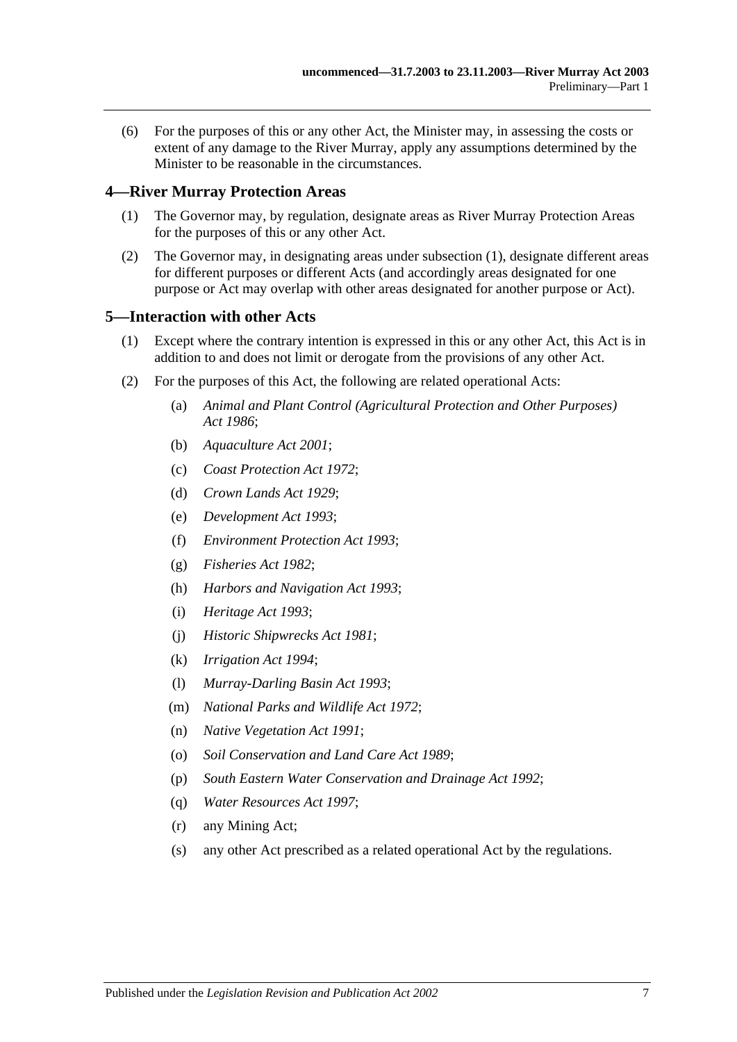(6) For the purposes of this or any other Act, the Minister may, in assessing the costs or extent of any damage to the River Murray, apply any assumptions determined by the Minister to be reasonable in the circumstances.

## 4—River Murray Protection Areas

(1) The Governor may, by regulation, designate areas as River Murray Protection Areas for the purposes of this or any other Act.

(2) The Governor may, in designating areas under subsection (1), designate different areas for different purposes or different Acts (and accordingly areas designated for one purpose or Act may overlap with other areas designated for another purpose or Act).

## 5—Interaction with other Acts

(1) Except where the contrary intention is expressed in this or any other Act, this Act is in addition to and does not limit or derogate from the provisions of any other Act.

(2) For the purposes of this Act, the following are related operational Acts:

- (a) *Animal and Plant Control (Agricultural Protection and Other Purposes) Act 1986*;
- (b) *Aquaculture Act 2001*;
- (c) *Coast Protection Act 1972*;
- (d) *Crown Lands Act 1929*;
- (e) *Development Act 1993*;
- (f) *Environment Protection Act 1993*;
- (g) *Fisheries Act 1982*;
- (h) *Harbors and Navigation Act 1993*;
- (i) *Heritage Act 1993*;
- (j) *Historic Shipwrecks Act 1981*;
- (k) *Irrigation Act 1994*;
- (l) *Murray-Darling Basin Act 1993*;
- (m) *National Parks and Wildlife Act 1972*;
- (n) *Native Vegetation Act 1991*;
- (o) *Soil Conservation and Land Care Act 1989*;
- (p) *South Eastern Water Conservation and Drainage Act 1992*;
- (q) *Water Resources Act 1997*;
- (r) any Mining Act;
- (s) any other Act prescribed as a related operational Act by the regulations.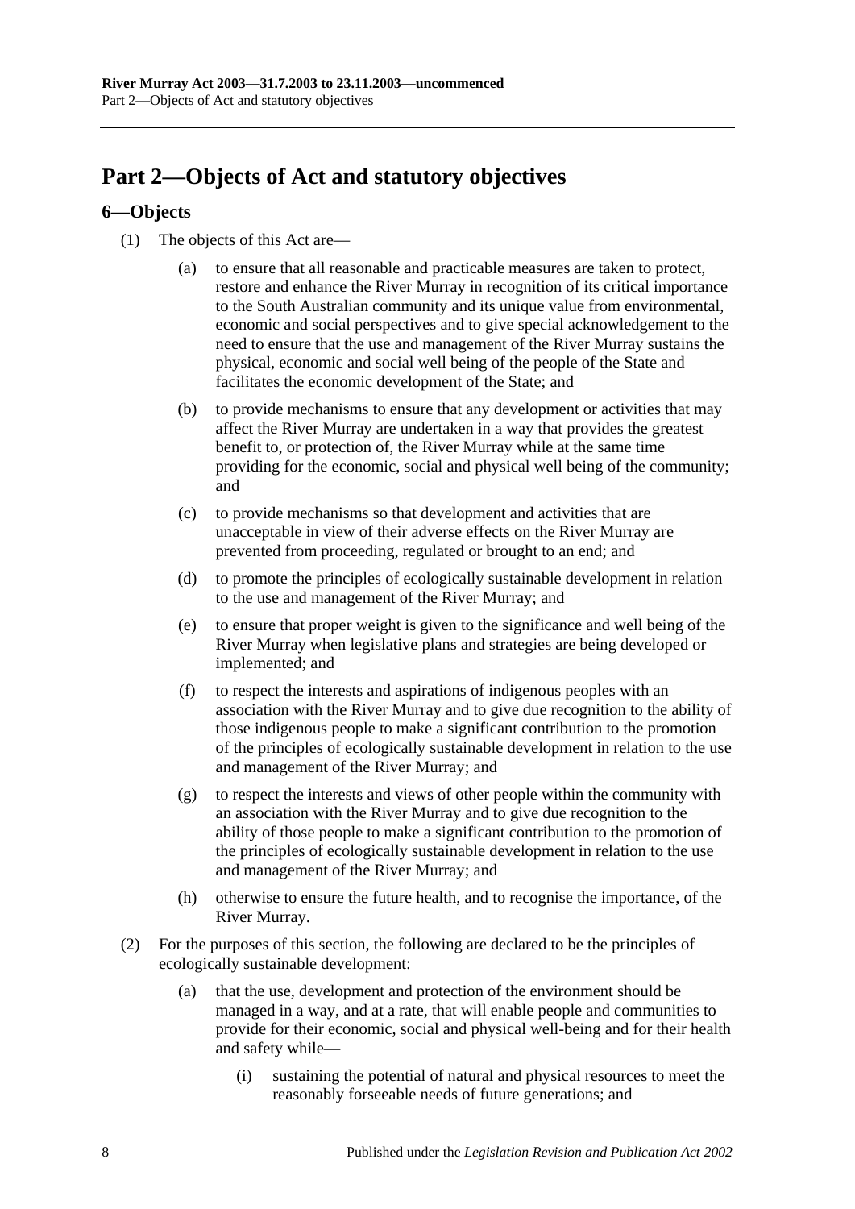# Part 2—Objects of Act and statutory objectives

## 6—Objects

(1) The objects of this Act are—

(a) to ensure that all reasonable and practicable measures are taken to protect, restore and enhance the River Murray in recognition of its critical importance to the South Australian community and its unique value from environmental, economic and social perspectives and to give special acknowledgement to the need to ensure that the use and management of the River Murray sustains the physical, economic and social well being of the people of the State and facilitates the economic development of the State; and

(b) to provide mechanisms to ensure that any development or activities that may affect the River Murray are undertaken in a way that provides the greatest benefit to, or protection of, the River Murray while at the same time providing for the economic, social and physical well being of the community; and

(c) to provide mechanisms so that development and activities that are unacceptable in view of their adverse effects on the River Murray are prevented from proceeding, regulated or brought to an end; and

(d) to promote the principles of ecologically sustainable development in relation to the use and management of the River Murray; and

(e) to ensure that proper weight is given to the significance and well being of the River Murray when legislative plans and strategies are being developed or implemented; and

(f) to respect the interests and aspirations of indigenous peoples with an association with the River Murray and to give due recognition to the ability of those indigenous people to make a significant contribution to the promotion of the principles of ecologically sustainable development in relation to the use and management of the River Murray; and

(g) to respect the interests and views of other people within the community with an association with the River Murray and to give due recognition to the ability of those people to make a significant contribution to the promotion of the principles of ecologically sustainable development in relation to the use and management of the River Murray; and

(h) otherwise to ensure the future health, and to recognise the importance, of the River Murray.

(2) For the purposes of this section, the following are declared to be the principles of ecologically sustainable development:

(a) that the use, development and protection of the environment should be managed in a way, and at a rate, that will enable people and communities to provide for their economic, social and physical well-being and for their health and safety while—

(i) sustaining the potential of natural and physical resources to meet the reasonably forseeable needs of future generations; and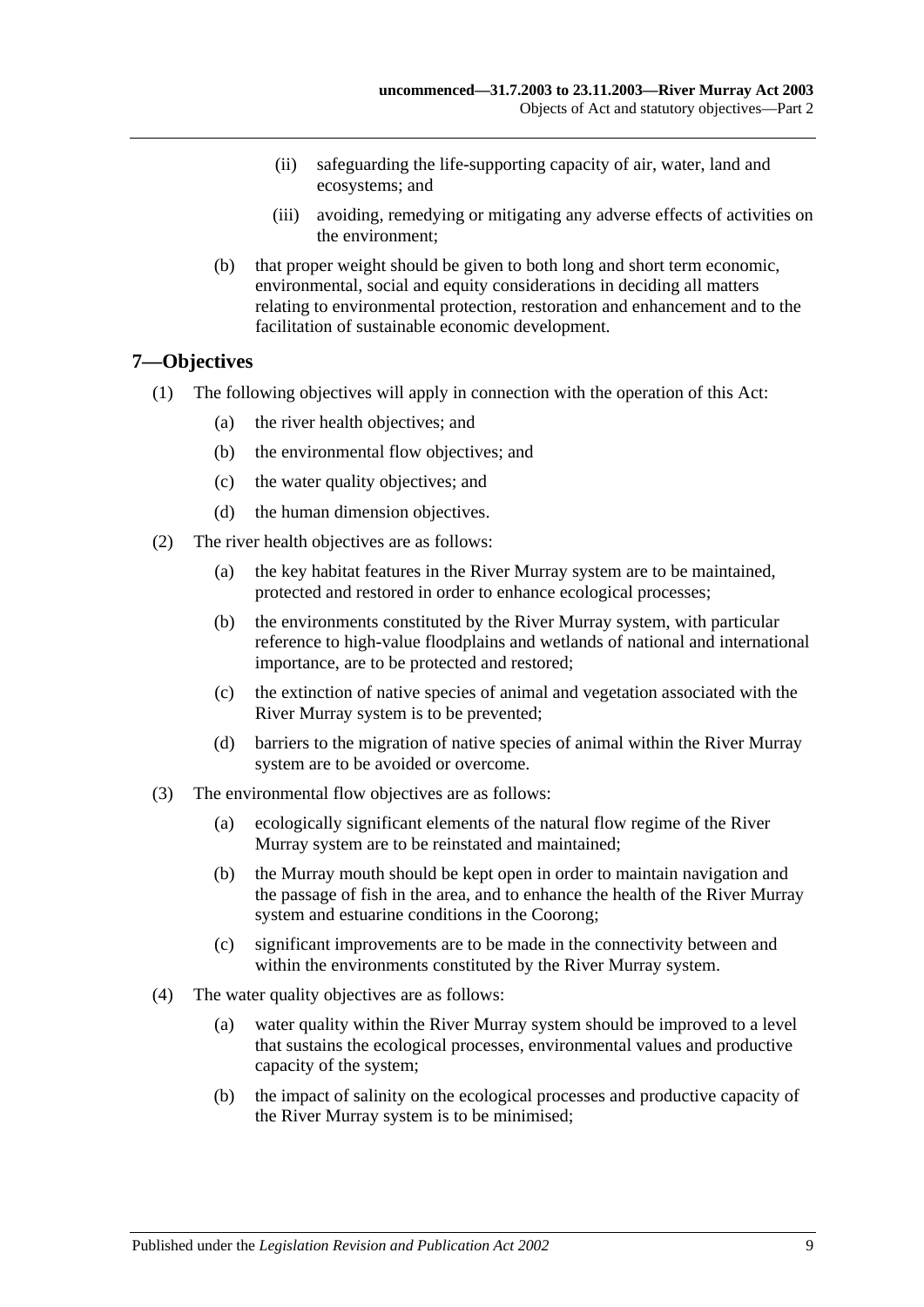(ii) safeguarding the life-supporting capacity of air, water, land and ecosystems; and

(iii) avoiding, remedying or mitigating any adverse effects of activities on the environment;

(b) that proper weight should be given to both long and short term economic, environmental, social and equity considerations in deciding all matters relating to environmental protection, restoration and enhancement and to the facilitation of sustainable economic development.

## 7—Objectives

(1) The following objectives will apply in connection with the operation of this Act:

(a) the river health objectives; and

(b) the environmental flow objectives; and

(c) the water quality objectives; and

(d) the human dimension objectives.

(2) The river health objectives are as follows:

(a) the key habitat features in the River Murray system are to be maintained, protected and restored in order to enhance ecological processes;

(b) the environments constituted by the River Murray system, with particular reference to high-value floodplains and wetlands of national and international importance, are to be protected and restored;

(c) the extinction of native species of animal and vegetation associated with the River Murray system is to be prevented;

(d) barriers to the migration of native species of animal within the River Murray system are to be avoided or overcome.

(3) The environmental flow objectives are as follows:

(a) ecologically significant elements of the natural flow regime of the River Murray system are to be reinstated and maintained;

(b) the Murray mouth should be kept open in order to maintain navigation and the passage of fish in the area, and to enhance the health of the River Murray system and estuarine conditions in the Coorong;

(c) significant improvements are to be made in the connectivity between and within the environments constituted by the River Murray system.

(4) The water quality objectives are as follows:

(a) water quality within the River Murray system should be improved to a level that sustains the ecological processes, environmental values and productive capacity of the system;

(b) the impact of salinity on the ecological processes and productive capacity of the River Murray system is to be minimised;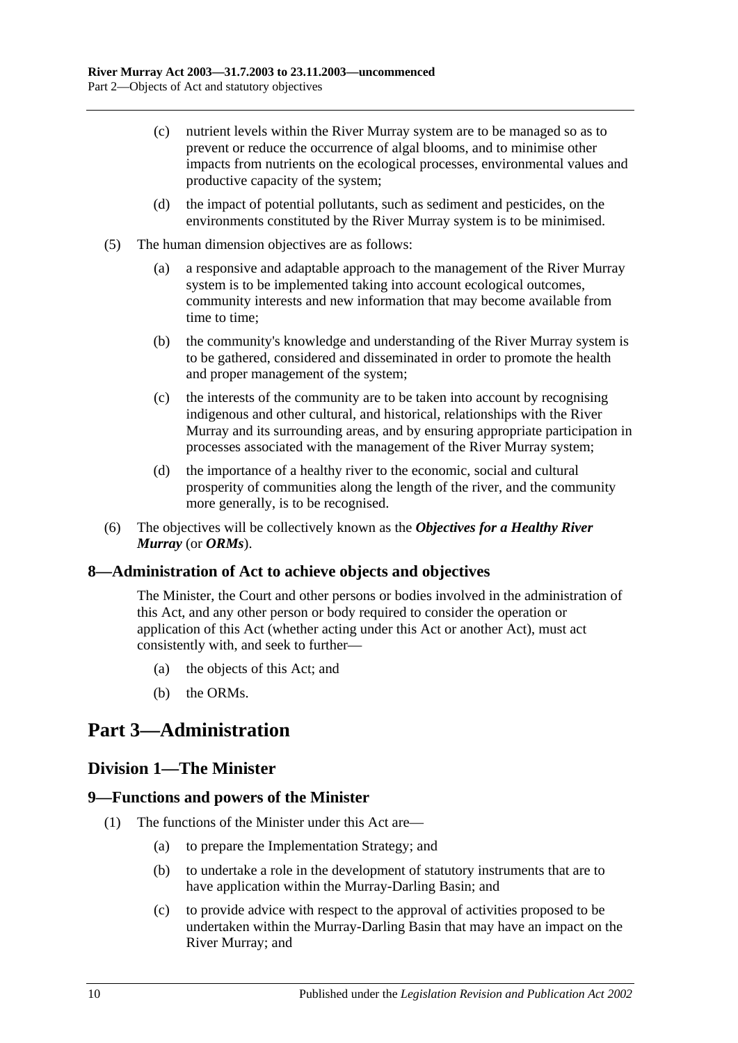(c) nutrient levels within the River Murray system are to be managed so as to prevent or reduce the occurrence of algal blooms, and to minimise other impacts from nutrients on the ecological processes, environmental values and productive capacity of the system;

(d) the impact of potential pollutants, such as sediment and pesticides, on the environments constituted by the River Murray system is to be minimised.

(5) The human dimension objectives are as follows:

(a) a responsive and adaptable approach to the management of the River Murray system is to be implemented taking into account ecological outcomes, community interests and new information that may become available from time to time;

(b) the community's knowledge and understanding of the River Murray system is to be gathered, considered and disseminated in order to promote the health and proper management of the system;

(c) the interests of the community are to be taken into account by recognising indigenous and other cultural, and historical, relationships with the River Murray and its surrounding areas, and by ensuring appropriate participation in processes associated with the management of the River Murray system;

(d) the importance of a healthy river to the economic, social and cultural prosperity of communities along the length of the river, and the community more generally, is to be recognised.

(6) The objectives will be collectively known as the ***Objectives for a Healthy River Murray*** (or ***ORMs***).

### 8—Administration of Act to achieve objects and objectives

The Minister, the Court and other persons or bodies involved in the administration of this Act, and any other person or body required to consider the operation or application of this Act (whether acting under this Act or another Act), must act consistently with, and seek to further—

(a) the objects of this Act; and

(b) the ORMs.

# Part 3—Administration

## Division 1—The Minister

### 9—Functions and powers of the Minister

(1) The functions of the Minister under this Act are—

(a) to prepare the Implementation Strategy; and

(b) to undertake a role in the development of statutory instruments that are to have application within the Murray-Darling Basin; and

(c) to provide advice with respect to the approval of activities proposed to be undertaken within the Murray-Darling Basin that may have an impact on the River Murray; and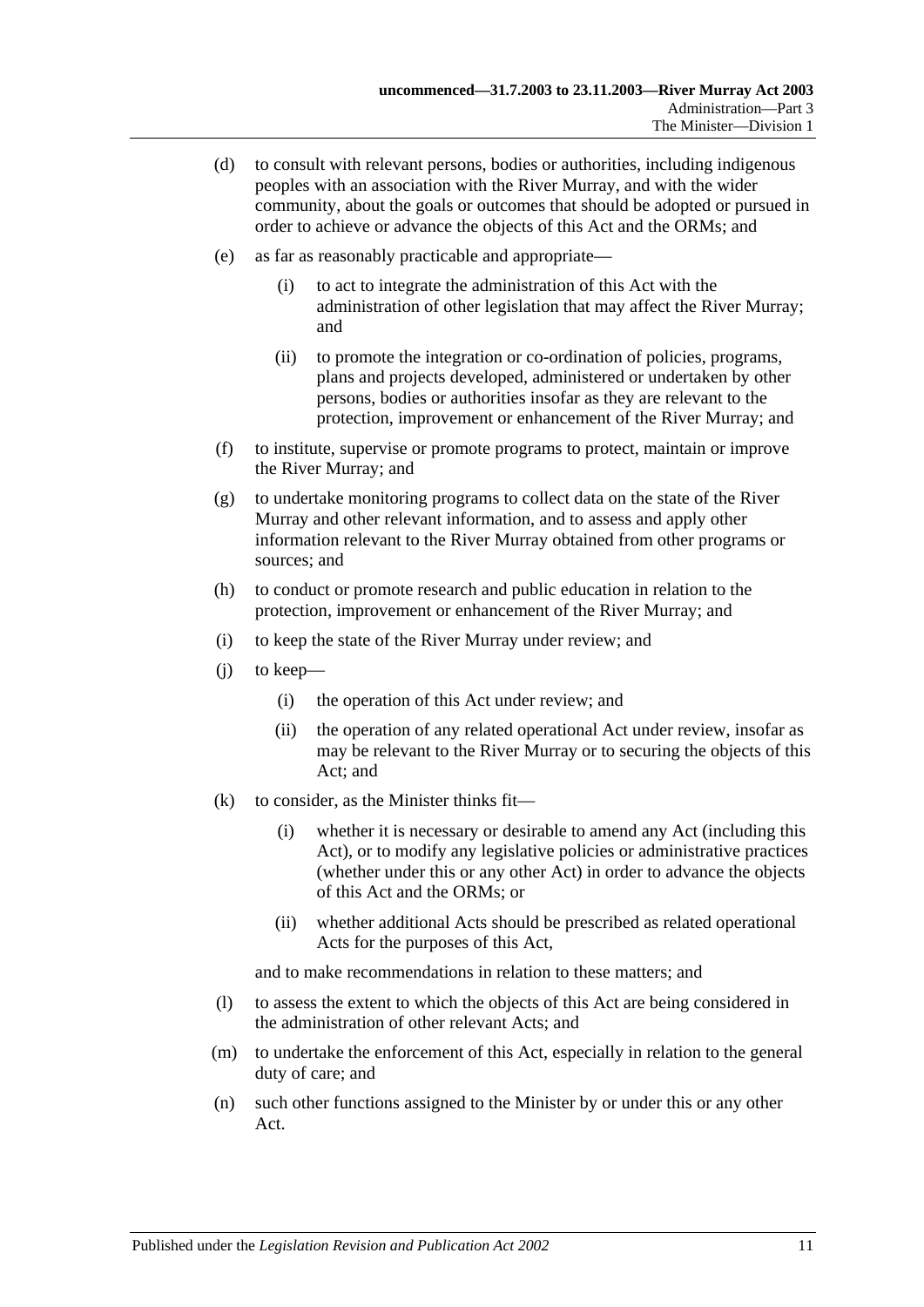(d) to consult with relevant persons, bodies or authorities, including indigenous peoples with an association with the River Murray, and with the wider community, about the goals or outcomes that should be adopted or pursued in order to achieve or advance the objects of this Act and the ORMs; and

(e) as far as reasonably practicable and appropriate—

(i) to act to integrate the administration of this Act with the administration of other legislation that may affect the River Murray; and

(ii) to promote the integration or co-ordination of policies, programs, plans and projects developed, administered or undertaken by other persons, bodies or authorities insofar as they are relevant to the protection, improvement or enhancement of the River Murray; and

(f) to institute, supervise or promote programs to protect, maintain or improve the River Murray; and

(g) to undertake monitoring programs to collect data on the state of the River Murray and other relevant information, and to assess and apply other information relevant to the River Murray obtained from other programs or sources; and

(h) to conduct or promote research and public education in relation to the protection, improvement or enhancement of the River Murray; and

(i) to keep the state of the River Murray under review; and

(j) to keep—

(i) the operation of this Act under review; and

(ii) the operation of any related operational Act under review, insofar as may be relevant to the River Murray or to securing the objects of this Act; and

(k) to consider, as the Minister thinks fit—

(i) whether it is necessary or desirable to amend any Act (including this Act), or to modify any legislative policies or administrative practices (whether under this or any other Act) in order to advance the objects of this Act and the ORMs; or

(ii) whether additional Acts should be prescribed as related operational Acts for the purposes of this Act,

and to make recommendations in relation to these matters; and

(l) to assess the extent to which the objects of this Act are being considered in the administration of other relevant Acts; and

(m) to undertake the enforcement of this Act, especially in relation to the general duty of care; and

(n) such other functions assigned to the Minister by or under this or any other Act.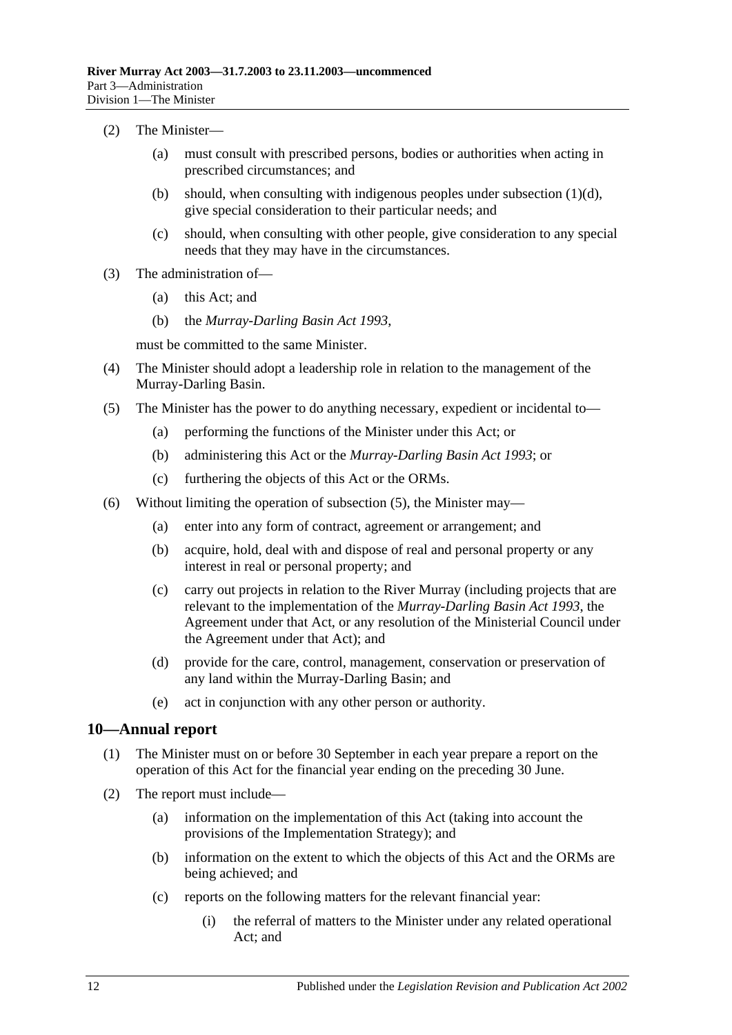(2) The Minister—

(a) must consult with prescribed persons, bodies or authorities when acting in prescribed circumstances; and

(b) should, when consulting with indigenous peoples under subsection (1)(d), give special consideration to their particular needs; and

(c) should, when consulting with other people, give consideration to any special needs that they may have in the circumstances.

(3) The administration of—

(a) this Act; and

(b) the *Murray-Darling Basin Act 1993*,

must be committed to the same Minister.

(4) The Minister should adopt a leadership role in relation to the management of the Murray-Darling Basin.

(5) The Minister has the power to do anything necessary, expedient or incidental to—

(a) performing the functions of the Minister under this Act; or

(b) administering this Act or the *Murray-Darling Basin Act 1993*; or

(c) furthering the objects of this Act or the ORMs.

(6) Without limiting the operation of subsection (5), the Minister may—

(a) enter into any form of contract, agreement or arrangement; and

(b) acquire, hold, deal with and dispose of real and personal property or any interest in real or personal property; and

(c) carry out projects in relation to the River Murray (including projects that are relevant to the implementation of the *Murray-Darling Basin Act 1993*, the Agreement under that Act, or any resolution of the Ministerial Council under the Agreement under that Act); and

(d) provide for the care, control, management, conservation or preservation of any land within the Murray-Darling Basin; and

(e) act in conjunction with any other person or authority.

## 10—Annual report

(1) The Minister must on or before 30 September in each year prepare a report on the operation of this Act for the financial year ending on the preceding 30 June.

(2) The report must include—

(a) information on the implementation of this Act (taking into account the provisions of the Implementation Strategy); and

(b) information on the extent to which the objects of this Act and the ORMs are being achieved; and

(c) reports on the following matters for the relevant financial year:

(i) the referral of matters to the Minister under any related operational Act; and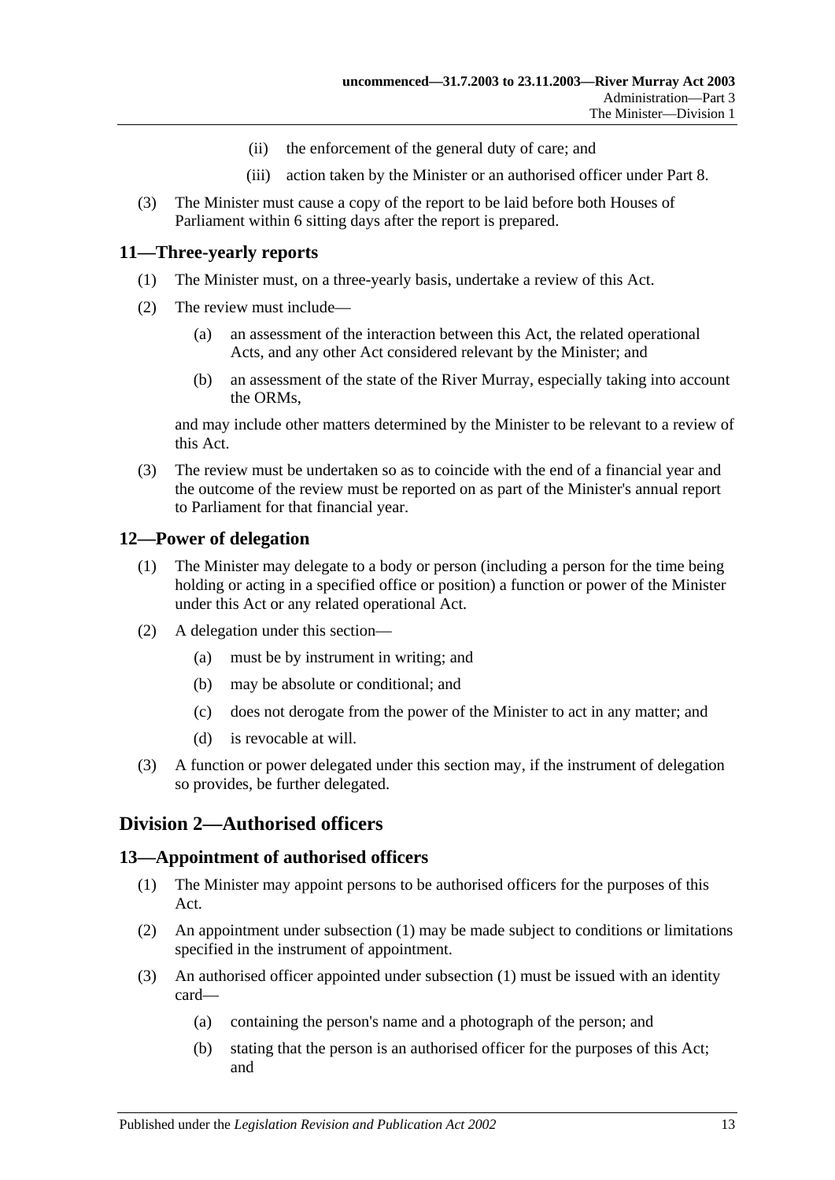(ii) the enforcement of the general duty of care; and

(iii) action taken by the Minister or an authorised officer under Part 8.

(3) The Minister must cause a copy of the report to be laid before both Houses of Parliament within 6 sitting days after the report is prepared.

## 11—Three-yearly reports

(1) The Minister must, on a three-yearly basis, undertake a review of this Act.

(2) The review must include—

(a) an assessment of the interaction between this Act, the related operational Acts, and any other Act considered relevant by the Minister; and

(b) an assessment of the state of the River Murray, especially taking into account the ORMs,

and may include other matters determined by the Minister to be relevant to a review of this Act.

(3) The review must be undertaken so as to coincide with the end of a financial year and the outcome of the review must be reported on as part of the Minister's annual report to Parliament for that financial year.

## 12—Power of delegation

(1) The Minister may delegate to a body or person (including a person for the time being holding or acting in a specified office or position) a function or power of the Minister under this Act or any related operational Act.

(2) A delegation under this section—

(a) must be by instrument in writing; and

(b) may be absolute or conditional; and

(c) does not derogate from the power of the Minister to act in any matter; and

(d) is revocable at will.

(3) A function or power delegated under this section may, if the instrument of delegation so provides, be further delegated.

# Division 2—Authorised officers

## 13—Appointment of authorised officers

(1) The Minister may appoint persons to be authorised officers for the purposes of this Act.

(2) An appointment under subsection (1) may be made subject to conditions or limitations specified in the instrument of appointment.

(3) An authorised officer appointed under subsection (1) must be issued with an identity card—

(a) containing the person's name and a photograph of the person; and

(b) stating that the person is an authorised officer for the purposes of this Act; and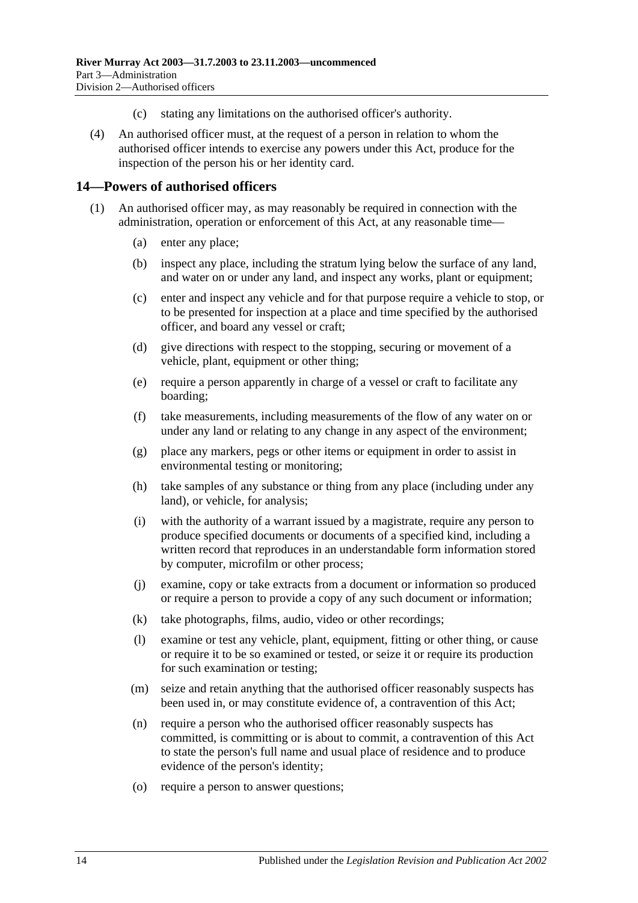(c) stating any limitations on the authorised officer's authority.

(4) An authorised officer must, at the request of a person in relation to whom the authorised officer intends to exercise any powers under this Act, produce for the inspection of the person his or her identity card.

## 14—Powers of authorised officers

(1) An authorised officer may, as may reasonably be required in connection with the administration, operation or enforcement of this Act, at any reasonable time—

(a) enter any place;

(b) inspect any place, including the stratum lying below the surface of any land, and water on or under any land, and inspect any works, plant or equipment;

(c) enter and inspect any vehicle and for that purpose require a vehicle to stop, or to be presented for inspection at a place and time specified by the authorised officer, and board any vessel or craft;

(d) give directions with respect to the stopping, securing or movement of a vehicle, plant, equipment or other thing;

(e) require a person apparently in charge of a vessel or craft to facilitate any boarding;

(f) take measurements, including measurements of the flow of any water on or under any land or relating to any change in any aspect of the environment;

(g) place any markers, pegs or other items or equipment in order to assist in environmental testing or monitoring;

(h) take samples of any substance or thing from any place (including under any land), or vehicle, for analysis;

(i) with the authority of a warrant issued by a magistrate, require any person to produce specified documents or documents of a specified kind, including a written record that reproduces in an understandable form information stored by computer, microfilm or other process;

(j) examine, copy or take extracts from a document or information so produced or require a person to provide a copy of any such document or information;

(k) take photographs, films, audio, video or other recordings;

(l) examine or test any vehicle, plant, equipment, fitting or other thing, or cause or require it to be so examined or tested, or seize it or require its production for such examination or testing;

(m) seize and retain anything that the authorised officer reasonably suspects has been used in, or may constitute evidence of, a contravention of this Act;

(n) require a person who the authorised officer reasonably suspects has committed, is committing or is about to commit, a contravention of this Act to state the person's full name and usual place of residence and to produce evidence of the person's identity;

(o) require a person to answer questions;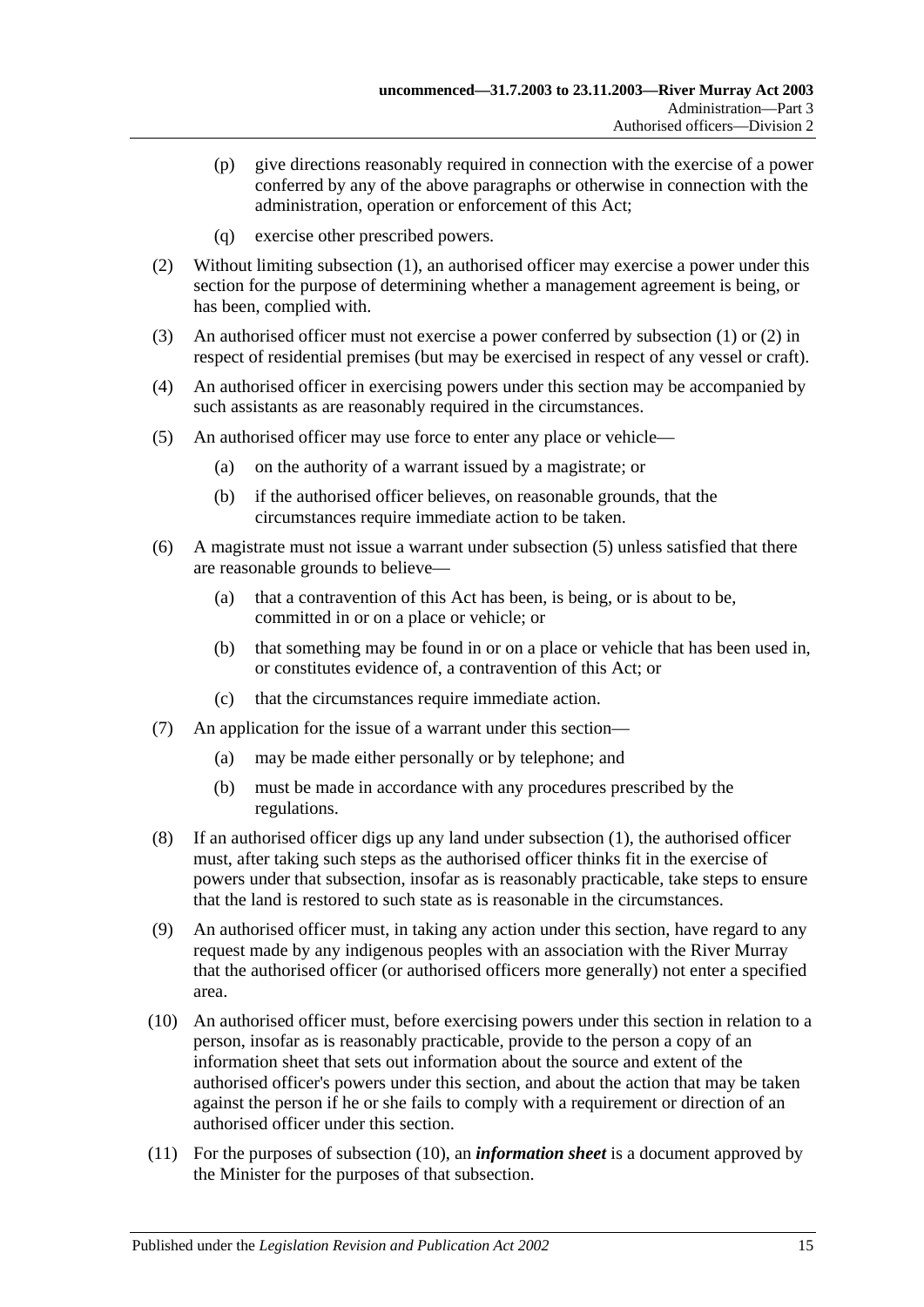(p) give directions reasonably required in connection with the exercise of a power conferred by any of the above paragraphs or otherwise in connection with the administration, operation or enforcement of this Act;

(q) exercise other prescribed powers.

(2) Without limiting subsection (1), an authorised officer may exercise a power under this section for the purpose of determining whether a management agreement is being, or has been, complied with.

(3) An authorised officer must not exercise a power conferred by subsection (1) or (2) in respect of residential premises (but may be exercised in respect of any vessel or craft).

(4) An authorised officer in exercising powers under this section may be accompanied by such assistants as are reasonably required in the circumstances.

(5) An authorised officer may use force to enter any place or vehicle—

(a) on the authority of a warrant issued by a magistrate; or

(b) if the authorised officer believes, on reasonable grounds, that the circumstances require immediate action to be taken.

(6) A magistrate must not issue a warrant under subsection (5) unless satisfied that there are reasonable grounds to believe—

(a) that a contravention of this Act has been, is being, or is about to be, committed in or on a place or vehicle; or

(b) that something may be found in or on a place or vehicle that has been used in, or constitutes evidence of, a contravention of this Act; or

(c) that the circumstances require immediate action.

(7) An application for the issue of a warrant under this section—

(a) may be made either personally or by telephone; and

(b) must be made in accordance with any procedures prescribed by the regulations.

(8) If an authorised officer digs up any land under subsection (1), the authorised officer must, after taking such steps as the authorised officer thinks fit in the exercise of powers under that subsection, insofar as is reasonably practicable, take steps to ensure that the land is restored to such state as is reasonable in the circumstances.

(9) An authorised officer must, in taking any action under this section, have regard to any request made by any indigenous peoples with an association with the River Murray that the authorised officer (or authorised officers more generally) not enter a specified area.

(10) An authorised officer must, before exercising powers under this section in relation to a person, insofar as is reasonably practicable, provide to the person a copy of an information sheet that sets out information about the source and extent of the authorised officer's powers under this section, and about the action that may be taken against the person if he or she fails to comply with a requirement or direction of an authorised officer under this section.

(11) For the purposes of subsection (10), an ***information sheet*** is a document approved by the Minister for the purposes of that subsection.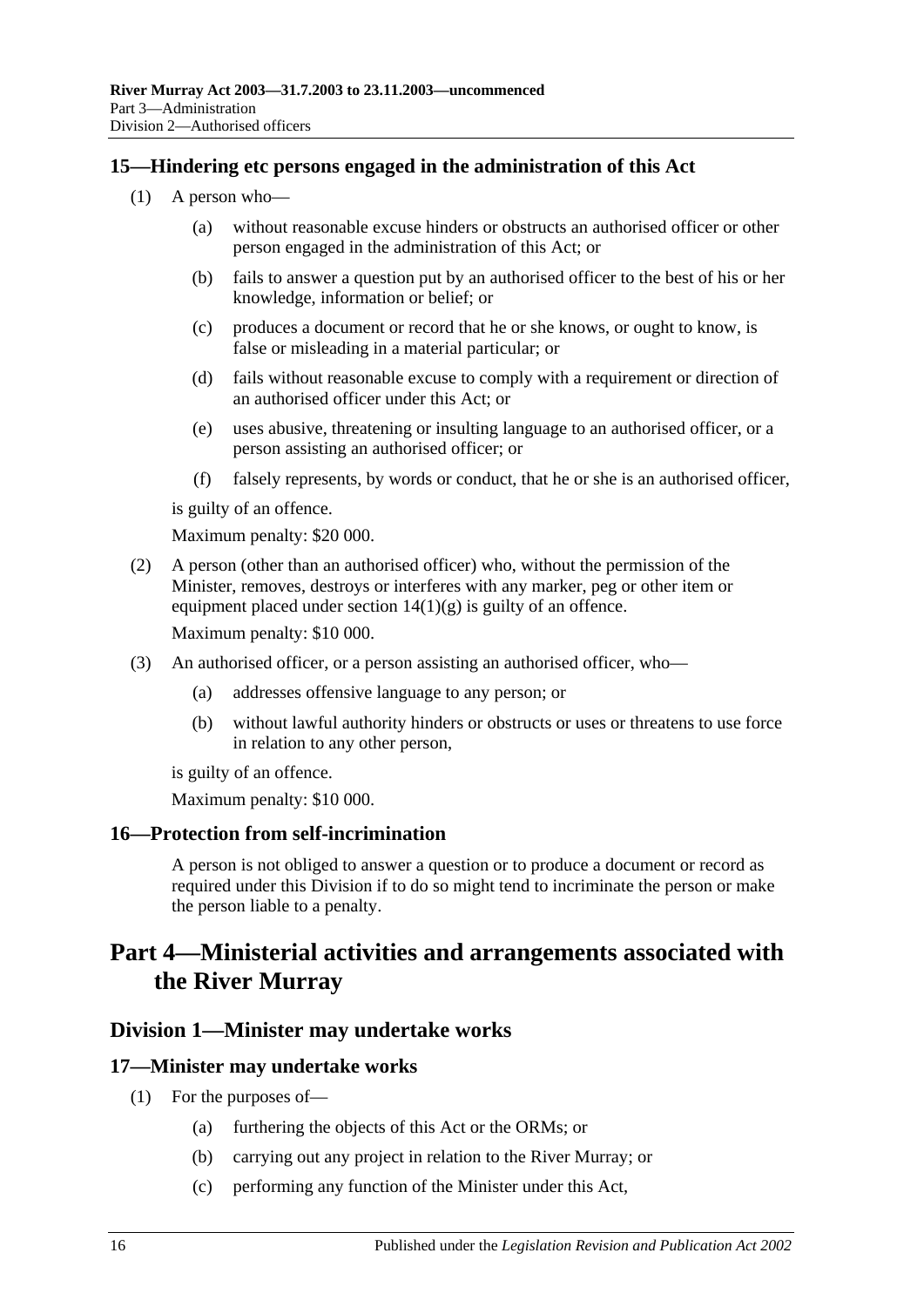## 15—Hindering etc persons engaged in the administration of this Act

(1) A person who—

(a) without reasonable excuse hinders or obstructs an authorised officer or other person engaged in the administration of this Act; or

(b) fails to answer a question put by an authorised officer to the best of his or her knowledge, information or belief; or

(c) produces a document or record that he or she knows, or ought to know, is false or misleading in a material particular; or

(d) fails without reasonable excuse to comply with a requirement or direction of an authorised officer under this Act; or

(e) uses abusive, threatening or insulting language to an authorised officer, or a person assisting an authorised officer; or

(f) falsely represents, by words or conduct, that he or she is an authorised officer,

is guilty of an offence.

Maximum penalty: $20 000.

(2) A person (other than an authorised officer) who, without the permission of the Minister, removes, destroys or interferes with any marker, peg or other item or equipment placed under section 14(1)(g) is guilty of an offence.

Maximum penalty: $10 000.

(3) An authorised officer, or a person assisting an authorised officer, who—

(a) addresses offensive language to any person; or

(b) without lawful authority hinders or obstructs or uses or threatens to use force in relation to any other person,

is guilty of an offence.

Maximum penalty: $10 000.

## 16—Protection from self-incrimination

A person is not obliged to answer a question or to produce a document or record as required under this Division if to do so might tend to incriminate the person or make the person liable to a penalty.

# Part 4—Ministerial activities and arrangements associated with the River Murray

## Division 1—Minister may undertake works

## 17—Minister may undertake works

(1) For the purposes of—

(a) furthering the objects of this Act or the ORMs; or

(b) carrying out any project in relation to the River Murray; or

(c) performing any function of the Minister under this Act,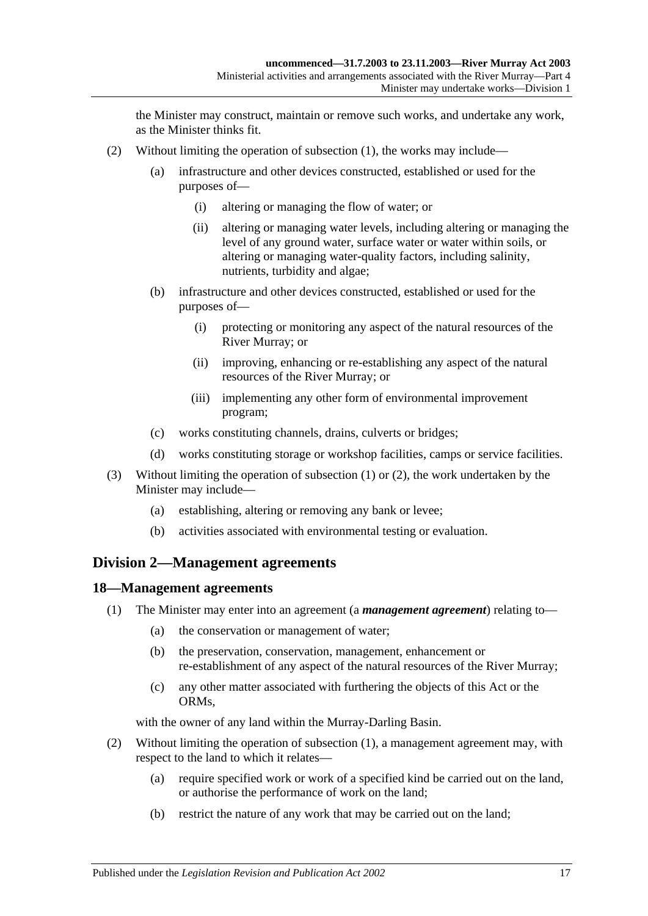the Minister may construct, maintain or remove such works, and undertake any work, as the Minister thinks fit.

(2) Without limiting the operation of subsection (1), the works may include—

(a) infrastructure and other devices constructed, established or used for the purposes of—

(i) altering or managing the flow of water; or

(ii) altering or managing water levels, including altering or managing the level of any ground water, surface water or water within soils, or altering or managing water-quality factors, including salinity, nutrients, turbidity and algae;

(b) infrastructure and other devices constructed, established or used for the purposes of—

(i) protecting or monitoring any aspect of the natural resources of the River Murray; or

(ii) improving, enhancing or re-establishing any aspect of the natural resources of the River Murray; or

(iii) implementing any other form of environmental improvement program;

(c) works constituting channels, drains, culverts or bridges;

(d) works constituting storage or workshop facilities, camps or service facilities.

(3) Without limiting the operation of subsection (1) or (2), the work undertaken by the Minister may include—

(a) establishing, altering or removing any bank or levee;

(b) activities associated with environmental testing or evaluation.

## Division 2—Management agreements

### 18—Management agreements

(1) The Minister may enter into an agreement (a ***management agreement***) relating to—

(a) the conservation or management of water;

(b) the preservation, conservation, management, enhancement or re-establishment of any aspect of the natural resources of the River Murray;

(c) any other matter associated with furthering the objects of this Act or the ORMs,

with the owner of any land within the Murray-Darling Basin.

(2) Without limiting the operation of subsection (1), a management agreement may, with respect to the land to which it relates—

(a) require specified work or work of a specified kind be carried out on the land, or authorise the performance of work on the land;

(b) restrict the nature of any work that may be carried out on the land;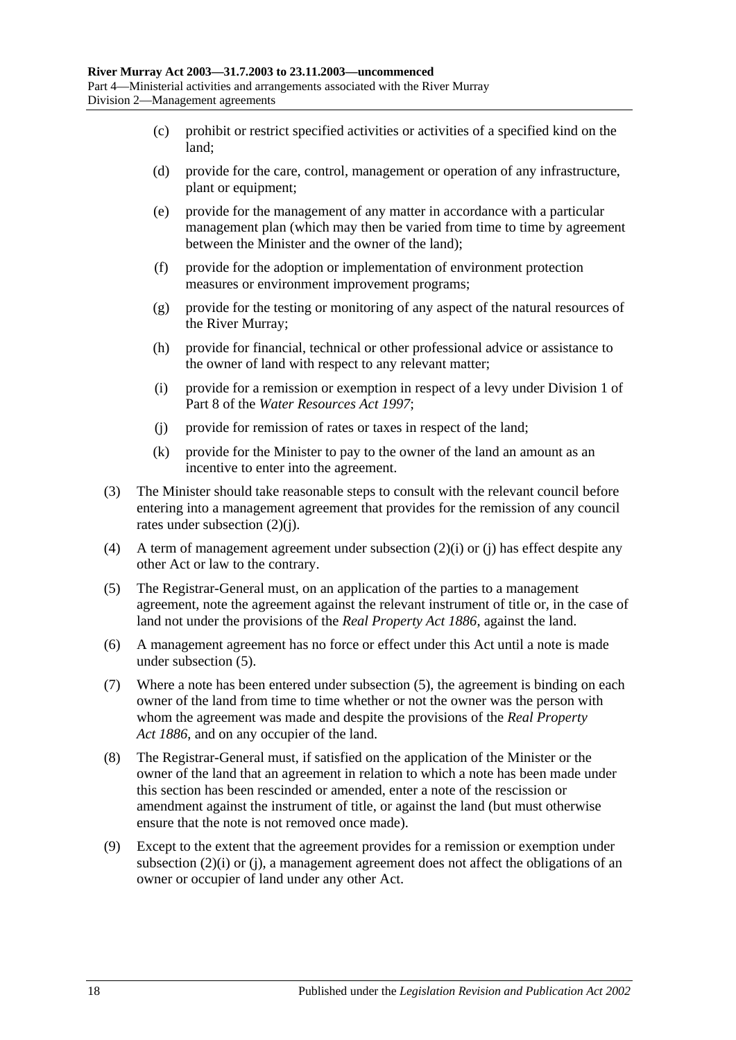(c) prohibit or restrict specified activities or activities of a specified kind on the land;

(d) provide for the care, control, management or operation of any infrastructure, plant or equipment;

(e) provide for the management of any matter in accordance with a particular management plan (which may then be varied from time to time by agreement between the Minister and the owner of the land);

(f) provide for the adoption or implementation of environment protection measures or environment improvement programs;

(g) provide for the testing or monitoring of any aspect of the natural resources of the River Murray;

(h) provide for financial, technical or other professional advice or assistance to the owner of land with respect to any relevant matter;

(i) provide for a remission or exemption in respect of a levy under Division 1 of Part 8 of the *Water Resources Act 1997*;

(j) provide for remission of rates or taxes in respect of the land;

(k) provide for the Minister to pay to the owner of the land an amount as an incentive to enter into the agreement.

(3) The Minister should take reasonable steps to consult with the relevant council before entering into a management agreement that provides for the remission of any council rates under subsection (2)(j).

(4) A term of management agreement under subsection (2)(i) or (j) has effect despite any other Act or law to the contrary.

(5) The Registrar-General must, on an application of the parties to a management agreement, note the agreement against the relevant instrument of title or, in the case of land not under the provisions of the *Real Property Act 1886*, against the land.

(6) A management agreement has no force or effect under this Act until a note is made under subsection (5).

(7) Where a note has been entered under subsection (5), the agreement is binding on each owner of the land from time to time whether or not the owner was the person with whom the agreement was made and despite the provisions of the *Real Property Act 1886*, and on any occupier of the land.

(8) The Registrar-General must, if satisfied on the application of the Minister or the owner of the land that an agreement in relation to which a note has been made under this section has been rescinded or amended, enter a note of the rescission or amendment against the instrument of title, or against the land (but must otherwise ensure that the note is not removed once made).

(9) Except to the extent that the agreement provides for a remission or exemption under subsection (2)(i) or (j), a management agreement does not affect the obligations of an owner or occupier of land under any other Act.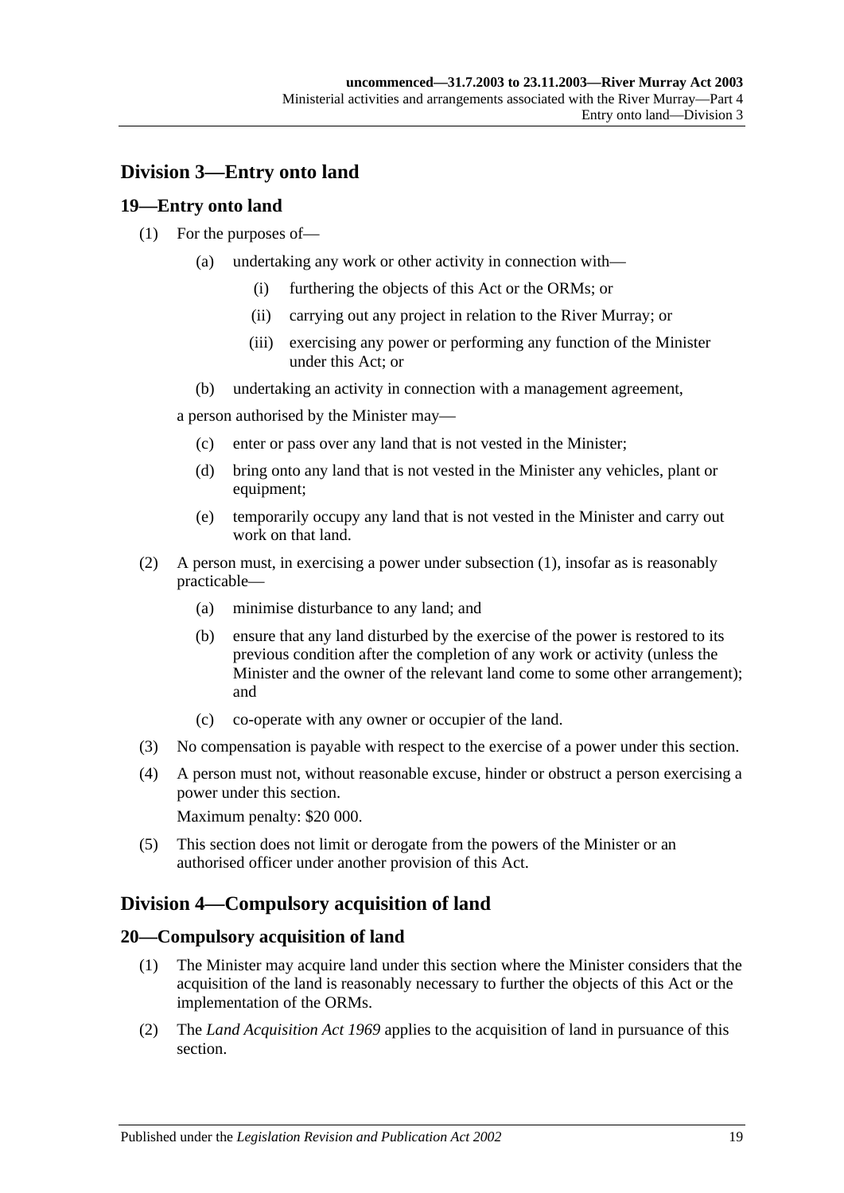## Division 3—Entry onto land

### 19—Entry onto land

(1) For the purposes of—

(a) undertaking any work or other activity in connection with—

(i) furthering the objects of this Act or the ORMs; or

(ii) carrying out any project in relation to the River Murray; or

(iii) exercising any power or performing any function of the Minister under this Act; or

(b) undertaking an activity in connection with a management agreement,

a person authorised by the Minister may—

(c) enter or pass over any land that is not vested in the Minister;

(d) bring onto any land that is not vested in the Minister any vehicles, plant or equipment;

(e) temporarily occupy any land that is not vested in the Minister and carry out work on that land.

(2) A person must, in exercising a power under subsection (1), insofar as is reasonably practicable—

(a) minimise disturbance to any land; and

(b) ensure that any land disturbed by the exercise of the power is restored to its previous condition after the completion of any work or activity (unless the Minister and the owner of the relevant land come to some other arrangement); and

(c) co-operate with any owner or occupier of the land.

(3) No compensation is payable with respect to the exercise of a power under this section.

(4) A person must not, without reasonable excuse, hinder or obstruct a person exercising a power under this section.

Maximum penalty: $20 000.

(5) This section does not limit or derogate from the powers of the Minister or an authorised officer under another provision of this Act.

## Division 4—Compulsory acquisition of land

### 20—Compulsory acquisition of land

(1) The Minister may acquire land under this section where the Minister considers that the acquisition of the land is reasonably necessary to further the objects of this Act or the implementation of the ORMs.

(2) The *Land Acquisition Act 1969* applies to the acquisition of land in pursuance of this section.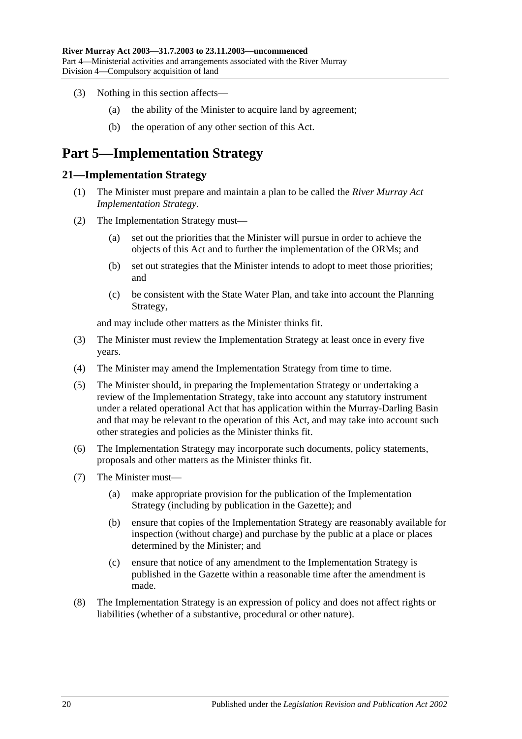(3) Nothing in this section affects—

(a) the ability of the Minister to acquire land by agreement;

(b) the operation of any other section of this Act.

# Part 5—Implementation Strategy

## 21—Implementation Strategy

(1) The Minister must prepare and maintain a plan to be called the *River Murray Act Implementation Strategy*.

(2) The Implementation Strategy must—

(a) set out the priorities that the Minister will pursue in order to achieve the objects of this Act and to further the implementation of the ORMs; and

(b) set out strategies that the Minister intends to adopt to meet those priorities; and

(c) be consistent with the State Water Plan, and take into account the Planning Strategy,

and may include other matters as the Minister thinks fit.

(3) The Minister must review the Implementation Strategy at least once in every five years.

(4) The Minister may amend the Implementation Strategy from time to time.

(5) The Minister should, in preparing the Implementation Strategy or undertaking a review of the Implementation Strategy, take into account any statutory instrument under a related operational Act that has application within the Murray-Darling Basin and that may be relevant to the operation of this Act, and may take into account such other strategies and policies as the Minister thinks fit.

(6) The Implementation Strategy may incorporate such documents, policy statements, proposals and other matters as the Minister thinks fit.

(7) The Minister must—

(a) make appropriate provision for the publication of the Implementation Strategy (including by publication in the Gazette); and

(b) ensure that copies of the Implementation Strategy are reasonably available for inspection (without charge) and purchase by the public at a place or places determined by the Minister; and

(c) ensure that notice of any amendment to the Implementation Strategy is published in the Gazette within a reasonable time after the amendment is made.

(8) The Implementation Strategy is an expression of policy and does not affect rights or liabilities (whether of a substantive, procedural or other nature).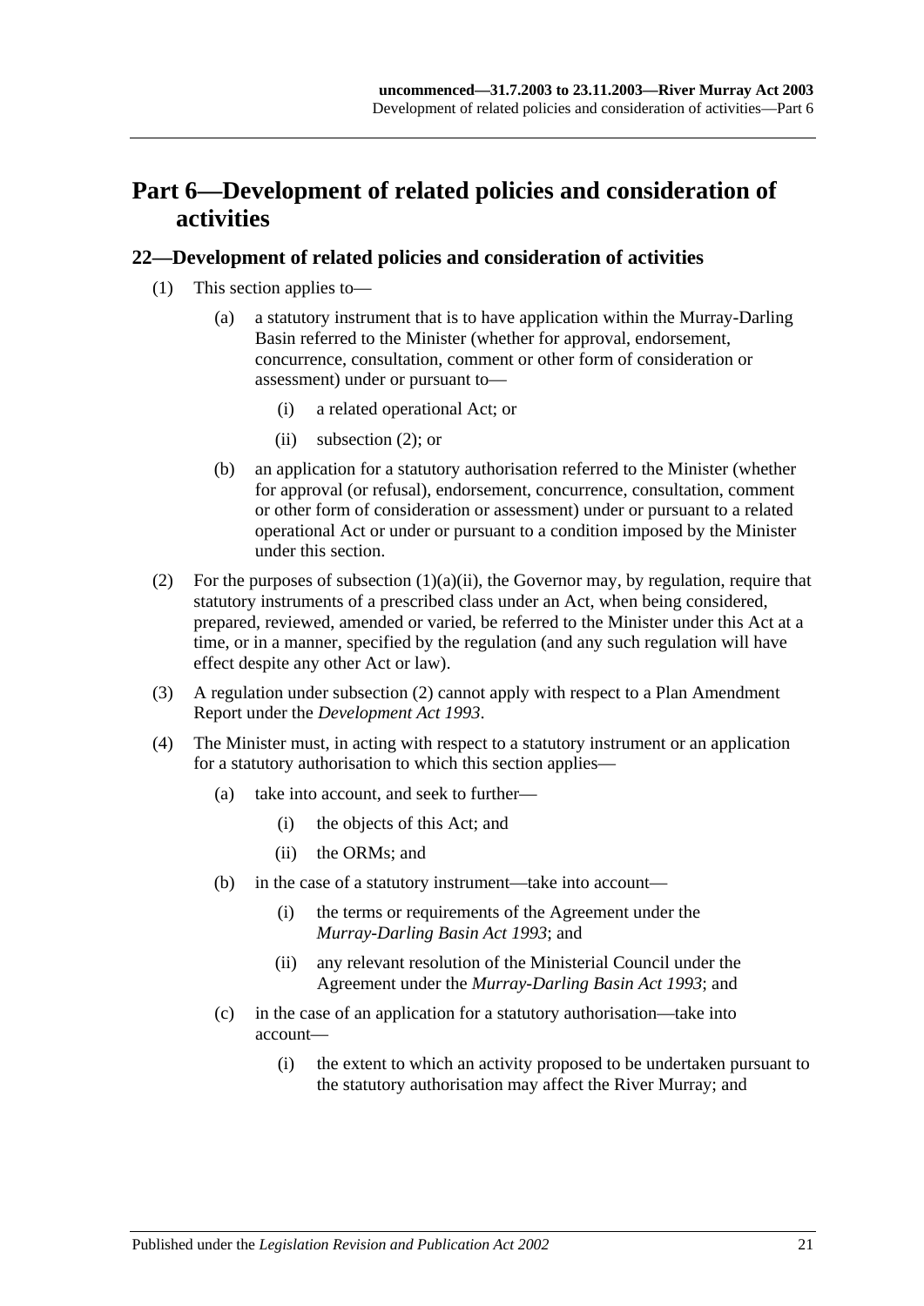# Part 6—Development of related policies and consideration of activities

## 22—Development of related policies and consideration of activities

(1) This section applies to—

(a) a statutory instrument that is to have application within the Murray-Darling Basin referred to the Minister (whether for approval, endorsement, concurrence, consultation, comment or other form of consideration or assessment) under or pursuant to—

(i) a related operational Act; or

(ii) subsection (2); or

(b) an application for a statutory authorisation referred to the Minister (whether for approval (or refusal), endorsement, concurrence, consultation, comment or other form of consideration or assessment) under or pursuant to a related operational Act or under or pursuant to a condition imposed by the Minister under this section.

(2) For the purposes of subsection (1)(a)(ii), the Governor may, by regulation, require that statutory instruments of a prescribed class under an Act, when being considered, prepared, reviewed, amended or varied, be referred to the Minister under this Act at a time, or in a manner, specified by the regulation (and any such regulation will have effect despite any other Act or law).

(3) A regulation under subsection (2) cannot apply with respect to a Plan Amendment Report under the *Development Act 1993*.

(4) The Minister must, in acting with respect to a statutory instrument or an application for a statutory authorisation to which this section applies—

(a) take into account, and seek to further—

(i) the objects of this Act; and

(ii) the ORMs; and

(b) in the case of a statutory instrument—take into account—

(i) the terms or requirements of the Agreement under the *Murray-Darling Basin Act 1993*; and

(ii) any relevant resolution of the Ministerial Council under the Agreement under the *Murray-Darling Basin Act 1993*; and

(c) in the case of an application for a statutory authorisation—take into account—

(i) the extent to which an activity proposed to be undertaken pursuant to the statutory authorisation may affect the River Murray; and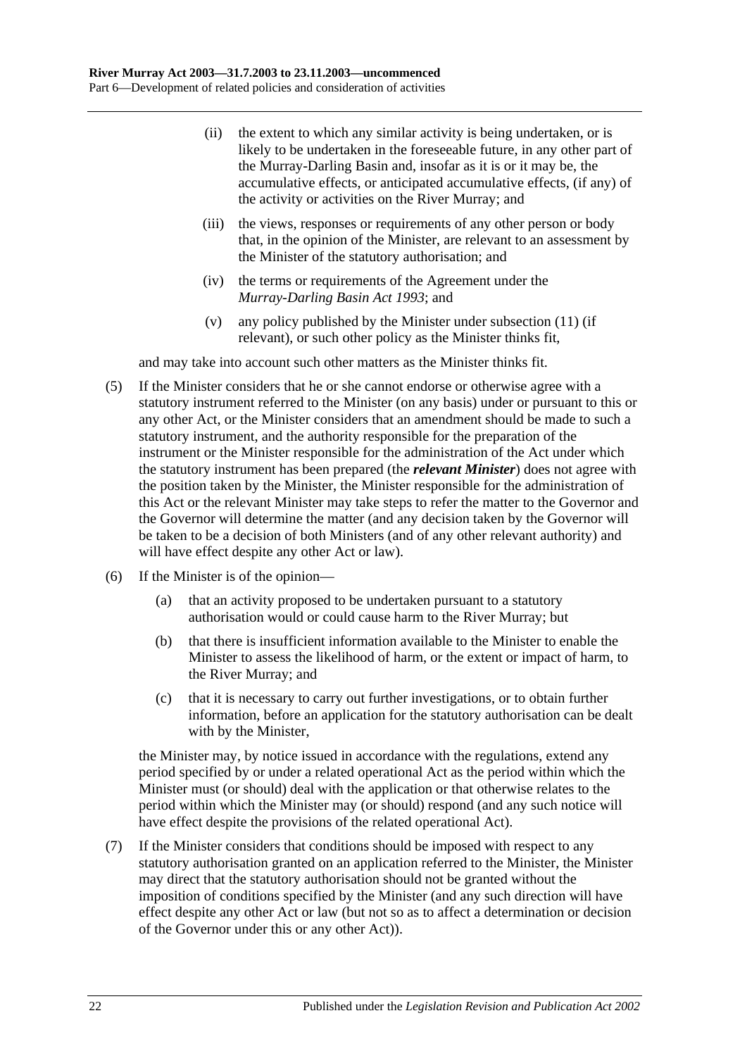(ii) the extent to which any similar activity is being undertaken, or is likely to be undertaken in the foreseeable future, in any other part of the Murray-Darling Basin and, insofar as it is or it may be, the accumulative effects, or anticipated accumulative effects, (if any) of the activity or activities on the River Murray; and

(iii) the views, responses or requirements of any other person or body that, in the opinion of the Minister, are relevant to an assessment by the Minister of the statutory authorisation; and

(iv) the terms or requirements of the Agreement under the *Murray-Darling Basin Act 1993*; and

(v) any policy published by the Minister under subsection (11) (if relevant), or such other policy as the Minister thinks fit,

and may take into account such other matters as the Minister thinks fit.

(5) If the Minister considers that he or she cannot endorse or otherwise agree with a statutory instrument referred to the Minister (on any basis) under or pursuant to this or any other Act, or the Minister considers that an amendment should be made to such a statutory instrument, and the authority responsible for the preparation of the instrument or the Minister responsible for the administration of the Act under which the statutory instrument has been prepared (the ***relevant Minister***) does not agree with the position taken by the Minister, the Minister responsible for the administration of this Act or the relevant Minister may take steps to refer the matter to the Governor and the Governor will determine the matter (and any decision taken by the Governor will be taken to be a decision of both Ministers (and of any other relevant authority) and will have effect despite any other Act or law).

(6) If the Minister is of the opinion—

(a) that an activity proposed to be undertaken pursuant to a statutory authorisation would or could cause harm to the River Murray; but

(b) that there is insufficient information available to the Minister to enable the Minister to assess the likelihood of harm, or the extent or impact of harm, to the River Murray; and

(c) that it is necessary to carry out further investigations, or to obtain further information, before an application for the statutory authorisation can be dealt with by the Minister,

the Minister may, by notice issued in accordance with the regulations, extend any period specified by or under a related operational Act as the period within which the Minister must (or should) deal with the application or that otherwise relates to the period within which the Minister may (or should) respond (and any such notice will have effect despite the provisions of the related operational Act).

(7) If the Minister considers that conditions should be imposed with respect to any statutory authorisation granted on an application referred to the Minister, the Minister may direct that the statutory authorisation should not be granted without the imposition of conditions specified by the Minister (and any such direction will have effect despite any other Act or law (but not so as to affect a determination or decision of the Governor under this or any other Act)).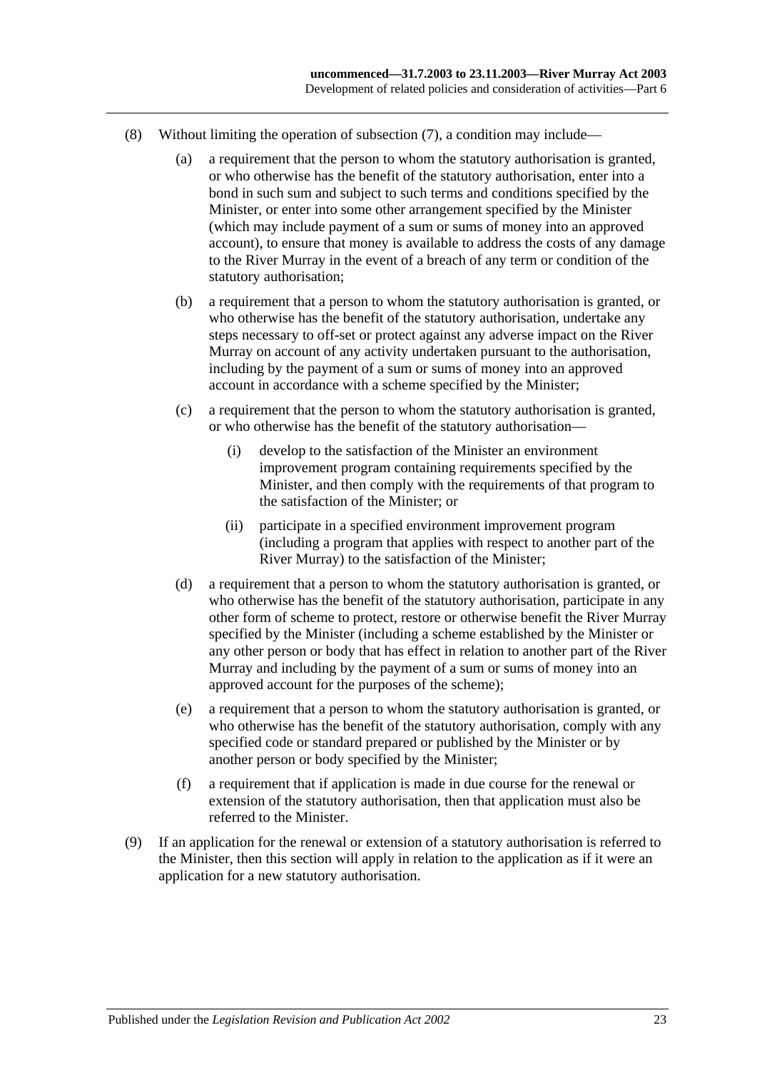(8) Without limiting the operation of subsection (7), a condition may include—

(a) a requirement that the person to whom the statutory authorisation is granted, or who otherwise has the benefit of the statutory authorisation, enter into a bond in such sum and subject to such terms and conditions specified by the Minister, or enter into some other arrangement specified by the Minister (which may include payment of a sum or sums of money into an approved account), to ensure that money is available to address the costs of any damage to the River Murray in the event of a breach of any term or condition of the statutory authorisation;

(b) a requirement that a person to whom the statutory authorisation is granted, or who otherwise has the benefit of the statutory authorisation, undertake any steps necessary to off-set or protect against any adverse impact on the River Murray on account of any activity undertaken pursuant to the authorisation, including by the payment of a sum or sums of money into an approved account in accordance with a scheme specified by the Minister;

(c) a requirement that the person to whom the statutory authorisation is granted, or who otherwise has the benefit of the statutory authorisation—

(i) develop to the satisfaction of the Minister an environment improvement program containing requirements specified by the Minister, and then comply with the requirements of that program to the satisfaction of the Minister; or

(ii) participate in a specified environment improvement program (including a program that applies with respect to another part of the River Murray) to the satisfaction of the Minister;

(d) a requirement that a person to whom the statutory authorisation is granted, or who otherwise has the benefit of the statutory authorisation, participate in any other form of scheme to protect, restore or otherwise benefit the River Murray specified by the Minister (including a scheme established by the Minister or any other person or body that has effect in relation to another part of the River Murray and including by the payment of a sum or sums of money into an approved account for the purposes of the scheme);

(e) a requirement that a person to whom the statutory authorisation is granted, or who otherwise has the benefit of the statutory authorisation, comply with any specified code or standard prepared or published by the Minister or by another person or body specified by the Minister;

(f) a requirement that if application is made in due course for the renewal or extension of the statutory authorisation, then that application must also be referred to the Minister.

(9) If an application for the renewal or extension of a statutory authorisation is referred to the Minister, then this section will apply in relation to the application as if it were an application for a new statutory authorisation.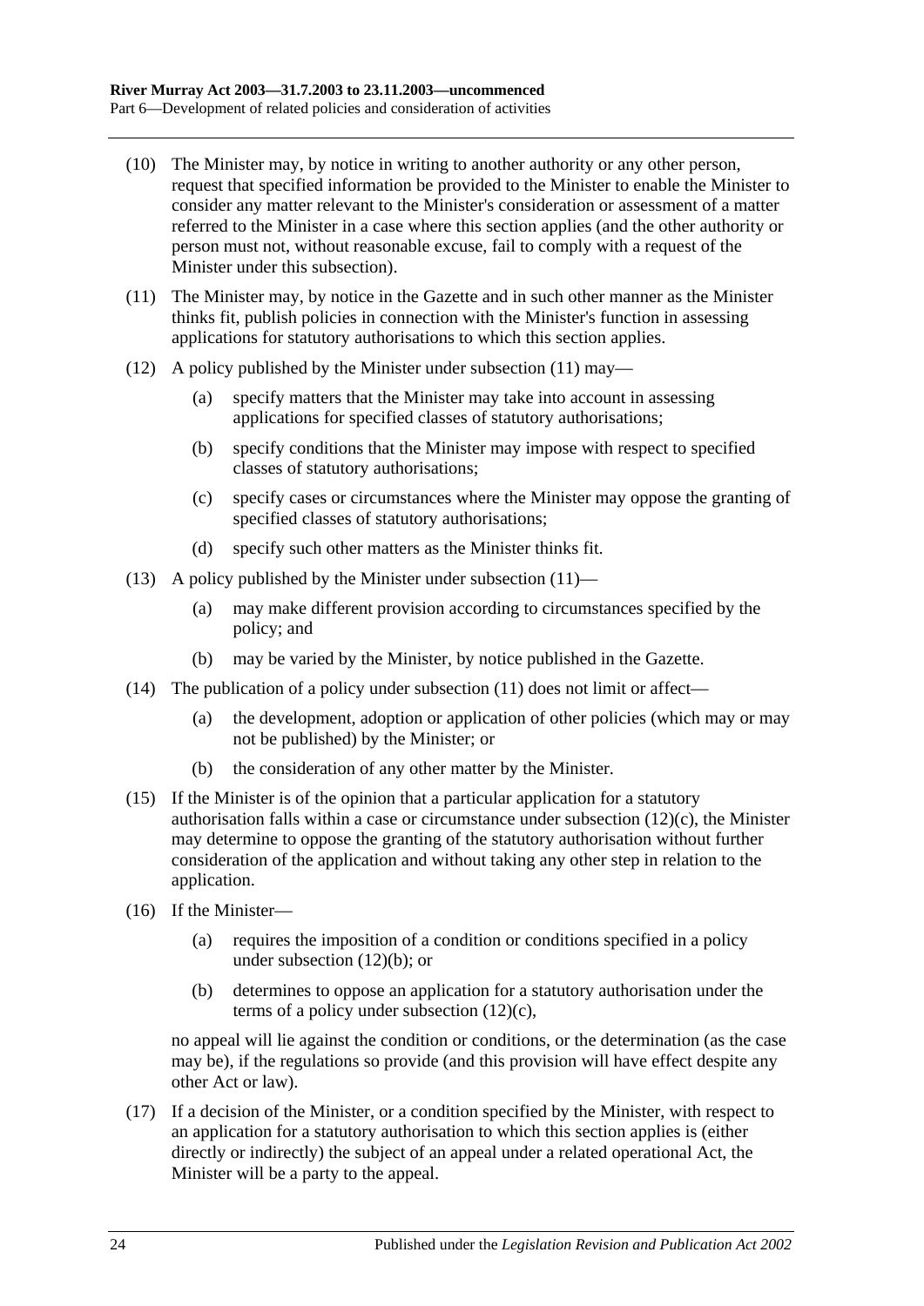(10) The Minister may, by notice in writing to another authority or any other person, request that specified information be provided to the Minister to enable the Minister to consider any matter relevant to the Minister's consideration or assessment of a matter referred to the Minister in a case where this section applies (and the other authority or person must not, without reasonable excuse, fail to comply with a request of the Minister under this subsection).

(11) The Minister may, by notice in the Gazette and in such other manner as the Minister thinks fit, publish policies in connection with the Minister's function in assessing applications for statutory authorisations to which this section applies.

(12) A policy published by the Minister under subsection (11) may—

(a) specify matters that the Minister may take into account in assessing applications for specified classes of statutory authorisations;

(b) specify conditions that the Minister may impose with respect to specified classes of statutory authorisations;

(c) specify cases or circumstances where the Minister may oppose the granting of specified classes of statutory authorisations;

(d) specify such other matters as the Minister thinks fit.

(13) A policy published by the Minister under subsection (11)—

(a) may make different provision according to circumstances specified by the policy; and

(b) may be varied by the Minister, by notice published in the Gazette.

(14) The publication of a policy under subsection (11) does not limit or affect—

(a) the development, adoption or application of other policies (which may or may not be published) by the Minister; or

(b) the consideration of any other matter by the Minister.

(15) If the Minister is of the opinion that a particular application for a statutory authorisation falls within a case or circumstance under subsection (12)(c), the Minister may determine to oppose the granting of the statutory authorisation without further consideration of the application and without taking any other step in relation to the application.

(16) If the Minister—

(a) requires the imposition of a condition or conditions specified in a policy under subsection (12)(b); or

(b) determines to oppose an application for a statutory authorisation under the terms of a policy under subsection (12)(c),

no appeal will lie against the condition or conditions, or the determination (as the case may be), if the regulations so provide (and this provision will have effect despite any other Act or law).

(17) If a decision of the Minister, or a condition specified by the Minister, with respect to an application for a statutory authorisation to which this section applies is (either directly or indirectly) the subject of an appeal under a related operational Act, the Minister will be a party to the appeal.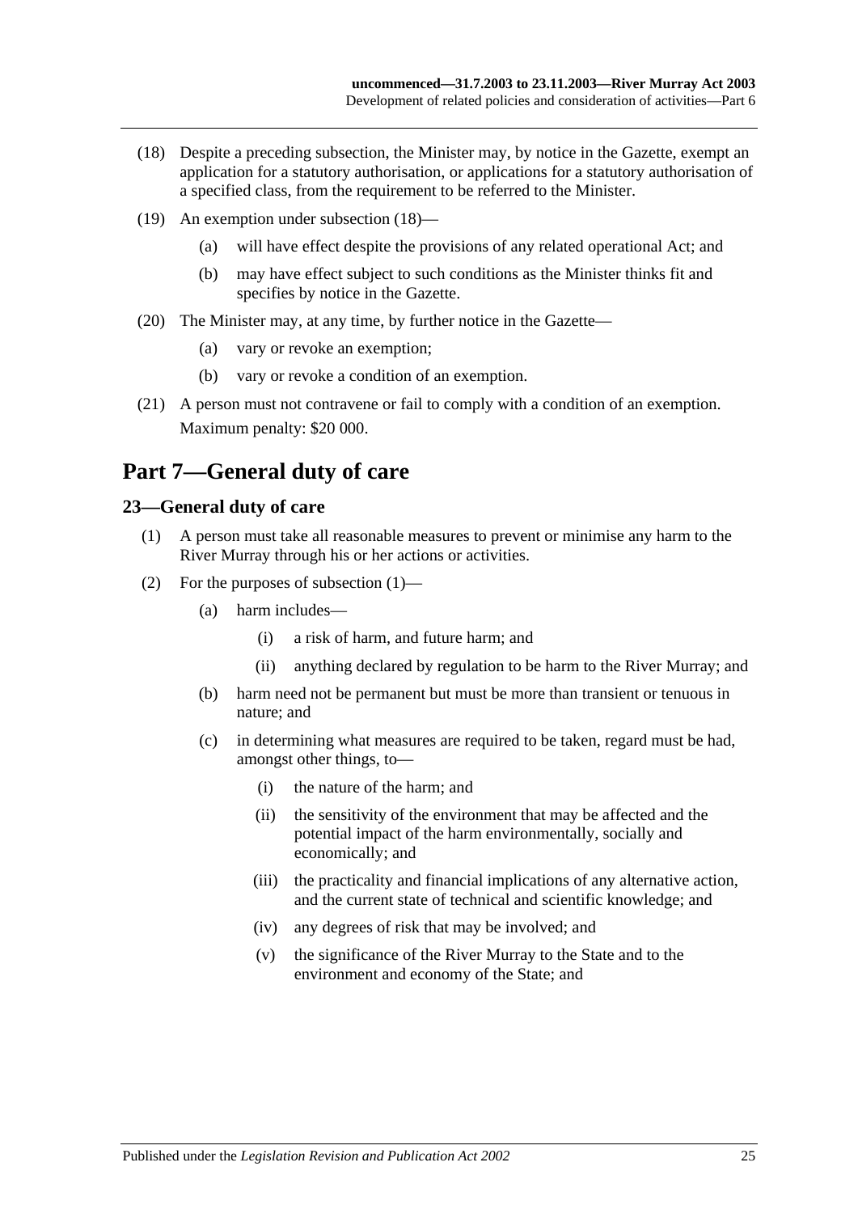(18) Despite a preceding subsection, the Minister may, by notice in the Gazette, exempt an application for a statutory authorisation, or applications for a statutory authorisation of a specified class, from the requirement to be referred to the Minister.

(19) An exemption under subsection (18)—

(a) will have effect despite the provisions of any related operational Act; and

(b) may have effect subject to such conditions as the Minister thinks fit and specifies by notice in the Gazette.

(20) The Minister may, at any time, by further notice in the Gazette—

(a) vary or revoke an exemption;

(b) vary or revoke a condition of an exemption.

(21) A person must not contravene or fail to comply with a condition of an exemption.

Maximum penalty: $20 000.

# Part 7—General duty of care

## 23—General duty of care

(1) A person must take all reasonable measures to prevent or minimise any harm to the River Murray through his or her actions or activities.

(2) For the purposes of subsection (1)—

(a) harm includes—

(i) a risk of harm, and future harm; and

(ii) anything declared by regulation to be harm to the River Murray; and

(b) harm need not be permanent but must be more than transient or tenuous in nature; and

(c) in determining what measures are required to be taken, regard must be had, amongst other things, to—

(i) the nature of the harm; and

(ii) the sensitivity of the environment that may be affected and the potential impact of the harm environmentally, socially and economically; and

(iii) the practicality and financial implications of any alternative action, and the current state of technical and scientific knowledge; and

(iv) any degrees of risk that may be involved; and

(v) the significance of the River Murray to the State and to the environment and economy of the State; and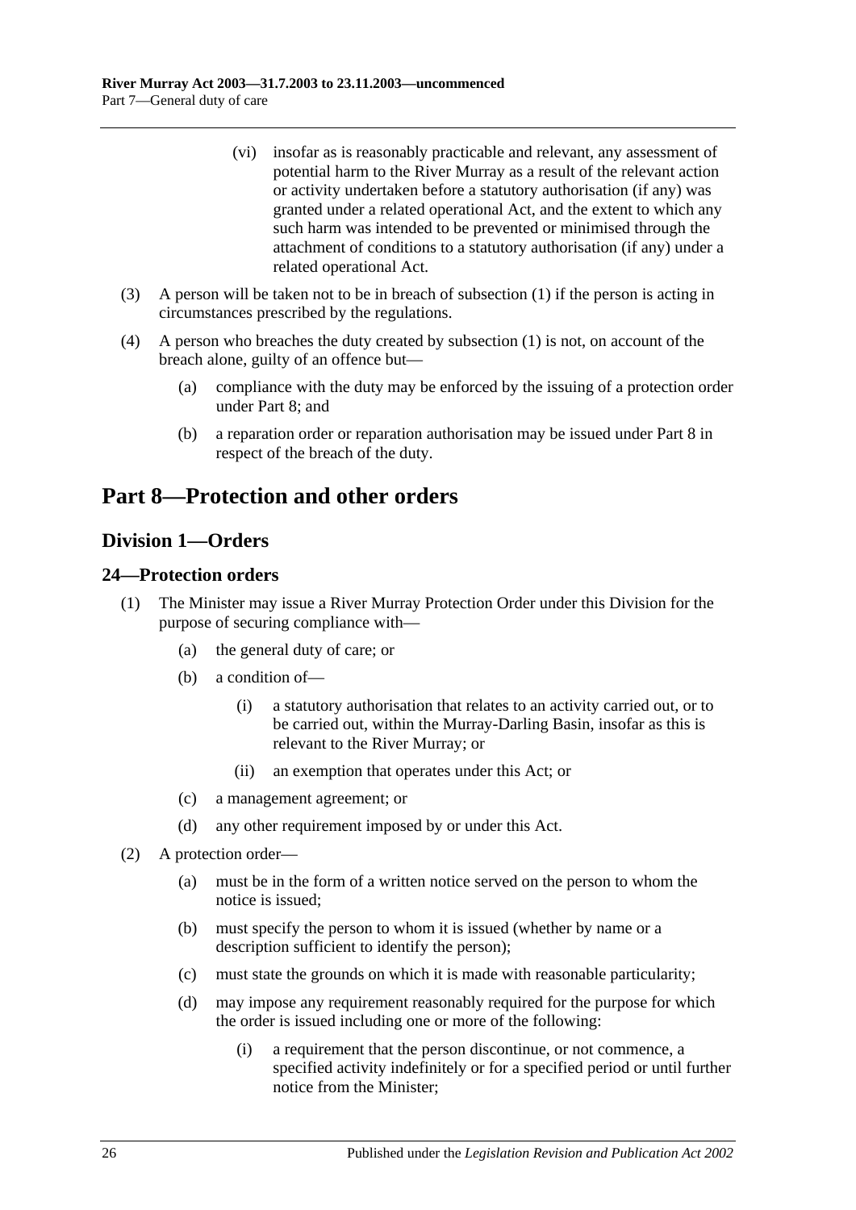(vi) insofar as is reasonably practicable and relevant, any assessment of potential harm to the River Murray as a result of the relevant action or activity undertaken before a statutory authorisation (if any) was granted under a related operational Act, and the extent to which any such harm was intended to be prevented or minimised through the attachment of conditions to a statutory authorisation (if any) under a related operational Act.

(3) A person will be taken not to be in breach of subsection (1) if the person is acting in circumstances prescribed by the regulations.

(4) A person who breaches the duty created by subsection (1) is not, on account of the breach alone, guilty of an offence but—

(a) compliance with the duty may be enforced by the issuing of a protection order under Part 8; and

(b) a reparation order or reparation authorisation may be issued under Part 8 in respect of the breach of the duty.

# Part 8—Protection and other orders

## Division 1—Orders

### 24—Protection orders

(1) The Minister may issue a River Murray Protection Order under this Division for the purpose of securing compliance with—

(a) the general duty of care; or

(b) a condition of—

(i) a statutory authorisation that relates to an activity carried out, or to be carried out, within the Murray-Darling Basin, insofar as this is relevant to the River Murray; or

(ii) an exemption that operates under this Act; or

(c) a management agreement; or

(d) any other requirement imposed by or under this Act.

(2) A protection order—

(a) must be in the form of a written notice served on the person to whom the notice is issued;

(b) must specify the person to whom it is issued (whether by name or a description sufficient to identify the person);

(c) must state the grounds on which it is made with reasonable particularity;

(d) may impose any requirement reasonably required for the purpose for which the order is issued including one or more of the following:

(i) a requirement that the person discontinue, or not commence, a specified activity indefinitely or for a specified period or until further notice from the Minister;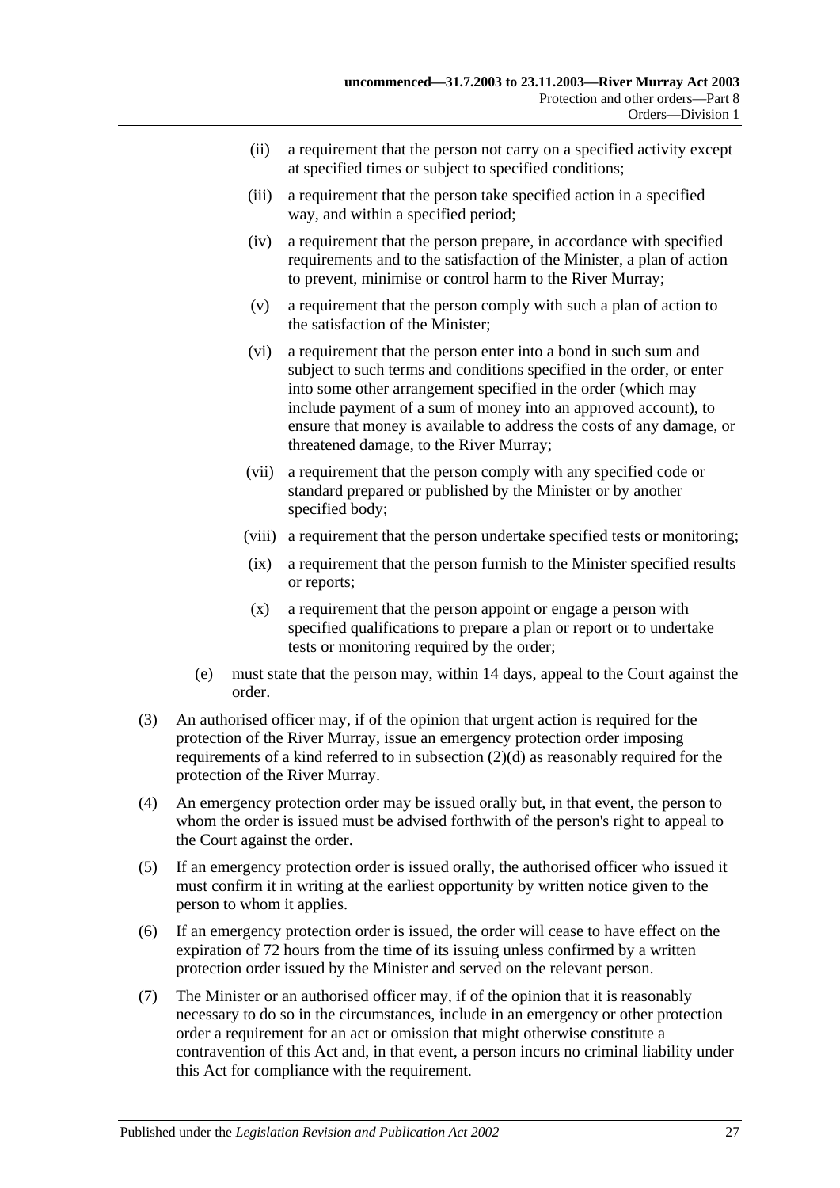(ii) a requirement that the person not carry on a specified activity except at specified times or subject to specified conditions;

(iii) a requirement that the person take specified action in a specified way, and within a specified period;

(iv) a requirement that the person prepare, in accordance with specified requirements and to the satisfaction of the Minister, a plan of action to prevent, minimise or control harm to the River Murray;

(v) a requirement that the person comply with such a plan of action to the satisfaction of the Minister;

(vi) a requirement that the person enter into a bond in such sum and subject to such terms and conditions specified in the order, or enter into some other arrangement specified in the order (which may include payment of a sum of money into an approved account), to ensure that money is available to address the costs of any damage, or threatened damage, to the River Murray;

(vii) a requirement that the person comply with any specified code or standard prepared or published by the Minister or by another specified body;

(viii) a requirement that the person undertake specified tests or monitoring;

(ix) a requirement that the person furnish to the Minister specified results or reports;

(x) a requirement that the person appoint or engage a person with specified qualifications to prepare a plan or report or to undertake tests or monitoring required by the order;

(e) must state that the person may, within 14 days, appeal to the Court against the order.

(3) An authorised officer may, if of the opinion that urgent action is required for the protection of the River Murray, issue an emergency protection order imposing requirements of a kind referred to in subsection (2)(d) as reasonably required for the protection of the River Murray.

(4) An emergency protection order may be issued orally but, in that event, the person to whom the order is issued must be advised forthwith of the person's right to appeal to the Court against the order.

(5) If an emergency protection order is issued orally, the authorised officer who issued it must confirm it in writing at the earliest opportunity by written notice given to the person to whom it applies.

(6) If an emergency protection order is issued, the order will cease to have effect on the expiration of 72 hours from the time of its issuing unless confirmed by a written protection order issued by the Minister and served on the relevant person.

(7) The Minister or an authorised officer may, if of the opinion that it is reasonably necessary to do so in the circumstances, include in an emergency or other protection order a requirement for an act or omission that might otherwise constitute a contravention of this Act and, in that event, a person incurs no criminal liability under this Act for compliance with the requirement.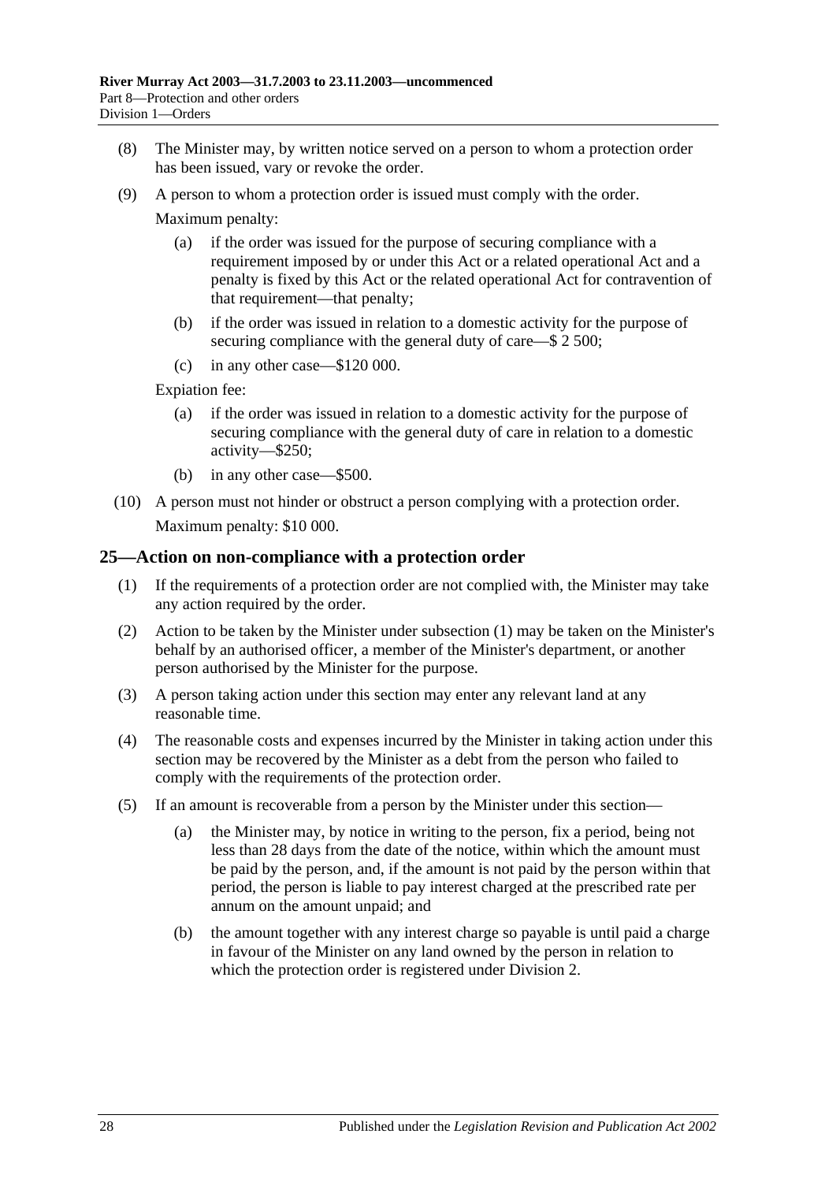(8) The Minister may, by written notice served on a person to whom a protection order has been issued, vary or revoke the order.

(9) A person to whom a protection order is issued must comply with the order.

Maximum penalty:

(a) if the order was issued for the purpose of securing compliance with a requirement imposed by or under this Act or a related operational Act and a penalty is fixed by this Act or the related operational Act for contravention of that requirement—that penalty;

(b) if the order was issued in relation to a domestic activity for the purpose of securing compliance with the general duty of care—$ 2 500;

(c) in any other case—$120 000.

Expiation fee:

(a) if the order was issued in relation to a domestic activity for the purpose of securing compliance with the general duty of care in relation to a domestic activity—$250;

(b) in any other case—$500.

(10) A person must not hinder or obstruct a person complying with a protection order.

Maximum penalty: $10 000.

## 25—Action on non-compliance with a protection order

(1) If the requirements of a protection order are not complied with, the Minister may take any action required by the order.

(2) Action to be taken by the Minister under subsection (1) may be taken on the Minister's behalf by an authorised officer, a member of the Minister's department, or another person authorised by the Minister for the purpose.

(3) A person taking action under this section may enter any relevant land at any reasonable time.

(4) The reasonable costs and expenses incurred by the Minister in taking action under this section may be recovered by the Minister as a debt from the person who failed to comply with the requirements of the protection order.

(5) If an amount is recoverable from a person by the Minister under this section—

(a) the Minister may, by notice in writing to the person, fix a period, being not less than 28 days from the date of the notice, within which the amount must be paid by the person, and, if the amount is not paid by the person within that period, the person is liable to pay interest charged at the prescribed rate per annum on the amount unpaid; and

(b) the amount together with any interest charge so payable is until paid a charge in favour of the Minister on any land owned by the person in relation to which the protection order is registered under Division 2.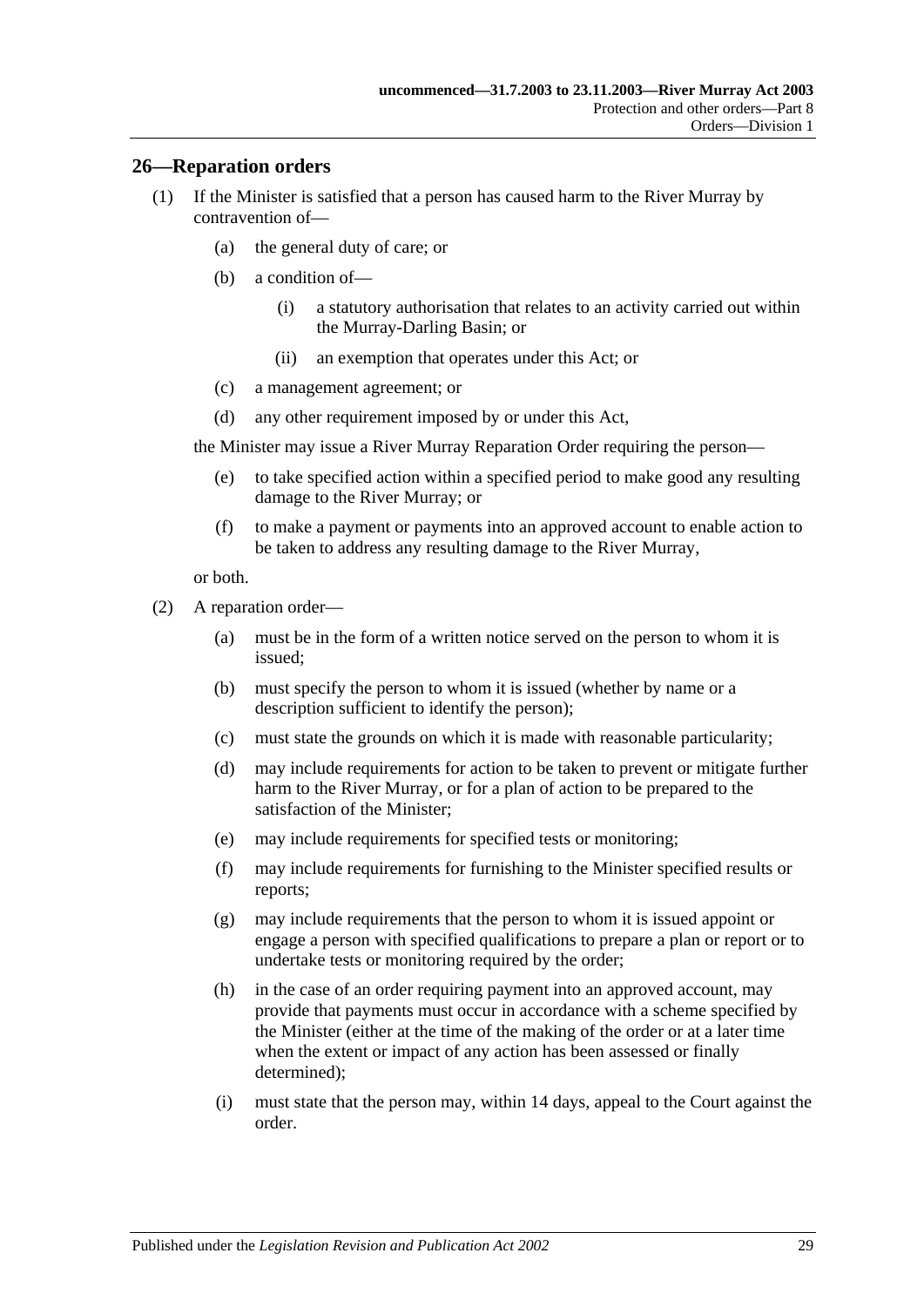## 26—Reparation orders

(1) If the Minister is satisfied that a person has caused harm to the River Murray by contravention of—

  (a) the general duty of care; or

  (b) a condition of—

    (i) a statutory authorisation that relates to an activity carried out within the Murray-Darling Basin; or

    (ii) an exemption that operates under this Act; or

  (c) a management agreement; or

  (d) any other requirement imposed by or under this Act,

the Minister may issue a River Murray Reparation Order requiring the person—

  (e) to take specified action within a specified period to make good any resulting damage to the River Murray; or

  (f) to make a payment or payments into an approved account to enable action to be taken to address any resulting damage to the River Murray,

or both.

(2) A reparation order—

  (a) must be in the form of a written notice served on the person to whom it is issued;

  (b) must specify the person to whom it is issued (whether by name or a description sufficient to identify the person);

  (c) must state the grounds on which it is made with reasonable particularity;

  (d) may include requirements for action to be taken to prevent or mitigate further harm to the River Murray, or for a plan of action to be prepared to the satisfaction of the Minister;

  (e) may include requirements for specified tests or monitoring;

  (f) may include requirements for furnishing to the Minister specified results or reports;

  (g) may include requirements that the person to whom it is issued appoint or engage a person with specified qualifications to prepare a plan or report or to undertake tests or monitoring required by the order;

  (h) in the case of an order requiring payment into an approved account, may provide that payments must occur in accordance with a scheme specified by the Minister (either at the time of the making of the order or at a later time when the extent or impact of any action has been assessed or finally determined);

  (i) must state that the person may, within 14 days, appeal to the Court against the order.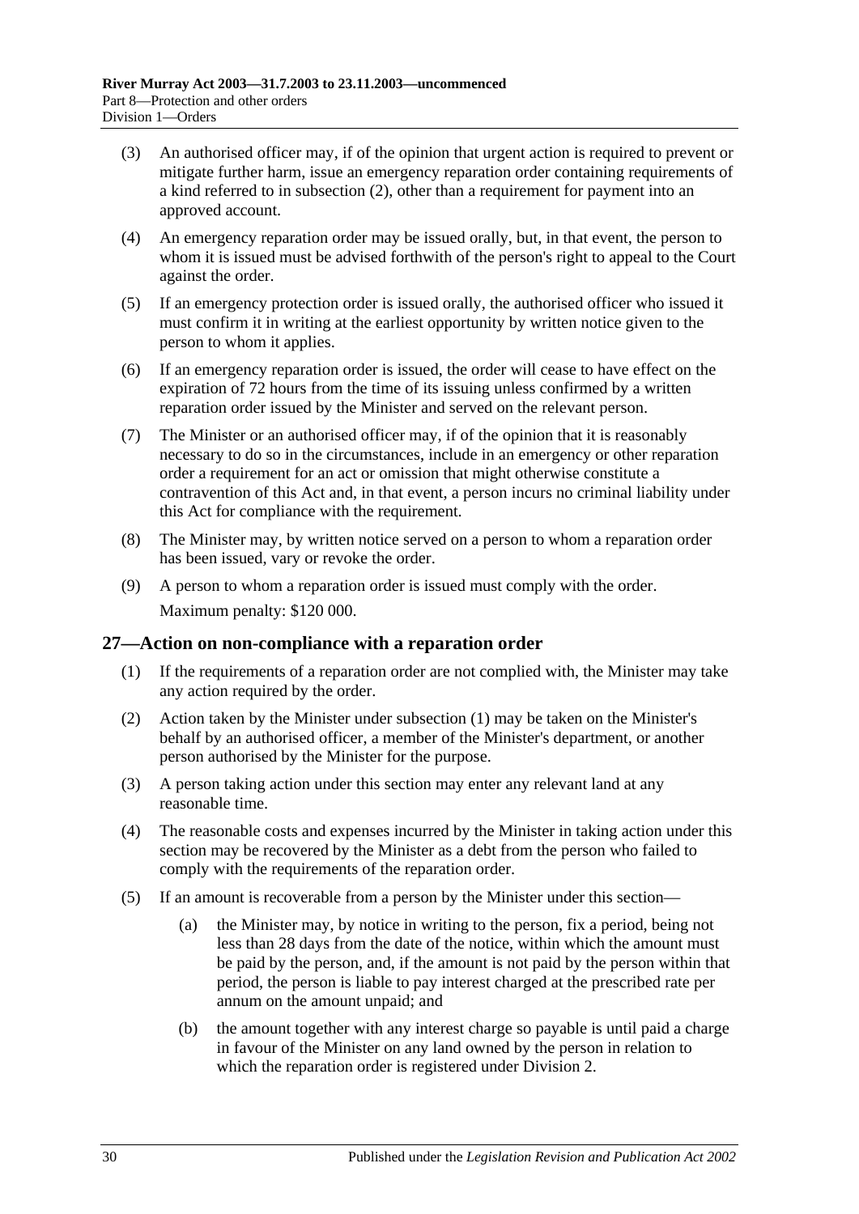(3) An authorised officer may, if of the opinion that urgent action is required to prevent or mitigate further harm, issue an emergency reparation order containing requirements of a kind referred to in subsection (2), other than a requirement for payment into an approved account.

(4) An emergency reparation order may be issued orally, but, in that event, the person to whom it is issued must be advised forthwith of the person's right to appeal to the Court against the order.

(5) If an emergency protection order is issued orally, the authorised officer who issued it must confirm it in writing at the earliest opportunity by written notice given to the person to whom it applies.

(6) If an emergency reparation order is issued, the order will cease to have effect on the expiration of 72 hours from the time of its issuing unless confirmed by a written reparation order issued by the Minister and served on the relevant person.

(7) The Minister or an authorised officer may, if of the opinion that it is reasonably necessary to do so in the circumstances, include in an emergency or other reparation order a requirement for an act or omission that might otherwise constitute a contravention of this Act and, in that event, a person incurs no criminal liability under this Act for compliance with the requirement.

(8) The Minister may, by written notice served on a person to whom a reparation order has been issued, vary or revoke the order.

(9) A person to whom a reparation order is issued must comply with the order.

Maximum penalty: $120 000.

## 27—Action on non-compliance with a reparation order

(1) If the requirements of a reparation order are not complied with, the Minister may take any action required by the order.

(2) Action taken by the Minister under subsection (1) may be taken on the Minister's behalf by an authorised officer, a member of the Minister's department, or another person authorised by the Minister for the purpose.

(3) A person taking action under this section may enter any relevant land at any reasonable time.

(4) The reasonable costs and expenses incurred by the Minister in taking action under this section may be recovered by the Minister as a debt from the person who failed to comply with the requirements of the reparation order.

(5) If an amount is recoverable from a person by the Minister under this section—

(a) the Minister may, by notice in writing to the person, fix a period, being not less than 28 days from the date of the notice, within which the amount must be paid by the person, and, if the amount is not paid by the person within that period, the person is liable to pay interest charged at the prescribed rate per annum on the amount unpaid; and

(b) the amount together with any interest charge so payable is until paid a charge in favour of the Minister on any land owned by the person in relation to which the reparation order is registered under Division 2.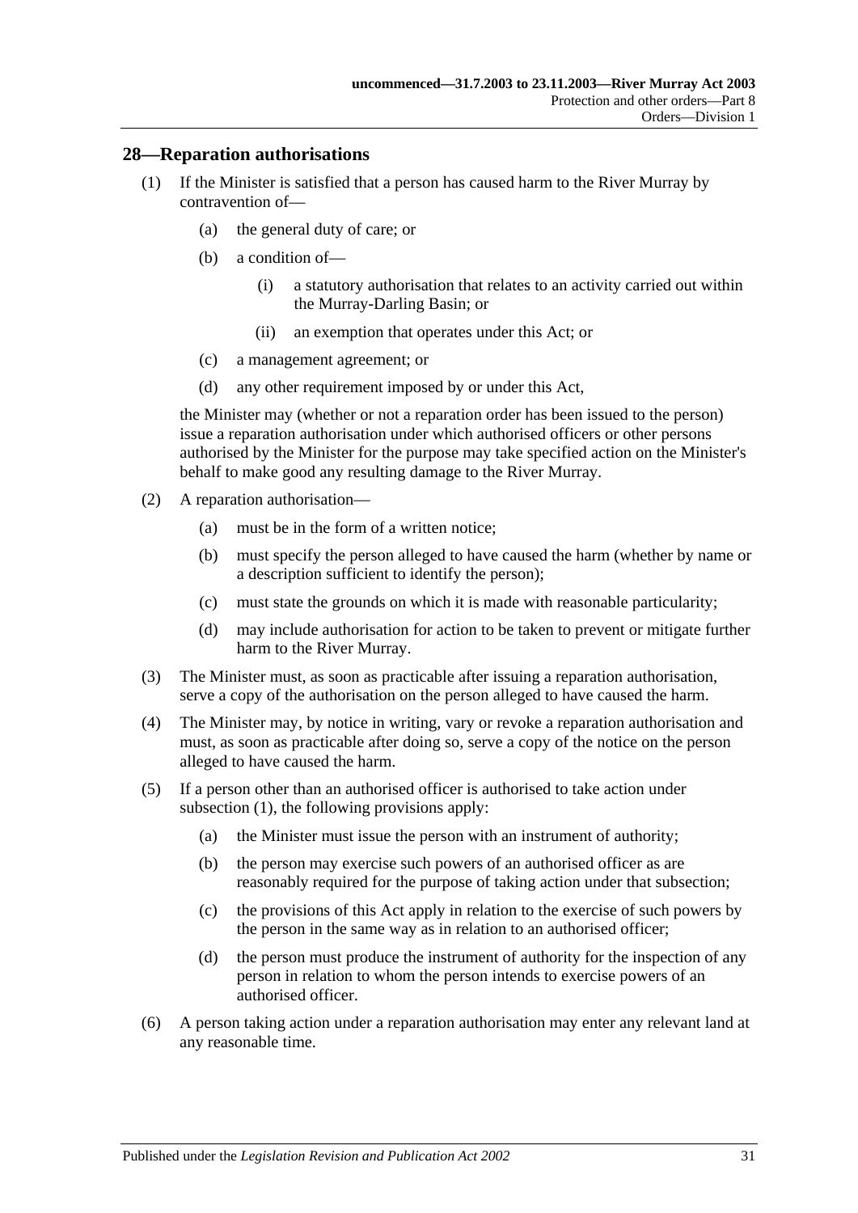## 28—Reparation authorisations

(1) If the Minister is satisfied that a person has caused harm to the River Murray by contravention of—

(a) the general duty of care; or

(b) a condition of—

(i) a statutory authorisation that relates to an activity carried out within the Murray-Darling Basin; or

(ii) an exemption that operates under this Act; or

(c) a management agreement; or

(d) any other requirement imposed by or under this Act,

the Minister may (whether or not a reparation order has been issued to the person) issue a reparation authorisation under which authorised officers or other persons authorised by the Minister for the purpose may take specified action on the Minister's behalf to make good any resulting damage to the River Murray.

(2) A reparation authorisation—

(a) must be in the form of a written notice;

(b) must specify the person alleged to have caused the harm (whether by name or a description sufficient to identify the person);

(c) must state the grounds on which it is made with reasonable particularity;

(d) may include authorisation for action to be taken to prevent or mitigate further harm to the River Murray.

(3) The Minister must, as soon as practicable after issuing a reparation authorisation, serve a copy of the authorisation on the person alleged to have caused the harm.

(4) The Minister may, by notice in writing, vary or revoke a reparation authorisation and must, as soon as practicable after doing so, serve a copy of the notice on the person alleged to have caused the harm.

(5) If a person other than an authorised officer is authorised to take action under subsection (1), the following provisions apply:

(a) the Minister must issue the person with an instrument of authority;

(b) the person may exercise such powers of an authorised officer as are reasonably required for the purpose of taking action under that subsection;

(c) the provisions of this Act apply in relation to the exercise of such powers by the person in the same way as in relation to an authorised officer;

(d) the person must produce the instrument of authority for the inspection of any person in relation to whom the person intends to exercise powers of an authorised officer.

(6) A person taking action under a reparation authorisation may enter any relevant land at any reasonable time.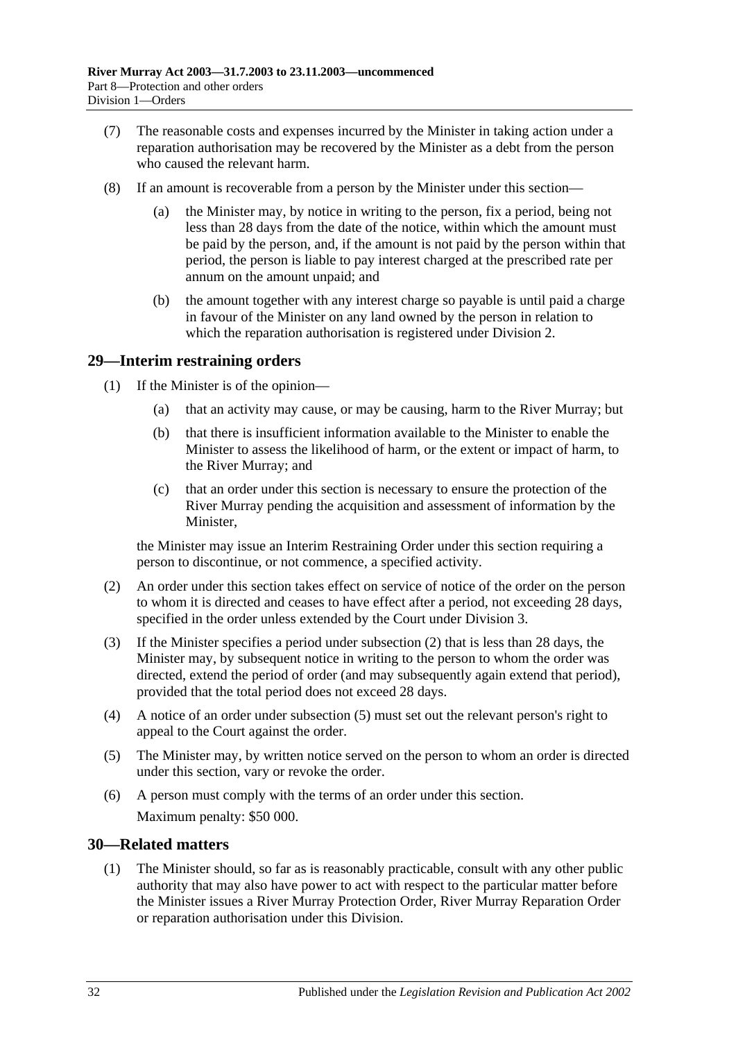(7) The reasonable costs and expenses incurred by the Minister in taking action under a reparation authorisation may be recovered by the Minister as a debt from the person who caused the relevant harm.

(8) If an amount is recoverable from a person by the Minister under this section—

(a) the Minister may, by notice in writing to the person, fix a period, being not less than 28 days from the date of the notice, within which the amount must be paid by the person, and, if the amount is not paid by the person within that period, the person is liable to pay interest charged at the prescribed rate per annum on the amount unpaid; and

(b) the amount together with any interest charge so payable is until paid a charge in favour of the Minister on any land owned by the person in relation to which the reparation authorisation is registered under Division 2.

## 29—Interim restraining orders

(1) If the Minister is of the opinion—

(a) that an activity may cause, or may be causing, harm to the River Murray; but

(b) that there is insufficient information available to the Minister to enable the Minister to assess the likelihood of harm, or the extent or impact of harm, to the River Murray; and

(c) that an order under this section is necessary to ensure the protection of the River Murray pending the acquisition and assessment of information by the Minister,

the Minister may issue an Interim Restraining Order under this section requiring a person to discontinue, or not commence, a specified activity.

(2) An order under this section takes effect on service of notice of the order on the person to whom it is directed and ceases to have effect after a period, not exceeding 28 days, specified in the order unless extended by the Court under Division 3.

(3) If the Minister specifies a period under subsection (2) that is less than 28 days, the Minister may, by subsequent notice in writing to the person to whom the order was directed, extend the period of order (and may subsequently again extend that period), provided that the total period does not exceed 28 days.

(4) A notice of an order under subsection (5) must set out the relevant person's right to appeal to the Court against the order.

(5) The Minister may, by written notice served on the person to whom an order is directed under this section, vary or revoke the order.

(6) A person must comply with the terms of an order under this section.

Maximum penalty: $50 000.

## 30—Related matters

(1) The Minister should, so far as is reasonably practicable, consult with any other public authority that may also have power to act with respect to the particular matter before the Minister issues a River Murray Protection Order, River Murray Reparation Order or reparation authorisation under this Division.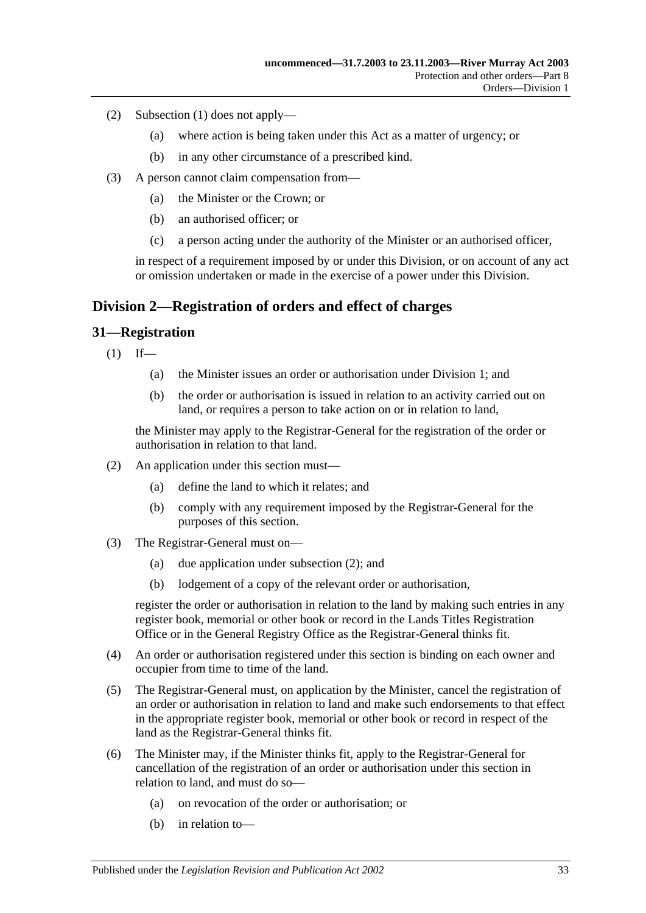(2) Subsection (1) does not apply—

(a) where action is being taken under this Act as a matter of urgency; or

(b) in any other circumstance of a prescribed kind.

(3) A person cannot claim compensation from—

(a) the Minister or the Crown; or

(b) an authorised officer; or

(c) a person acting under the authority of the Minister or an authorised officer,

in respect of a requirement imposed by or under this Division, or on account of any act or omission undertaken or made in the exercise of a power under this Division.

## Division 2—Registration of orders and effect of charges

### 31—Registration

(1) If—

(a) the Minister issues an order or authorisation under Division 1; and

(b) the order or authorisation is issued in relation to an activity carried out on land, or requires a person to take action on or in relation to land,

the Minister may apply to the Registrar-General for the registration of the order or authorisation in relation to that land.

(2) An application under this section must—

(a) define the land to which it relates; and

(b) comply with any requirement imposed by the Registrar-General for the purposes of this section.

(3) The Registrar-General must on—

(a) due application under subsection (2); and

(b) lodgement of a copy of the relevant order or authorisation,

register the order or authorisation in relation to the land by making such entries in any register book, memorial or other book or record in the Lands Titles Registration Office or in the General Registry Office as the Registrar-General thinks fit.

(4) An order or authorisation registered under this section is binding on each owner and occupier from time to time of the land.

(5) The Registrar-General must, on application by the Minister, cancel the registration of an order or authorisation in relation to land and make such endorsements to that effect in the appropriate register book, memorial or other book or record in respect of the land as the Registrar-General thinks fit.

(6) The Minister may, if the Minister thinks fit, apply to the Registrar-General for cancellation of the registration of an order or authorisation under this section in relation to land, and must do so—

(a) on revocation of the order or authorisation; or

(b) in relation to—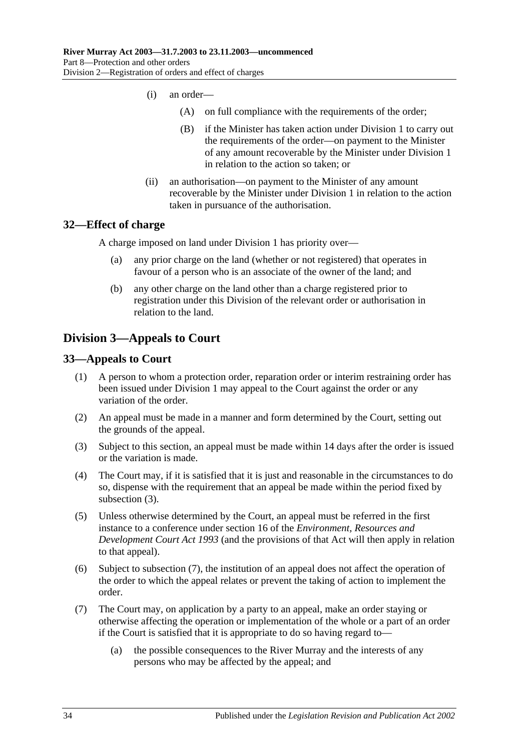(i) an order—

(A) on full compliance with the requirements of the order;

(B) if the Minister has taken action under Division 1 to carry out the requirements of the order—on payment to the Minister of any amount recoverable by the Minister under Division 1 in relation to the action so taken; or

(ii) an authorisation—on payment to the Minister of any amount recoverable by the Minister under Division 1 in relation to the action taken in pursuance of the authorisation.

## 32—Effect of charge

A charge imposed on land under Division 1 has priority over—

(a) any prior charge on the land (whether or not registered) that operates in favour of a person who is an associate of the owner of the land; and

(b) any other charge on the land other than a charge registered prior to registration under this Division of the relevant order or authorisation in relation to the land.

# Division 3—Appeals to Court

## 33—Appeals to Court

(1) A person to whom a protection order, reparation order or interim restraining order has been issued under Division 1 may appeal to the Court against the order or any variation of the order.

(2) An appeal must be made in a manner and form determined by the Court, setting out the grounds of the appeal.

(3) Subject to this section, an appeal must be made within 14 days after the order is issued or the variation is made.

(4) The Court may, if it is satisfied that it is just and reasonable in the circumstances to do so, dispense with the requirement that an appeal be made within the period fixed by subsection (3).

(5) Unless otherwise determined by the Court, an appeal must be referred in the first instance to a conference under section 16 of the *Environment, Resources and Development Court Act 1993* (and the provisions of that Act will then apply in relation to that appeal).

(6) Subject to subsection (7), the institution of an appeal does not affect the operation of the order to which the appeal relates or prevent the taking of action to implement the order.

(7) The Court may, on application by a party to an appeal, make an order staying or otherwise affecting the operation or implementation of the whole or a part of an order if the Court is satisfied that it is appropriate to do so having regard to—

(a) the possible consequences to the River Murray and the interests of any persons who may be affected by the appeal; and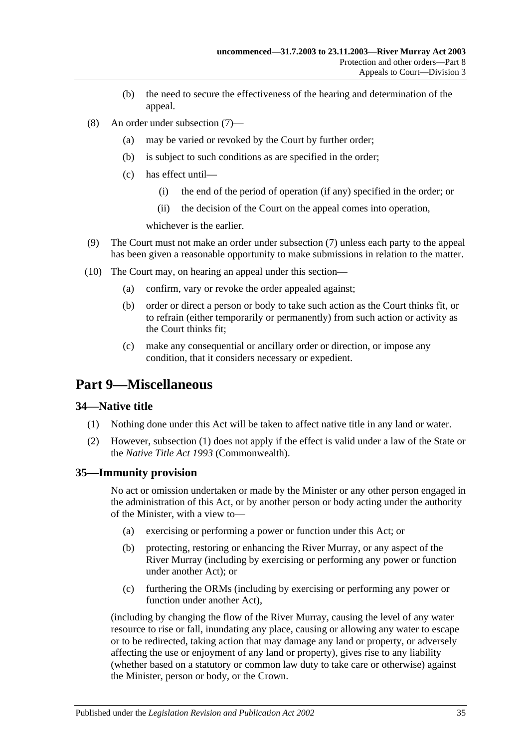(b) the need to secure the effectiveness of the hearing and determination of the appeal.

(8) An order under subsection (7)—

(a) may be varied or revoked by the Court by further order;

(b) is subject to such conditions as are specified in the order;

(c) has effect until—

(i) the end of the period of operation (if any) specified in the order; or

(ii) the decision of the Court on the appeal comes into operation,

whichever is the earlier.

(9) The Court must not make an order under subsection (7) unless each party to the appeal has been given a reasonable opportunity to make submissions in relation to the matter.

(10) The Court may, on hearing an appeal under this section—

(a) confirm, vary or revoke the order appealed against;

(b) order or direct a person or body to take such action as the Court thinks fit, or to refrain (either temporarily or permanently) from such action or activity as the Court thinks fit;

(c) make any consequential or ancillary order or direction, or impose any condition, that it considers necessary or expedient.

# Part 9—Miscellaneous

## 34—Native title

(1) Nothing done under this Act will be taken to affect native title in any land or water.

(2) However, subsection (1) does not apply if the effect is valid under a law of the State or the *Native Title Act 1993* (Commonwealth).

## 35—Immunity provision

No act or omission undertaken or made by the Minister or any other person engaged in the administration of this Act, or by another person or body acting under the authority of the Minister, with a view to—

(a) exercising or performing a power or function under this Act; or

(b) protecting, restoring or enhancing the River Murray, or any aspect of the River Murray (including by exercising or performing any power or function under another Act); or

(c) furthering the ORMs (including by exercising or performing any power or function under another Act),

(including by changing the flow of the River Murray, causing the level of any water resource to rise or fall, inundating any place, causing or allowing any water to escape or to be redirected, taking action that may damage any land or property, or adversely affecting the use or enjoyment of any land or property), gives rise to any liability (whether based on a statutory or common law duty to take care or otherwise) against the Minister, person or body, or the Crown.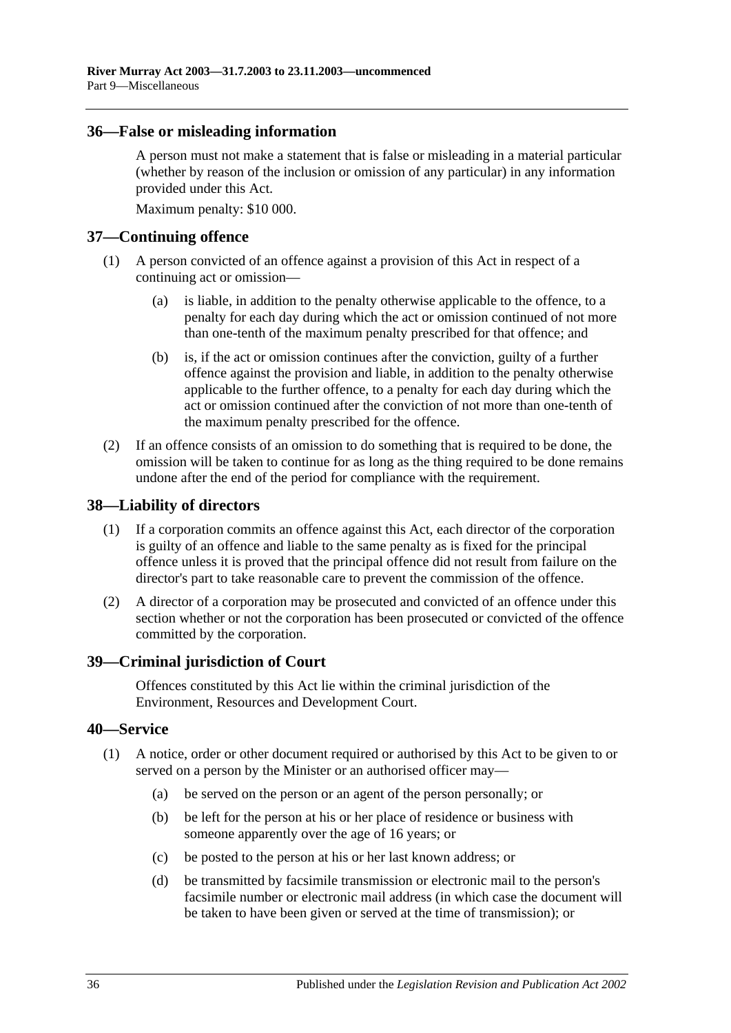## 36—False or misleading information

A person must not make a statement that is false or misleading in a material particular (whether by reason of the inclusion or omission of any particular) in any information provided under this Act.

Maximum penalty: $10 000.

## 37—Continuing offence

(1) A person convicted of an offence against a provision of this Act in respect of a continuing act or omission—

(a) is liable, in addition to the penalty otherwise applicable to the offence, to a penalty for each day during which the act or omission continued of not more than one-tenth of the maximum penalty prescribed for that offence; and

(b) is, if the act or omission continues after the conviction, guilty of a further offence against the provision and liable, in addition to the penalty otherwise applicable to the further offence, to a penalty for each day during which the act or omission continued after the conviction of not more than one-tenth of the maximum penalty prescribed for the offence.

(2) If an offence consists of an omission to do something that is required to be done, the omission will be taken to continue for as long as the thing required to be done remains undone after the end of the period for compliance with the requirement.

## 38—Liability of directors

(1) If a corporation commits an offence against this Act, each director of the corporation is guilty of an offence and liable to the same penalty as is fixed for the principal offence unless it is proved that the principal offence did not result from failure on the director's part to take reasonable care to prevent the commission of the offence.

(2) A director of a corporation may be prosecuted and convicted of an offence under this section whether or not the corporation has been prosecuted or convicted of the offence committed by the corporation.

## 39—Criminal jurisdiction of Court

Offences constituted by this Act lie within the criminal jurisdiction of the Environment, Resources and Development Court.

## 40—Service

(1) A notice, order or other document required or authorised by this Act to be given to or served on a person by the Minister or an authorised officer may—

(a) be served on the person or an agent of the person personally; or

(b) be left for the person at his or her place of residence or business with someone apparently over the age of 16 years; or

(c) be posted to the person at his or her last known address; or

(d) be transmitted by facsimile transmission or electronic mail to the person's facsimile number or electronic mail address (in which case the document will be taken to have been given or served at the time of transmission); or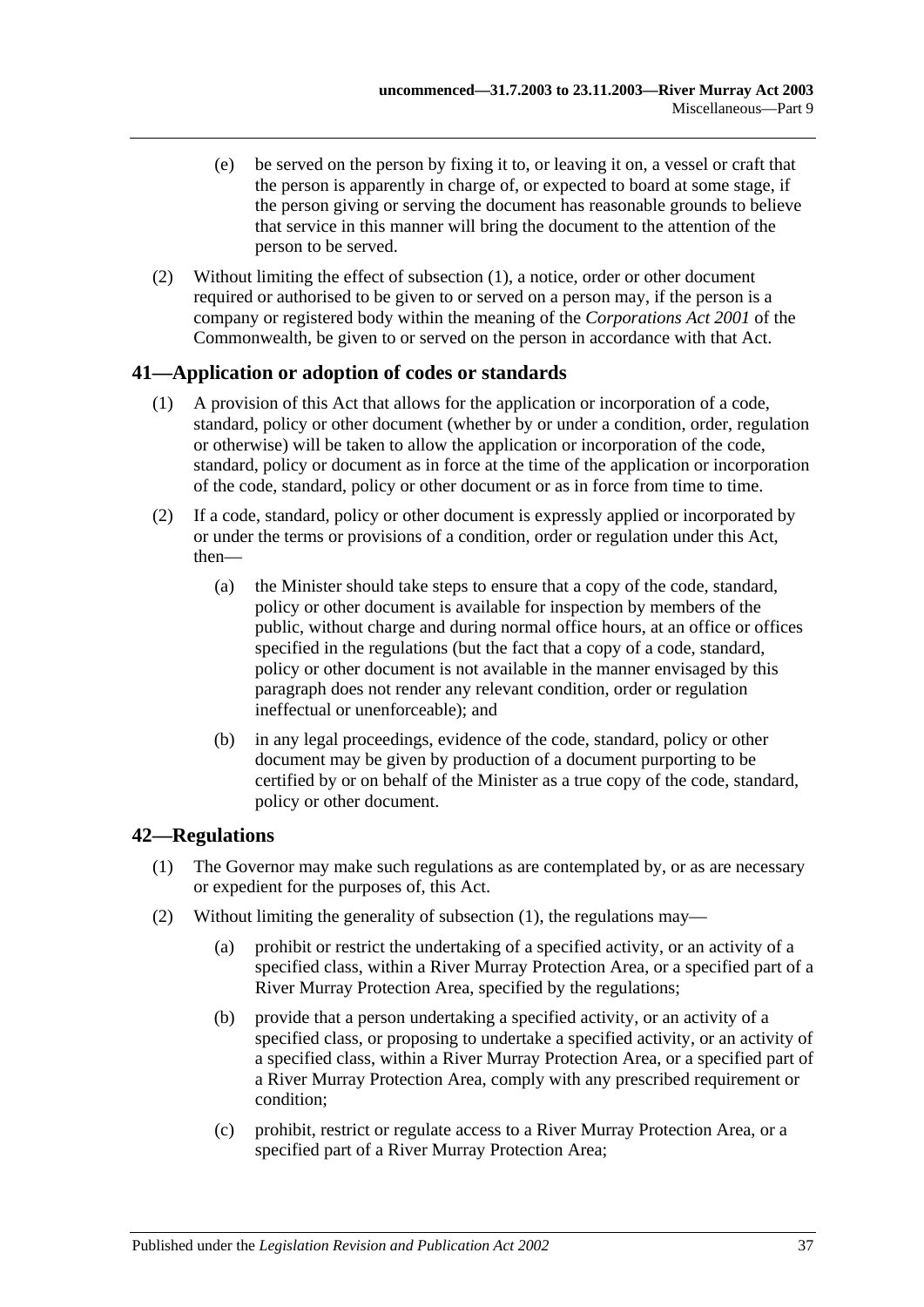(e) be served on the person by fixing it to, or leaving it on, a vessel or craft that the person is apparently in charge of, or expected to board at some stage, if the person giving or serving the document has reasonable grounds to believe that service in this manner will bring the document to the attention of the person to be served.

(2) Without limiting the effect of subsection (1), a notice, order or other document required or authorised to be given to or served on a person may, if the person is a company or registered body within the meaning of the *Corporations Act 2001* of the Commonwealth, be given to or served on the person in accordance with that Act.

## 41—Application or adoption of codes or standards

(1) A provision of this Act that allows for the application or incorporation of a code, standard, policy or other document (whether by or under a condition, order, regulation or otherwise) will be taken to allow the application or incorporation of the code, standard, policy or document as in force at the time of the application or incorporation of the code, standard, policy or other document or as in force from time to time.

(2) If a code, standard, policy or other document is expressly applied or incorporated by or under the terms or provisions of a condition, order or regulation under this Act, then—

(a) the Minister should take steps to ensure that a copy of the code, standard, policy or other document is available for inspection by members of the public, without charge and during normal office hours, at an office or offices specified in the regulations (but the fact that a copy of a code, standard, policy or other document is not available in the manner envisaged by this paragraph does not render any relevant condition, order or regulation ineffectual or unenforceable); and

(b) in any legal proceedings, evidence of the code, standard, policy or other document may be given by production of a document purporting to be certified by or on behalf of the Minister as a true copy of the code, standard, policy or other document.

## 42—Regulations

(1) The Governor may make such regulations as are contemplated by, or as are necessary or expedient for the purposes of, this Act.

(2) Without limiting the generality of subsection (1), the regulations may—

(a) prohibit or restrict the undertaking of a specified activity, or an activity of a specified class, within a River Murray Protection Area, or a specified part of a River Murray Protection Area, specified by the regulations;

(b) provide that a person undertaking a specified activity, or an activity of a specified class, or proposing to undertake a specified activity, or an activity of a specified class, within a River Murray Protection Area, or a specified part of a River Murray Protection Area, comply with any prescribed requirement or condition;

(c) prohibit, restrict or regulate access to a River Murray Protection Area, or a specified part of a River Murray Protection Area;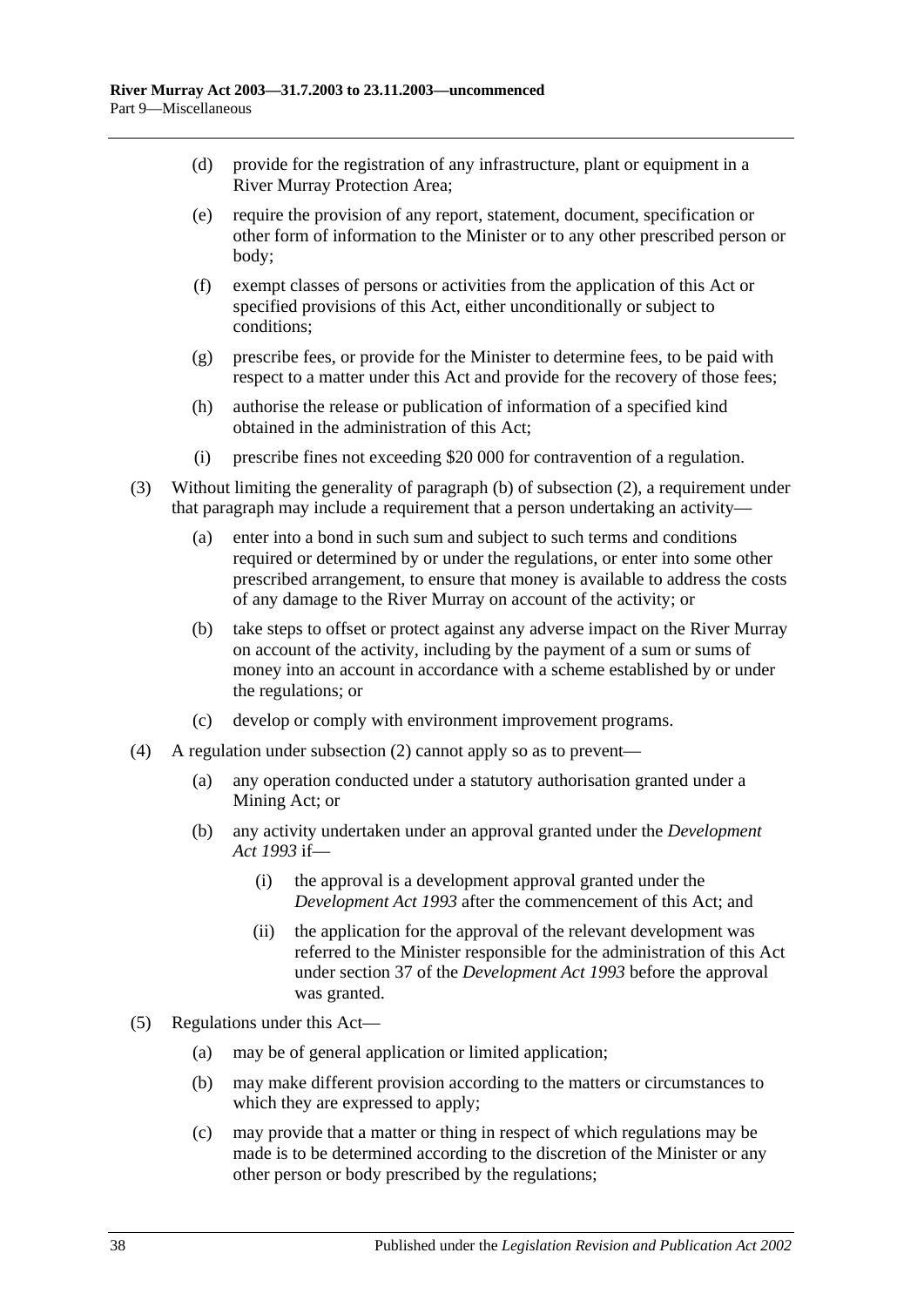(d) provide for the registration of any infrastructure, plant or equipment in a River Murray Protection Area;

(e) require the provision of any report, statement, document, specification or other form of information to the Minister or to any other prescribed person or body;

(f) exempt classes of persons or activities from the application of this Act or specified provisions of this Act, either unconditionally or subject to conditions;

(g) prescribe fees, or provide for the Minister to determine fees, to be paid with respect to a matter under this Act and provide for the recovery of those fees;

(h) authorise the release or publication of information of a specified kind obtained in the administration of this Act;

(i) prescribe fines not exceeding $20 000 for contravention of a regulation.

(3) Without limiting the generality of paragraph (b) of subsection (2), a requirement under that paragraph may include a requirement that a person undertaking an activity—

(a) enter into a bond in such sum and subject to such terms and conditions required or determined by or under the regulations, or enter into some other prescribed arrangement, to ensure that money is available to address the costs of any damage to the River Murray on account of the activity; or

(b) take steps to offset or protect against any adverse impact on the River Murray on account of the activity, including by the payment of a sum or sums of money into an account in accordance with a scheme established by or under the regulations; or

(c) develop or comply with environment improvement programs.

(4) A regulation under subsection (2) cannot apply so as to prevent—

(a) any operation conducted under a statutory authorisation granted under a Mining Act; or

(b) any activity undertaken under an approval granted under the *Development Act 1993* if—

(i) the approval is a development approval granted under the *Development Act 1993* after the commencement of this Act; and

(ii) the application for the approval of the relevant development was referred to the Minister responsible for the administration of this Act under section 37 of the *Development Act 1993* before the approval was granted.

(5) Regulations under this Act—

(a) may be of general application or limited application;

(b) may make different provision according to the matters or circumstances to which they are expressed to apply;

(c) may provide that a matter or thing in respect of which regulations may be made is to be determined according to the discretion of the Minister or any other person or body prescribed by the regulations;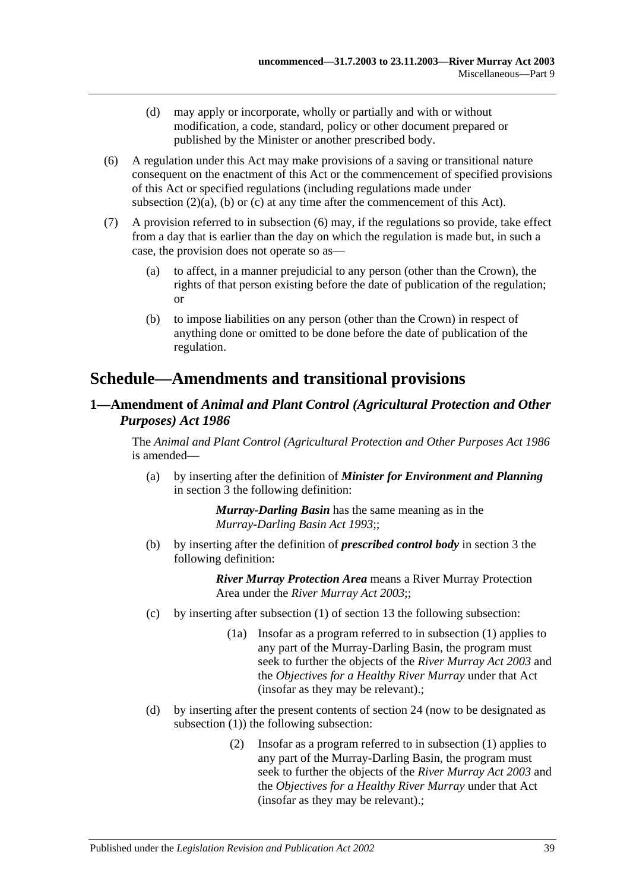(d) may apply or incorporate, wholly or partially and with or without modification, a code, standard, policy or other document prepared or published by the Minister or another prescribed body.

(6) A regulation under this Act may make provisions of a saving or transitional nature consequent on the enactment of this Act or the commencement of specified provisions of this Act or specified regulations (including regulations made under subsection (2)(a), (b) or (c) at any time after the commencement of this Act).

(7) A provision referred to in subsection (6) may, if the regulations so provide, take effect from a day that is earlier than the day on which the regulation is made but, in such a case, the provision does not operate so as—

(a) to affect, in a manner prejudicial to any person (other than the Crown), the rights of that person existing before the date of publication of the regulation; or

(b) to impose liabilities on any person (other than the Crown) in respect of anything done or omitted to be done before the date of publication of the regulation.

# Schedule—Amendments and transitional provisions

## 1—Amendment of *Animal and Plant Control (Agricultural Protection and Other Purposes) Act 1986*

The *Animal and Plant Control (Agricultural Protection and Other Purposes Act 1986* is amended—

(a) by inserting after the definition of ***Minister for Environment and Planning*** in section 3 the following definition:

> ***Murray-Darling Basin*** has the same meaning as in the *Murray-Darling Basin Act 1993*;;

(b) by inserting after the definition of ***prescribed control body*** in section 3 the following definition:

> ***River Murray Protection Area*** means a River Murray Protection Area under the *River Murray Act 2003*;;

(c) by inserting after subsection (1) of section 13 the following subsection:

> (1a) Insofar as a program referred to in subsection (1) applies to any part of the Murray-Darling Basin, the program must seek to further the objects of the *River Murray Act 2003* and the *Objectives for a Healthy River Murray* under that Act (insofar as they may be relevant).;

(d) by inserting after the present contents of section 24 (now to be designated as subsection (1)) the following subsection:

> (2) Insofar as a program referred to in subsection (1) applies to any part of the Murray-Darling Basin, the program must seek to further the objects of the *River Murray Act 2003* and the *Objectives for a Healthy River Murray* under that Act (insofar as they may be relevant).;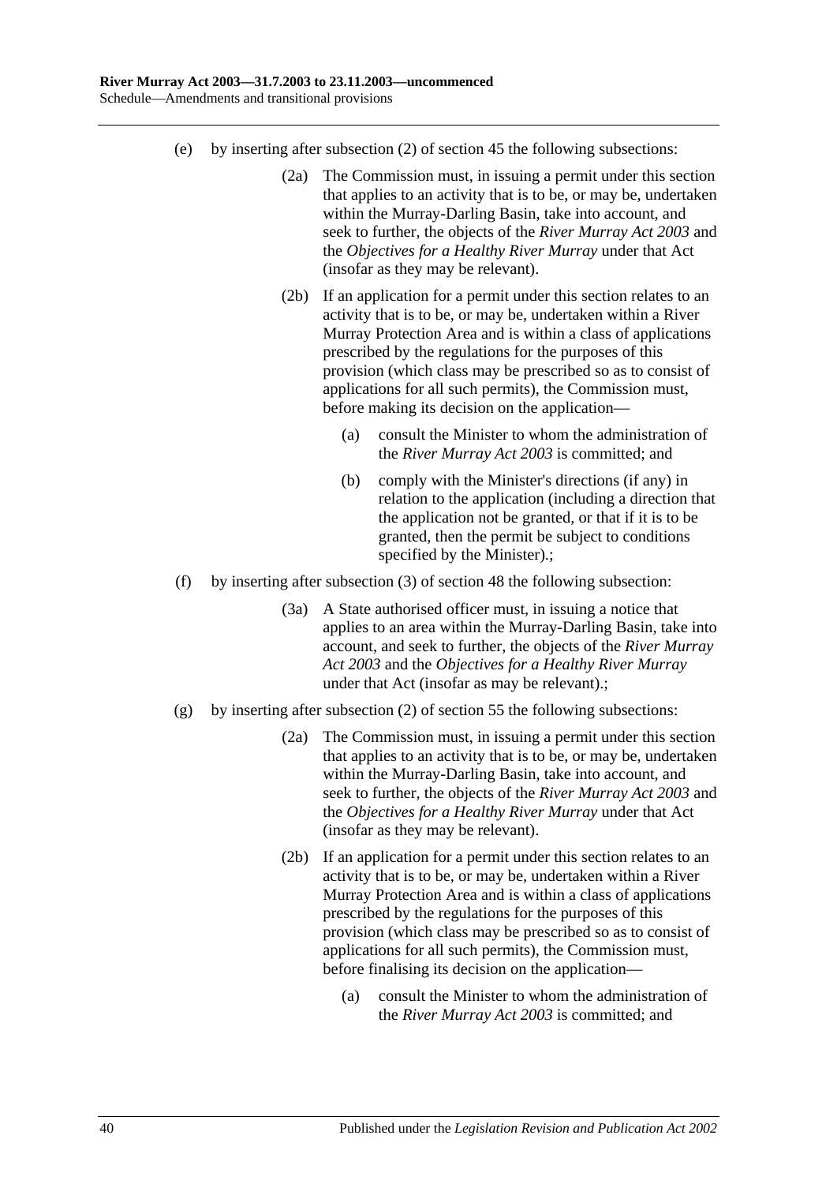(e) by inserting after subsection (2) of section 45 the following subsections:

> (2a) The Commission must, in issuing a permit under this section that applies to an activity that is to be, or may be, undertaken within the Murray-Darling Basin, take into account, and seek to further, the objects of the *River Murray Act 2003* and the *Objectives for a Healthy River Murray* under that Act (insofar as they may be relevant).
>
> (2b) If an application for a permit under this section relates to an activity that is to be, or may be, undertaken within a River Murray Protection Area and is within a class of applications prescribed by the regulations for the purposes of this provision (which class may be prescribed so as to consist of applications for all such permits), the Commission must, before making its decision on the application—
>
> (a) consult the Minister to whom the administration of the *River Murray Act 2003* is committed; and
>
> (b) comply with the Minister's directions (if any) in relation to the application (including a direction that the application not be granted, or that if it is to be granted, then the permit be subject to conditions specified by the Minister).;

(f) by inserting after subsection (3) of section 48 the following subsection:

> (3a) A State authorised officer must, in issuing a notice that applies to an area within the Murray-Darling Basin, take into account, and seek to further, the objects of the *River Murray Act 2003* and the *Objectives for a Healthy River Murray* under that Act (insofar as may be relevant).;

(g) by inserting after subsection (2) of section 55 the following subsections:

> (2a) The Commission must, in issuing a permit under this section that applies to an activity that is to be, or may be, undertaken within the Murray-Darling Basin, take into account, and seek to further, the objects of the *River Murray Act 2003* and the *Objectives for a Healthy River Murray* under that Act (insofar as they may be relevant).
>
> (2b) If an application for a permit under this section relates to an activity that is to be, or may be, undertaken within a River Murray Protection Area and is within a class of applications prescribed by the regulations for the purposes of this provision (which class may be prescribed so as to consist of applications for all such permits), the Commission must, before finalising its decision on the application—
>
> (a) consult the Minister to whom the administration of the *River Murray Act 2003* is committed; and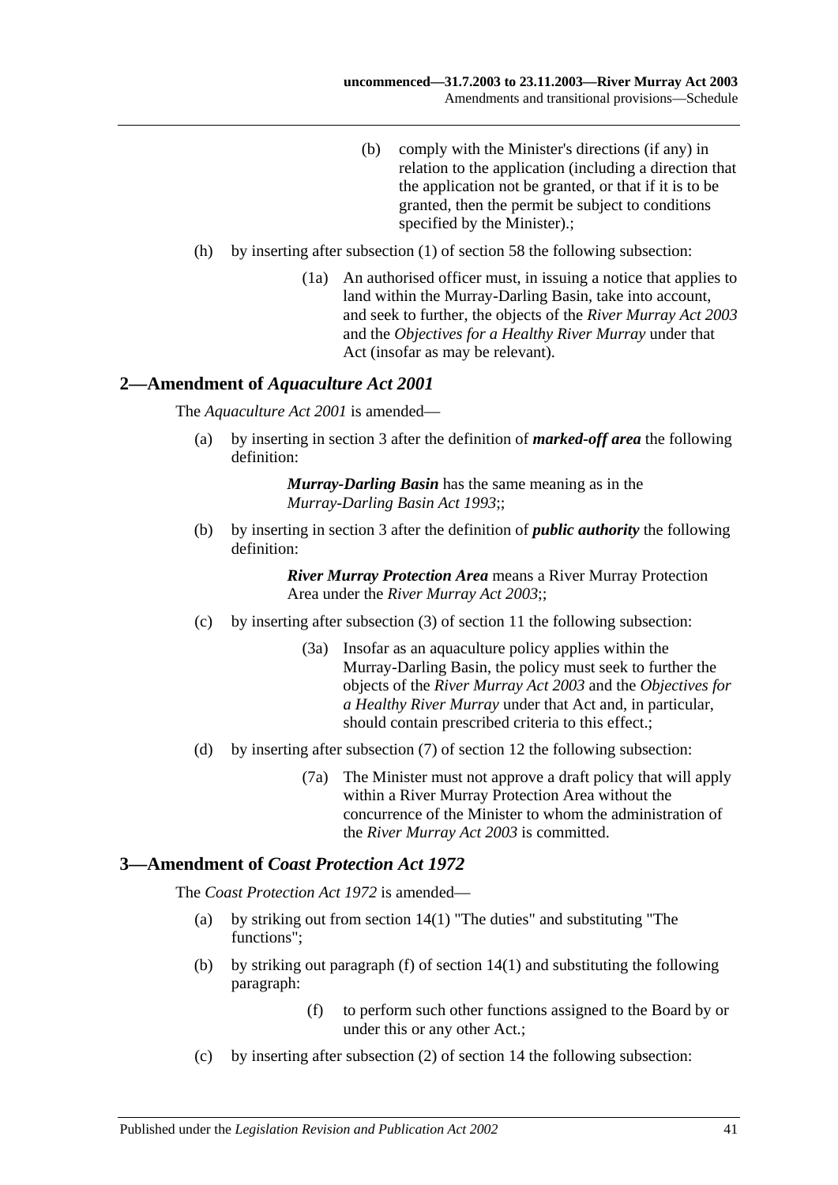(b) comply with the Minister's directions (if any) in relation to the application (including a direction that the application not be granted, or that if it is to be granted, then the permit be subject to conditions specified by the Minister).;

(h) by inserting after subsection (1) of section 58 the following subsection:

(1a) An authorised officer must, in issuing a notice that applies to land within the Murray-Darling Basin, take into account, and seek to further, the objects of the *River Murray Act 2003* and the *Objectives for a Healthy River Murray* under that Act (insofar as may be relevant).

## 2—Amendment of *Aquaculture Act 2001*

The *Aquaculture Act 2001* is amended—

(a) by inserting in section 3 after the definition of ***marked-off area*** the following definition:

> ***Murray-Darling Basin*** has the same meaning as in the *Murray-Darling Basin Act 1993*;;

(b) by inserting in section 3 after the definition of ***public authority*** the following definition:

> ***River Murray Protection Area*** means a River Murray Protection Area under the *River Murray Act 2003*;;

(c) by inserting after subsection (3) of section 11 the following subsection:

(3a) Insofar as an aquaculture policy applies within the Murray-Darling Basin, the policy must seek to further the objects of the *River Murray Act 2003* and the *Objectives for a Healthy River Murray* under that Act and, in particular, should contain prescribed criteria to this effect.;

(d) by inserting after subsection (7) of section 12 the following subsection:

(7a) The Minister must not approve a draft policy that will apply within a River Murray Protection Area without the concurrence of the Minister to whom the administration of the *River Murray Act 2003* is committed.

## 3—Amendment of *Coast Protection Act 1972*

The *Coast Protection Act 1972* is amended—

(a) by striking out from section 14(1) "The duties" and substituting "The functions";

(b) by striking out paragraph (f) of section 14(1) and substituting the following paragraph:

(f) to perform such other functions assigned to the Board by or under this or any other Act.;

(c) by inserting after subsection (2) of section 14 the following subsection: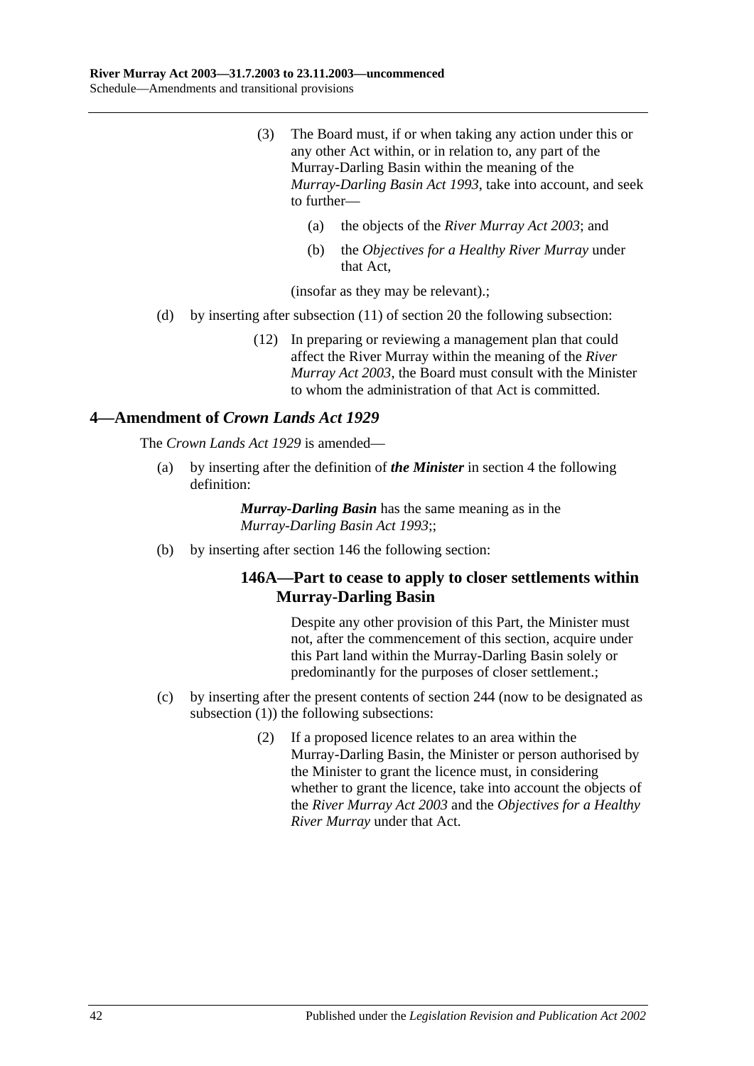(3) The Board must, if or when taking any action under this or any other Act within, or in relation to, any part of the Murray-Darling Basin within the meaning of the *Murray-Darling Basin Act 1993*, take into account, and seek to further—

(a) the objects of the *River Murray Act 2003*; and

(b) the *Objectives for a Healthy River Murray* under that Act,

(insofar as they may be relevant).;

(d) by inserting after subsection (11) of section 20 the following subsection:

(12) In preparing or reviewing a management plan that could affect the River Murray within the meaning of the *River Murray Act 2003*, the Board must consult with the Minister to whom the administration of that Act is committed.

## 4—Amendment of *Crown Lands Act 1929*

The *Crown Lands Act 1929* is amended—

(a) by inserting after the definition of ***the Minister*** in section 4 the following definition:

***Murray-Darling Basin*** has the same meaning as in the *Murray-Darling Basin Act 1993*;;

(b) by inserting after section 146 the following section:

### 146A—Part to cease to apply to closer settlements within Murray-Darling Basin

Despite any other provision of this Part, the Minister must not, after the commencement of this section, acquire under this Part land within the Murray-Darling Basin solely or predominantly for the purposes of closer settlement.;

(c) by inserting after the present contents of section 244 (now to be designated as subsection (1)) the following subsections:

(2) If a proposed licence relates to an area within the Murray-Darling Basin, the Minister or person authorised by the Minister to grant the licence must, in considering whether to grant the licence, take into account the objects of the *River Murray Act 2003* and the *Objectives for a Healthy River Murray* under that Act.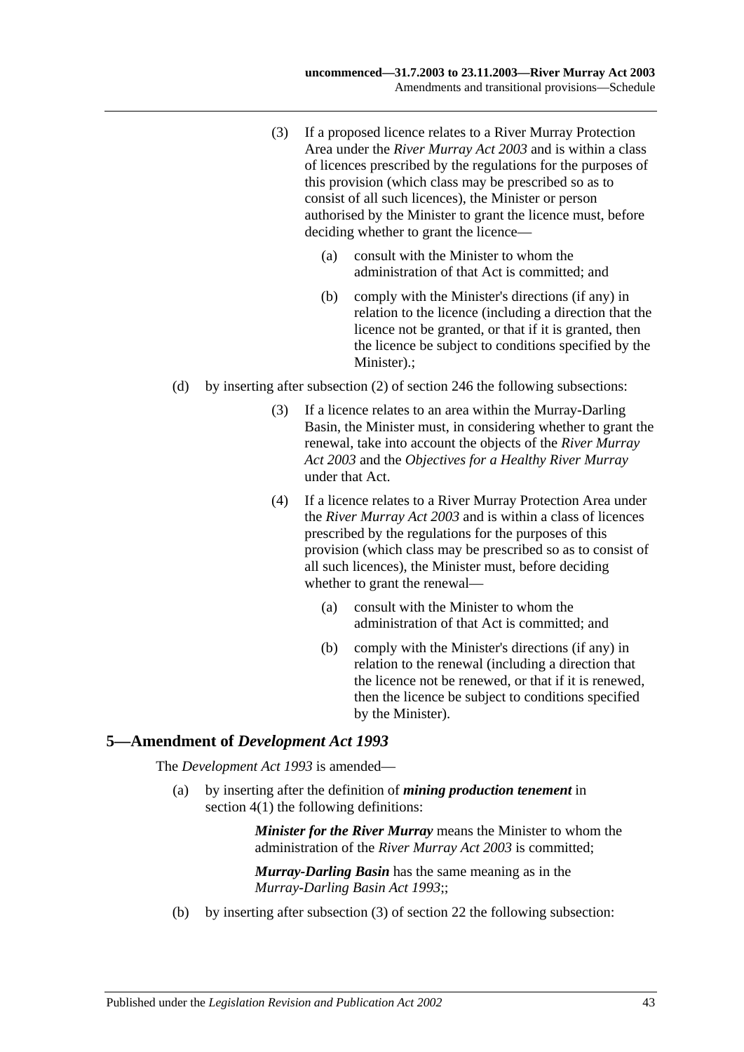(3) If a proposed licence relates to a River Murray Protection Area under the *River Murray Act 2003* and is within a class of licences prescribed by the regulations for the purposes of this provision (which class may be prescribed so as to consist of all such licences), the Minister or person authorised by the Minister to grant the licence must, before deciding whether to grant the licence—

(a) consult with the Minister to whom the administration of that Act is committed; and

(b) comply with the Minister's directions (if any) in relation to the licence (including a direction that the licence not be granted, or that if it is granted, then the licence be subject to conditions specified by the Minister).;

(d) by inserting after subsection (2) of section 246 the following subsections:

(3) If a licence relates to an area within the Murray-Darling Basin, the Minister must, in considering whether to grant the renewal, take into account the objects of the *River Murray Act 2003* and the *Objectives for a Healthy River Murray* under that Act.

(4) If a licence relates to a River Murray Protection Area under the *River Murray Act 2003* and is within a class of licences prescribed by the regulations for the purposes of this provision (which class may be prescribed so as to consist of all such licences), the Minister must, before deciding whether to grant the renewal—

(a) consult with the Minister to whom the administration of that Act is committed; and

(b) comply with the Minister's directions (if any) in relation to the renewal (including a direction that the licence not be renewed, or that if it is renewed, then the licence be subject to conditions specified by the Minister).

## 5—Amendment of *Development Act 1993*

The *Development Act 1993* is amended—

(a) by inserting after the definition of ***mining production tenement*** in section 4(1) the following definitions:

***Minister for the River Murray*** means the Minister to whom the administration of the *River Murray Act 2003* is committed;

***Murray-Darling Basin*** has the same meaning as in the *Murray-Darling Basin Act 1993*;;

(b) by inserting after subsection (3) of section 22 the following subsection: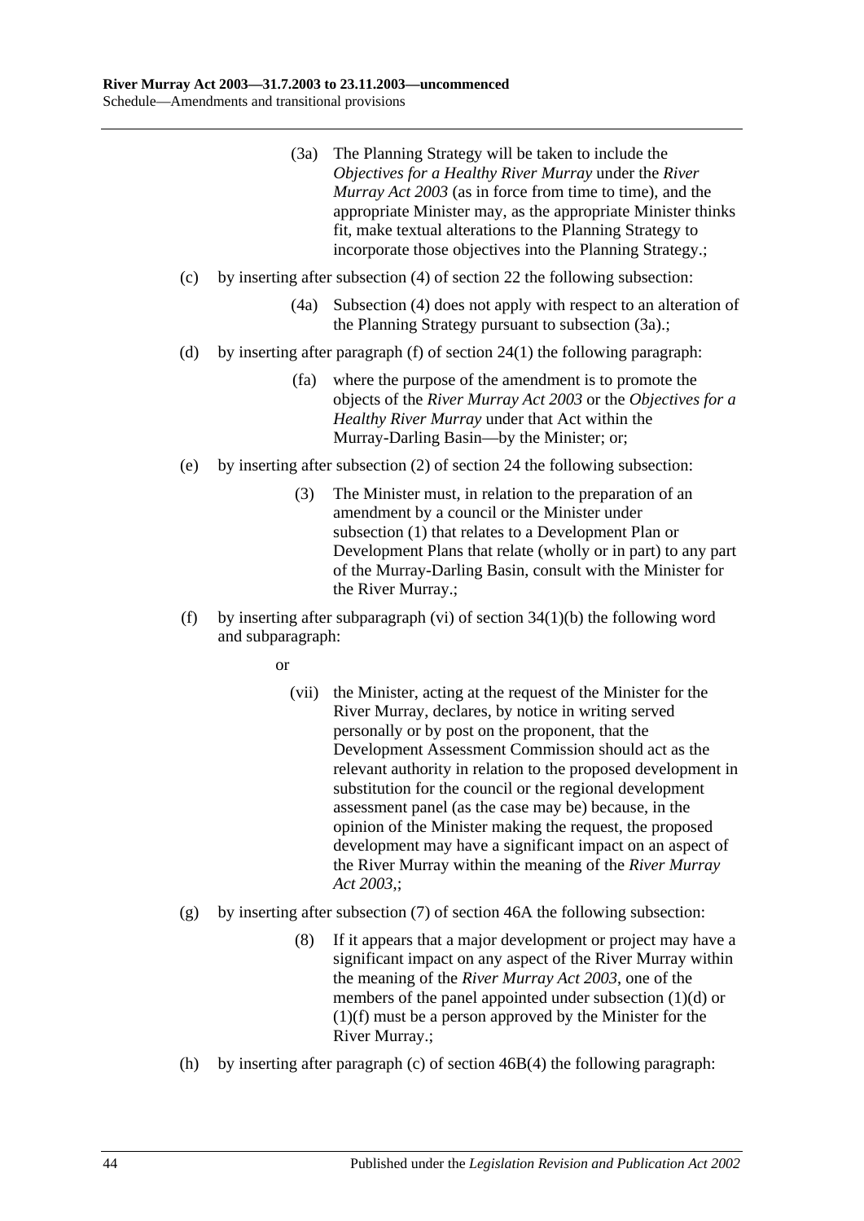(3a) The Planning Strategy will be taken to include the *Objectives for a Healthy River Murray* under the *River Murray Act 2003* (as in force from time to time), and the appropriate Minister may, as the appropriate Minister thinks fit, make textual alterations to the Planning Strategy to incorporate those objectives into the Planning Strategy.;

(c) by inserting after subsection (4) of section 22 the following subsection:

(4a) Subsection (4) does not apply with respect to an alteration of the Planning Strategy pursuant to subsection (3a).;

(d) by inserting after paragraph (f) of section 24(1) the following paragraph:

(fa) where the purpose of the amendment is to promote the objects of the *River Murray Act 2003* or the *Objectives for a Healthy River Murray* under that Act within the Murray-Darling Basin—by the Minister; or;

(e) by inserting after subsection (2) of section 24 the following subsection:

(3) The Minister must, in relation to the preparation of an amendment by a council or the Minister under subsection (1) that relates to a Development Plan or Development Plans that relate (wholly or in part) to any part of the Murray-Darling Basin, consult with the Minister for the River Murray.;

(f) by inserting after subparagraph (vi) of section 34(1)(b) the following word and subparagraph:

or

(vii) the Minister, acting at the request of the Minister for the River Murray, declares, by notice in writing served personally or by post on the proponent, that the Development Assessment Commission should act as the relevant authority in relation to the proposed development in substitution for the council or the regional development assessment panel (as the case may be) because, in the opinion of the Minister making the request, the proposed development may have a significant impact on an aspect of the River Murray within the meaning of the *River Murray Act 2003*,;

(g) by inserting after subsection (7) of section 46A the following subsection:

(8) If it appears that a major development or project may have a significant impact on any aspect of the River Murray within the meaning of the *River Murray Act 2003*, one of the members of the panel appointed under subsection (1)(d) or (1)(f) must be a person approved by the Minister for the River Murray.;

(h) by inserting after paragraph (c) of section 46B(4) the following paragraph: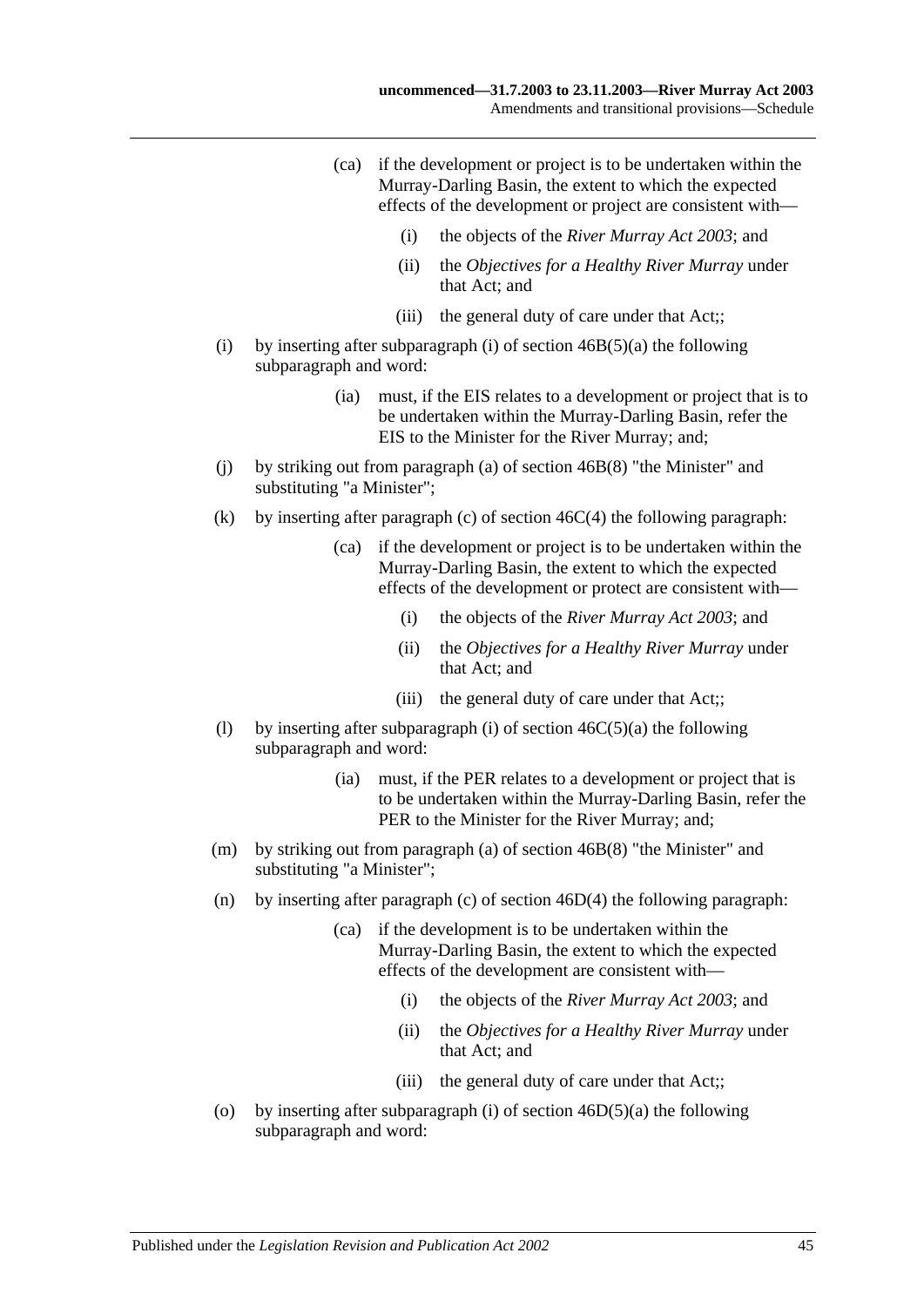(ca) if the development or project is to be undertaken within the Murray-Darling Basin, the extent to which the expected effects of the development or project are consistent with—

(i) the objects of the *River Murray Act 2003*; and

(ii) the *Objectives for a Healthy River Murray* under that Act; and

(iii) the general duty of care under that Act;;

(i) by inserting after subparagraph (i) of section 46B(5)(a) the following subparagraph and word:

(ia) must, if the EIS relates to a development or project that is to be undertaken within the Murray-Darling Basin, refer the EIS to the Minister for the River Murray; and;

(j) by striking out from paragraph (a) of section 46B(8) "the Minister" and substituting "a Minister";

(k) by inserting after paragraph (c) of section 46C(4) the following paragraph:

(ca) if the development or project is to be undertaken within the Murray-Darling Basin, the extent to which the expected effects of the development or protect are consistent with—

(i) the objects of the *River Murray Act 2003*; and

(ii) the *Objectives for a Healthy River Murray* under that Act; and

(iii) the general duty of care under that Act;;

(l) by inserting after subparagraph (i) of section 46C(5)(a) the following subparagraph and word:

(ia) must, if the PER relates to a development or project that is to be undertaken within the Murray-Darling Basin, refer the PER to the Minister for the River Murray; and;

(m) by striking out from paragraph (a) of section 46B(8) "the Minister" and substituting "a Minister";

(n) by inserting after paragraph (c) of section 46D(4) the following paragraph:

(ca) if the development is to be undertaken within the Murray-Darling Basin, the extent to which the expected effects of the development are consistent with—

(i) the objects of the *River Murray Act 2003*; and

(ii) the *Objectives for a Healthy River Murray* under that Act; and

(iii) the general duty of care under that Act;;

(o) by inserting after subparagraph (i) of section 46D(5)(a) the following subparagraph and word: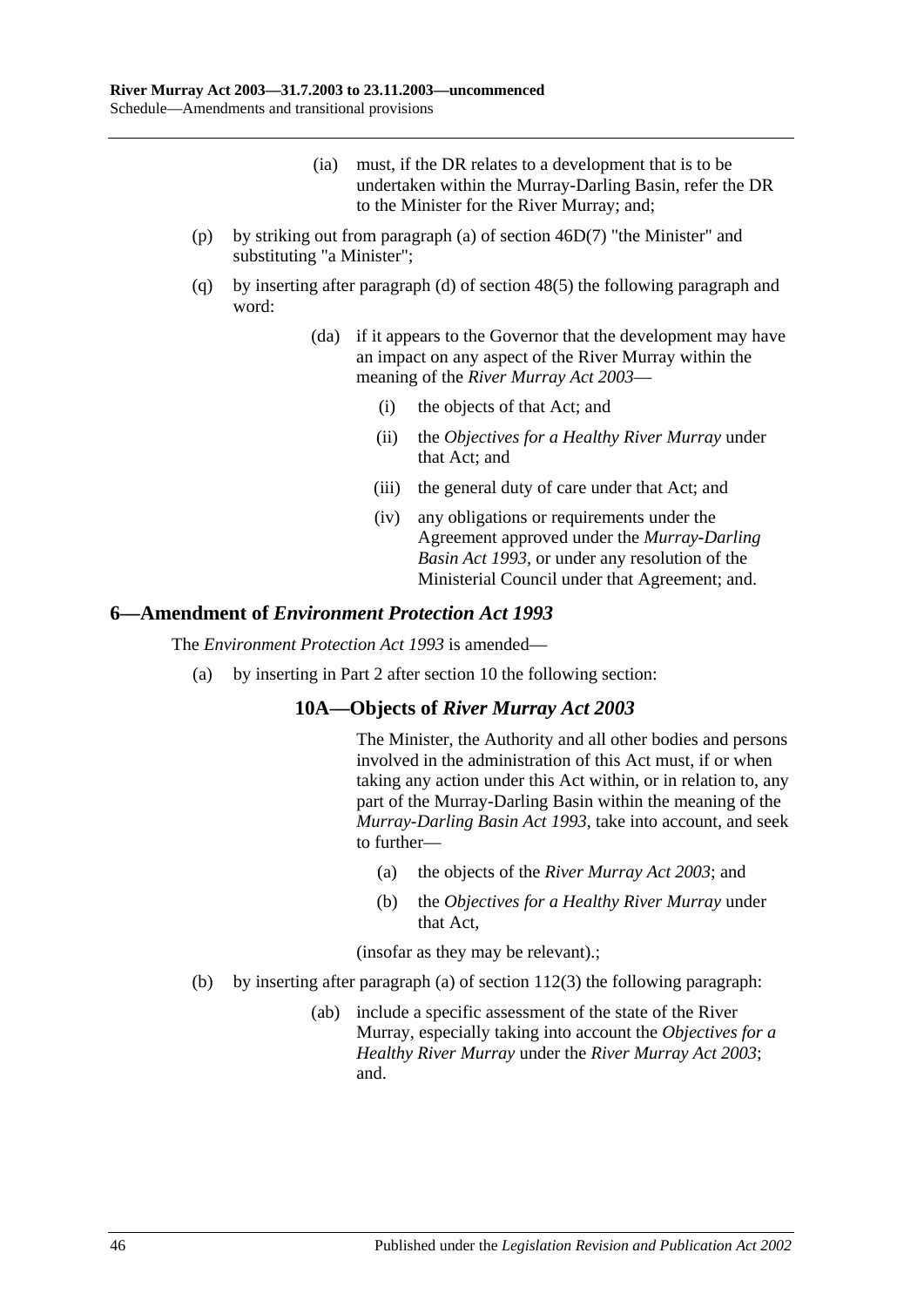(ia) must, if the DR relates to a development that is to be undertaken within the Murray-Darling Basin, refer the DR to the Minister for the River Murray; and;

(p) by striking out from paragraph (a) of section 46D(7) "the Minister" and substituting "a Minister";

(q) by inserting after paragraph (d) of section 48(5) the following paragraph and word:

> (da) if it appears to the Governor that the development may have an impact on any aspect of the River Murray within the meaning of the *River Murray Act 2003*—
>
> > (i) the objects of that Act; and
> >
> > (ii) the *Objectives for a Healthy River Murray* under that Act; and
> >
> > (iii) the general duty of care under that Act; and
> >
> > (iv) any obligations or requirements under the Agreement approved under the *Murray-Darling Basin Act 1993*, or under any resolution of the Ministerial Council under that Agreement; and.

## 6—Amendment of *Environment Protection Act 1993*

The *Environment Protection Act 1993* is amended—

(a) by inserting in Part 2 after section 10 the following section:

> ### 10A—Objects of *River Murray Act 2003*
>
> The Minister, the Authority and all other bodies and persons involved in the administration of this Act must, if or when taking any action under this Act within, or in relation to, any part of the Murray-Darling Basin within the meaning of the *Murray-Darling Basin Act 1993*, take into account, and seek to further—
>
> > (a) the objects of the *River Murray Act 2003*; and
> >
> > (b) the *Objectives for a Healthy River Murray* under that Act,
>
> (insofar as they may be relevant).;

(b) by inserting after paragraph (a) of section 112(3) the following paragraph:

> (ab) include a specific assessment of the state of the River Murray, especially taking into account the *Objectives for a Healthy River Murray* under the *River Murray Act 2003*; and.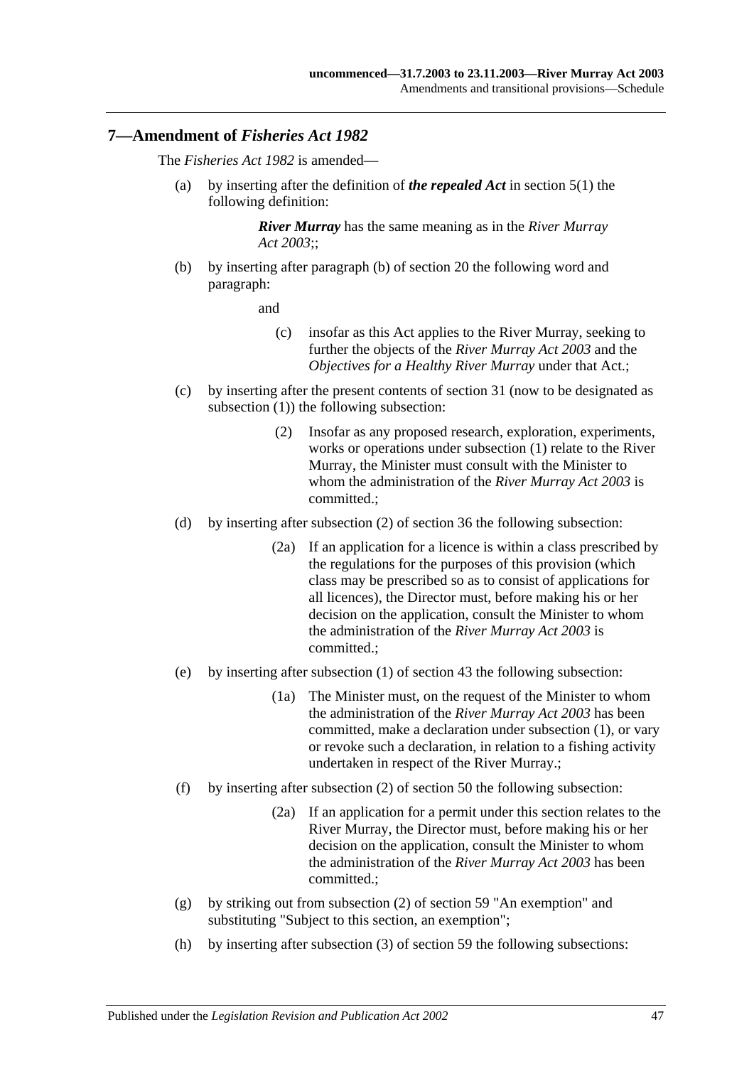## 7—Amendment of *Fisheries Act 1982*

The *Fisheries Act 1982* is amended—

(a) by inserting after the definition of ***the repealed Act*** in section 5(1) the following definition:

> ***River Murray*** has the same meaning as in the *River Murray Act 2003*;;

(b) by inserting after paragraph (b) of section 20 the following word and paragraph:

> and
>
> (c) insofar as this Act applies to the River Murray, seeking to further the objects of the *River Murray Act 2003* and the *Objectives for a Healthy River Murray* under that Act.;

(c) by inserting after the present contents of section 31 (now to be designated as subsection (1)) the following subsection:

> (2) Insofar as any proposed research, exploration, experiments, works or operations under subsection (1) relate to the River Murray, the Minister must consult with the Minister to whom the administration of the *River Murray Act 2003* is committed.;

(d) by inserting after subsection (2) of section 36 the following subsection:

> (2a) If an application for a licence is within a class prescribed by the regulations for the purposes of this provision (which class may be prescribed so as to consist of applications for all licences), the Director must, before making his or her decision on the application, consult the Minister to whom the administration of the *River Murray Act 2003* is committed.;

(e) by inserting after subsection (1) of section 43 the following subsection:

> (1a) The Minister must, on the request of the Minister to whom the administration of the *River Murray Act 2003* has been committed, make a declaration under subsection (1), or vary or revoke such a declaration, in relation to a fishing activity undertaken in respect of the River Murray.;

(f) by inserting after subsection (2) of section 50 the following subsection:

> (2a) If an application for a permit under this section relates to the River Murray, the Director must, before making his or her decision on the application, consult the Minister to whom the administration of the *River Murray Act 2003* has been committed.;

(g) by striking out from subsection (2) of section 59 "An exemption" and substituting "Subject to this section, an exemption";

(h) by inserting after subsection (3) of section 59 the following subsections: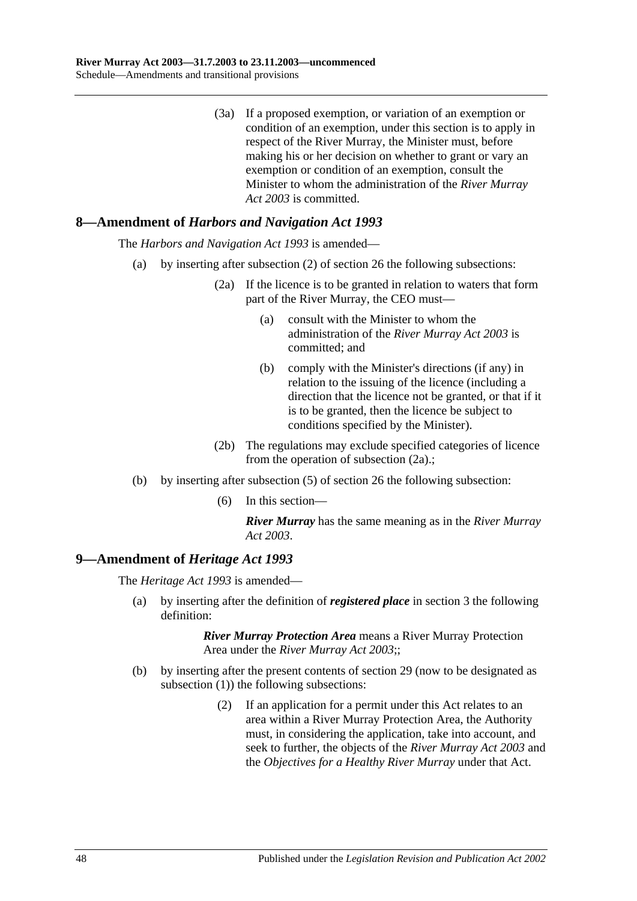(3a) If a proposed exemption, or variation of an exemption or condition of an exemption, under this section is to apply in respect of the River Murray, the Minister must, before making his or her decision on whether to grant or vary an exemption or condition of an exemption, consult the Minister to whom the administration of the *River Murray Act 2003* is committed.

## 8—Amendment of *Harbors and Navigation Act 1993*

The *Harbors and Navigation Act 1993* is amended—

(a) by inserting after subsection (2) of section 26 the following subsections:

> (2a) If the licence is to be granted in relation to waters that form part of the River Murray, the CEO must—
>
> (a) consult with the Minister to whom the administration of the *River Murray Act 2003* is committed; and
>
> (b) comply with the Minister's directions (if any) in relation to the issuing of the licence (including a direction that the licence not be granted, or that if it is to be granted, then the licence be subject to conditions specified by the Minister).
>
> (2b) The regulations may exclude specified categories of licence from the operation of subsection (2a).;

(b) by inserting after subsection (5) of section 26 the following subsection:

> (6) In this section—
>
> ***River Murray*** has the same meaning as in the *River Murray Act 2003*.

## 9—Amendment of *Heritage Act 1993*

The *Heritage Act 1993* is amended—

(a) by inserting after the definition of ***registered place*** in section 3 the following definition:

> ***River Murray Protection Area*** means a River Murray Protection Area under the *River Murray Act 2003*;;

(b) by inserting after the present contents of section 29 (now to be designated as subsection (1)) the following subsections:

> (2) If an application for a permit under this Act relates to an area within a River Murray Protection Area, the Authority must, in considering the application, take into account, and seek to further, the objects of the *River Murray Act 2003* and the *Objectives for a Healthy River Murray* under that Act.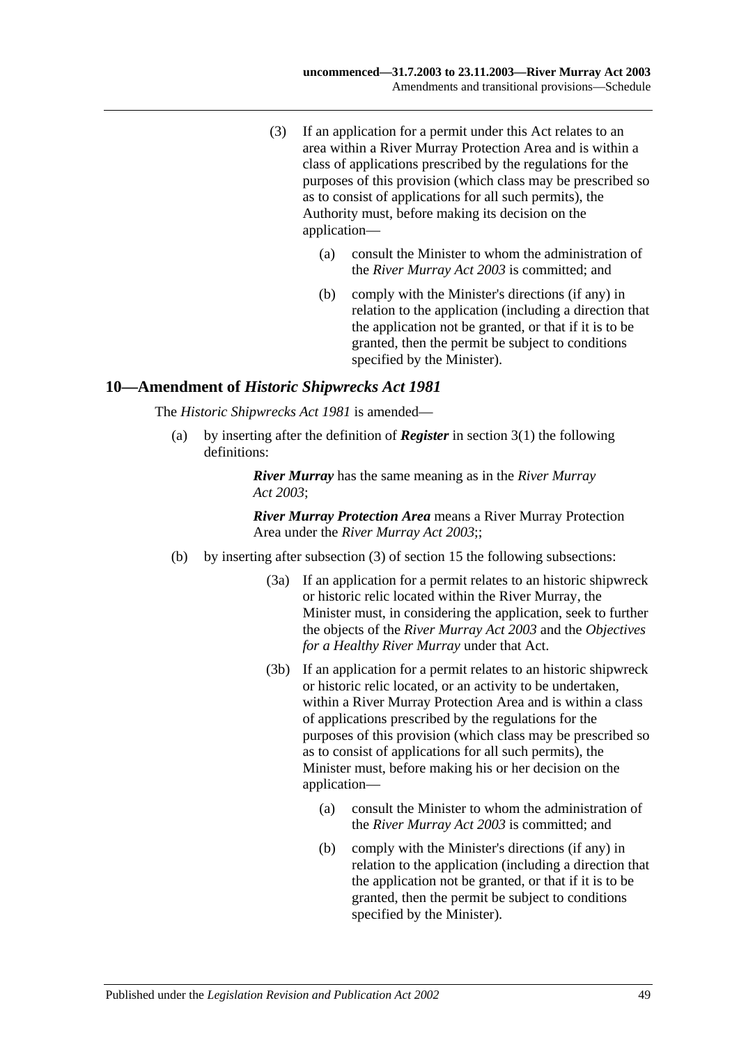(3) If an application for a permit under this Act relates to an area within a River Murray Protection Area and is within a class of applications prescribed by the regulations for the purposes of this provision (which class may be prescribed so as to consist of applications for all such permits), the Authority must, before making its decision on the application—

(a) consult the Minister to whom the administration of the *River Murray Act 2003* is committed; and

(b) comply with the Minister's directions (if any) in relation to the application (including a direction that the application not be granted, or that if it is to be granted, then the permit be subject to conditions specified by the Minister).

## 10—Amendment of *Historic Shipwrecks Act 1981*

The *Historic Shipwrecks Act 1981* is amended—

(a) by inserting after the definition of ***Register*** in section 3(1) the following definitions:

***River Murray*** has the same meaning as in the *River Murray Act 2003*;

***River Murray Protection Area*** means a River Murray Protection Area under the *River Murray Act 2003*;;

(b) by inserting after subsection (3) of section 15 the following subsections:

(3a) If an application for a permit relates to an historic shipwreck or historic relic located within the River Murray, the Minister must, in considering the application, seek to further the objects of the *River Murray Act 2003* and the *Objectives for a Healthy River Murray* under that Act.

(3b) If an application for a permit relates to an historic shipwreck or historic relic located, or an activity to be undertaken, within a River Murray Protection Area and is within a class of applications prescribed by the regulations for the purposes of this provision (which class may be prescribed so as to consist of applications for all such permits), the Minister must, before making his or her decision on the application—

(a) consult the Minister to whom the administration of the *River Murray Act 2003* is committed; and

(b) comply with the Minister's directions (if any) in relation to the application (including a direction that the application not be granted, or that if it is to be granted, then the permit be subject to conditions specified by the Minister).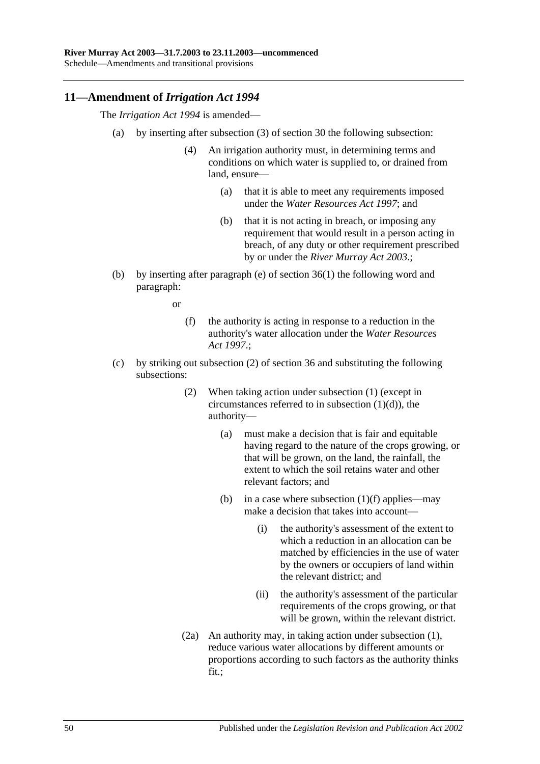## 11—Amendment of *Irrigation Act 1994*

The *Irrigation Act 1994* is amended—

(a) by inserting after subsection (3) of section 30 the following subsection:

> (4) An irrigation authority must, in determining terms and conditions on which water is supplied to, or drained from land, ensure—
>
> > (a) that it is able to meet any requirements imposed under the *Water Resources Act 1997*; and
> >
> > (b) that it is not acting in breach, or imposing any requirement that would result in a person acting in breach, of any duty or other requirement prescribed by or under the *River Murray Act 2003*.;

(b) by inserting after paragraph (e) of section 36(1) the following word and paragraph:

> or
>
> (f) the authority is acting in response to a reduction in the authority's water allocation under the *Water Resources Act 1997*.;

(c) by striking out subsection (2) of section 36 and substituting the following subsections:

> (2) When taking action under subsection (1) (except in circumstances referred to in subsection (1)(d)), the authority—
>
> > (a) must make a decision that is fair and equitable having regard to the nature of the crops growing, or that will be grown, on the land, the rainfall, the extent to which the soil retains water and other relevant factors; and
> >
> > (b) in a case where subsection (1)(f) applies—may make a decision that takes into account—
> >
> > > (i) the authority's assessment of the extent to which a reduction in an allocation can be matched by efficiencies in the use of water by the owners or occupiers of land within the relevant district; and
> > >
> > > (ii) the authority's assessment of the particular requirements of the crops growing, or that will be grown, within the relevant district.
>
> (2a) An authority may, in taking action under subsection (1), reduce various water allocations by different amounts or proportions according to such factors as the authority thinks fit.;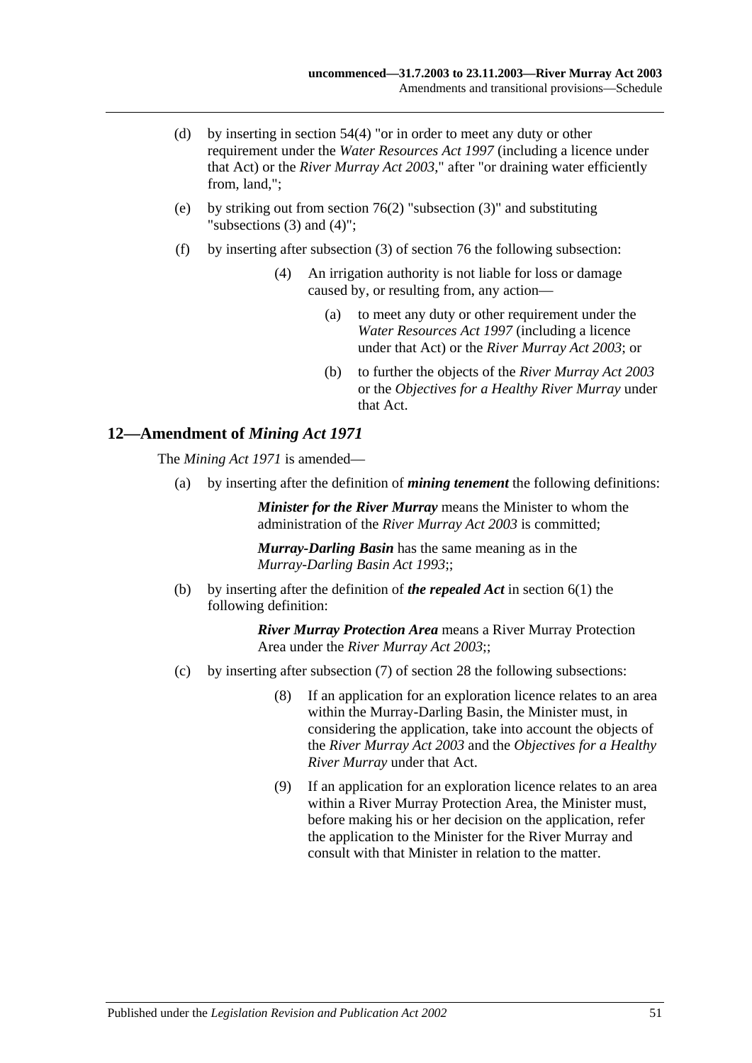(d) by inserting in section 54(4) "or in order to meet any duty or other requirement under the *Water Resources Act 1997* (including a licence under that Act) or the *River Murray Act 2003*," after "or draining water efficiently from, land,";

(e) by striking out from section 76(2) "subsection (3)" and substituting "subsections (3) and (4)";

(f) by inserting after subsection (3) of section 76 the following subsection:

> (4) An irrigation authority is not liable for loss or damage caused by, or resulting from, any action—
>
> > (a) to meet any duty or other requirement under the *Water Resources Act 1997* (including a licence under that Act) or the *River Murray Act 2003*; or
> >
> > (b) to further the objects of the *River Murray Act 2003* or the *Objectives for a Healthy River Murray* under that Act.

## 12—Amendment of *Mining Act 1971*

The *Mining Act 1971* is amended—

(a) by inserting after the definition of ***mining tenement*** the following definitions:

> ***Minister for the River Murray*** means the Minister to whom the administration of the *River Murray Act 2003* is committed;
>
> ***Murray-Darling Basin*** has the same meaning as in the *Murray-Darling Basin Act 1993*;;

(b) by inserting after the definition of ***the repealed Act*** in section 6(1) the following definition:

> ***River Murray Protection Area*** means a River Murray Protection Area under the *River Murray Act 2003*;;

(c) by inserting after subsection (7) of section 28 the following subsections:

> (8) If an application for an exploration licence relates to an area within the Murray-Darling Basin, the Minister must, in considering the application, take into account the objects of the *River Murray Act 2003* and the *Objectives for a Healthy River Murray* under that Act.
>
> (9) If an application for an exploration licence relates to an area within a River Murray Protection Area, the Minister must, before making his or her decision on the application, refer the application to the Minister for the River Murray and consult with that Minister in relation to the matter.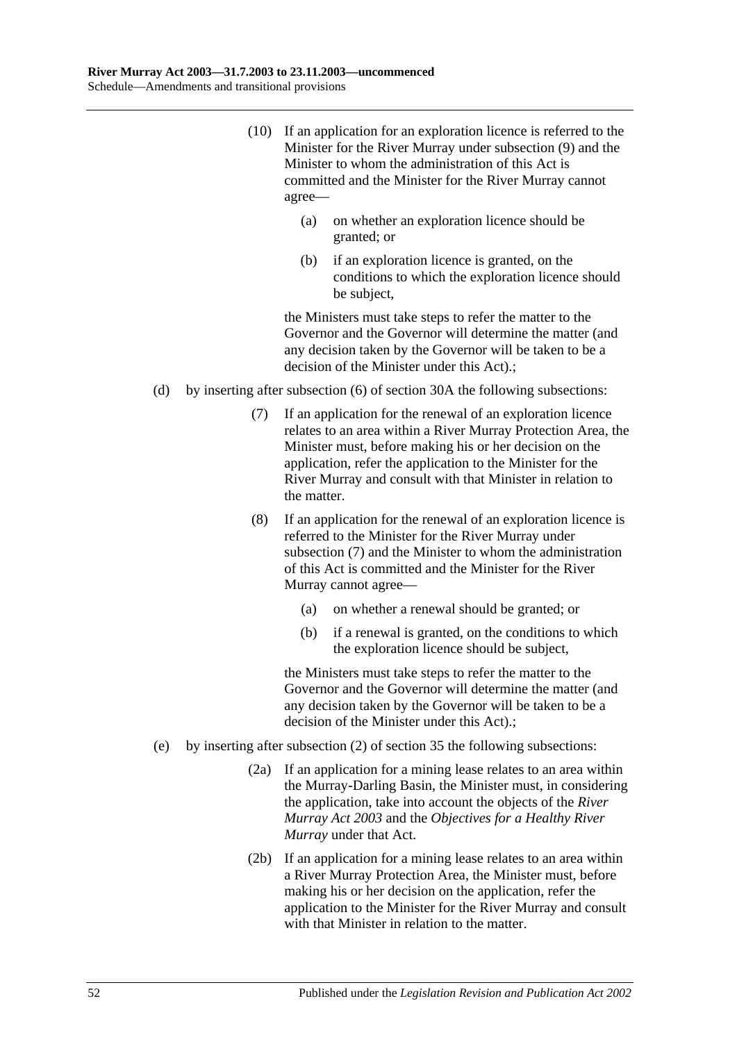(10) If an application for an exploration licence is referred to the Minister for the River Murray under subsection (9) and the Minister to whom the administration of this Act is committed and the Minister for the River Murray cannot agree—

(a) on whether an exploration licence should be granted; or

(b) if an exploration licence is granted, on the conditions to which the exploration licence should be subject,

the Ministers must take steps to refer the matter to the Governor and the Governor will determine the matter (and any decision taken by the Governor will be taken to be a decision of the Minister under this Act).;

(d) by inserting after subsection (6) of section 30A the following subsections:

(7) If an application for the renewal of an exploration licence relates to an area within a River Murray Protection Area, the Minister must, before making his or her decision on the application, refer the application to the Minister for the River Murray and consult with that Minister in relation to the matter.

(8) If an application for the renewal of an exploration licence is referred to the Minister for the River Murray under subsection (7) and the Minister to whom the administration of this Act is committed and the Minister for the River Murray cannot agree—

(a) on whether a renewal should be granted; or

(b) if a renewal is granted, on the conditions to which the exploration licence should be subject,

the Ministers must take steps to refer the matter to the Governor and the Governor will determine the matter (and any decision taken by the Governor will be taken to be a decision of the Minister under this Act).;

(e) by inserting after subsection (2) of section 35 the following subsections:

(2a) If an application for a mining lease relates to an area within the Murray-Darling Basin, the Minister must, in considering the application, take into account the objects of the *River Murray Act 2003* and the *Objectives for a Healthy River Murray* under that Act.

(2b) If an application for a mining lease relates to an area within a River Murray Protection Area, the Minister must, before making his or her decision on the application, refer the application to the Minister for the River Murray and consult with that Minister in relation to the matter.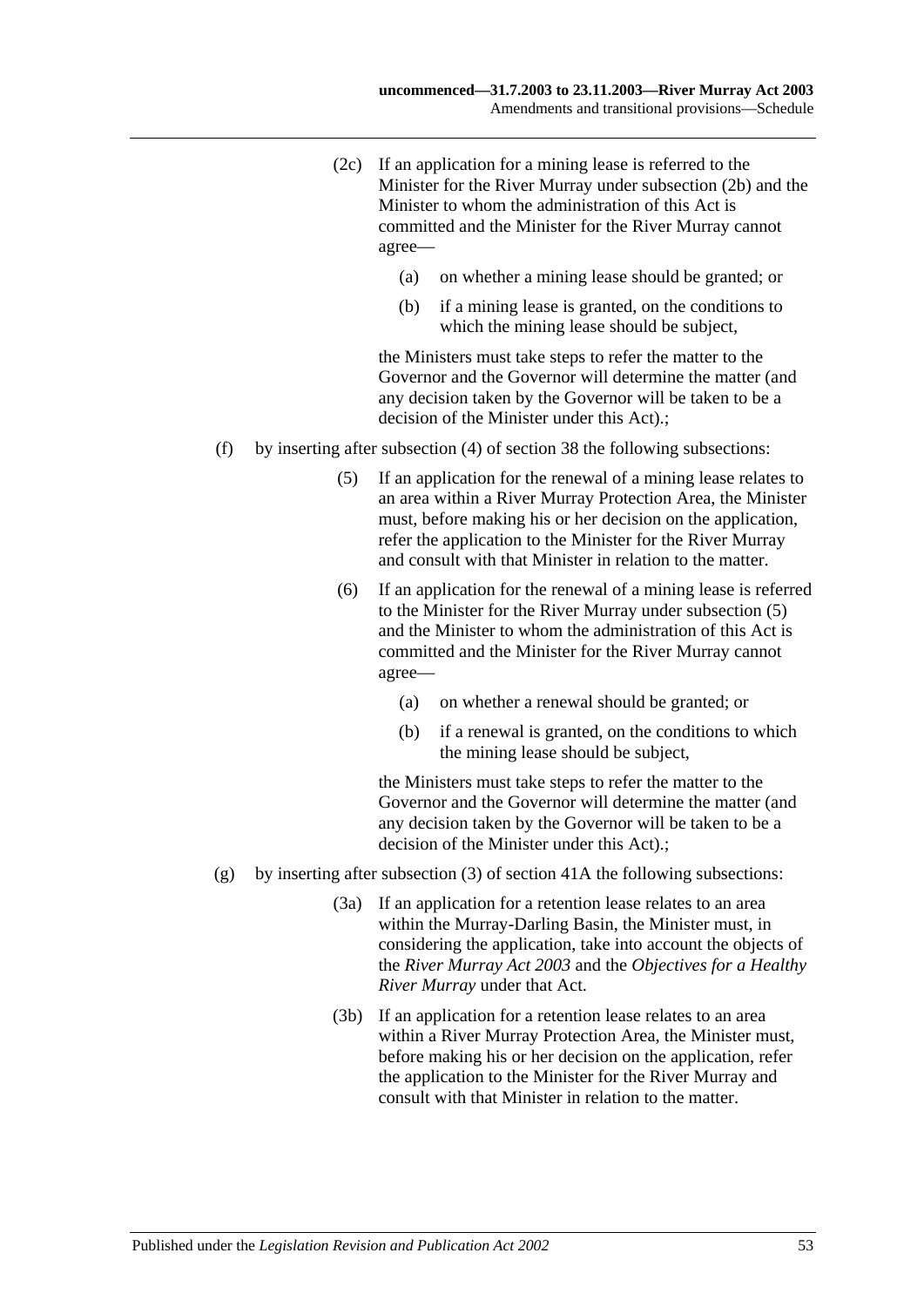(2c) If an application for a mining lease is referred to the Minister for the River Murray under subsection (2b) and the Minister to whom the administration of this Act is committed and the Minister for the River Murray cannot agree—

(a) on whether a mining lease should be granted; or

(b) if a mining lease is granted, on the conditions to which the mining lease should be subject,

the Ministers must take steps to refer the matter to the Governor and the Governor will determine the matter (and any decision taken by the Governor will be taken to be a decision of the Minister under this Act).;

(f) by inserting after subsection (4) of section 38 the following subsections:

(5) If an application for the renewal of a mining lease relates to an area within a River Murray Protection Area, the Minister must, before making his or her decision on the application, refer the application to the Minister for the River Murray and consult with that Minister in relation to the matter.

(6) If an application for the renewal of a mining lease is referred to the Minister for the River Murray under subsection (5) and the Minister to whom the administration of this Act is committed and the Minister for the River Murray cannot agree—

(a) on whether a renewal should be granted; or

(b) if a renewal is granted, on the conditions to which the mining lease should be subject,

the Ministers must take steps to refer the matter to the Governor and the Governor will determine the matter (and any decision taken by the Governor will be taken to be a decision of the Minister under this Act).;

(g) by inserting after subsection (3) of section 41A the following subsections:

(3a) If an application for a retention lease relates to an area within the Murray-Darling Basin, the Minister must, in considering the application, take into account the objects of the *River Murray Act 2003* and the *Objectives for a Healthy River Murray* under that Act.

(3b) If an application for a retention lease relates to an area within a River Murray Protection Area, the Minister must, before making his or her decision on the application, refer the application to the Minister for the River Murray and consult with that Minister in relation to the matter.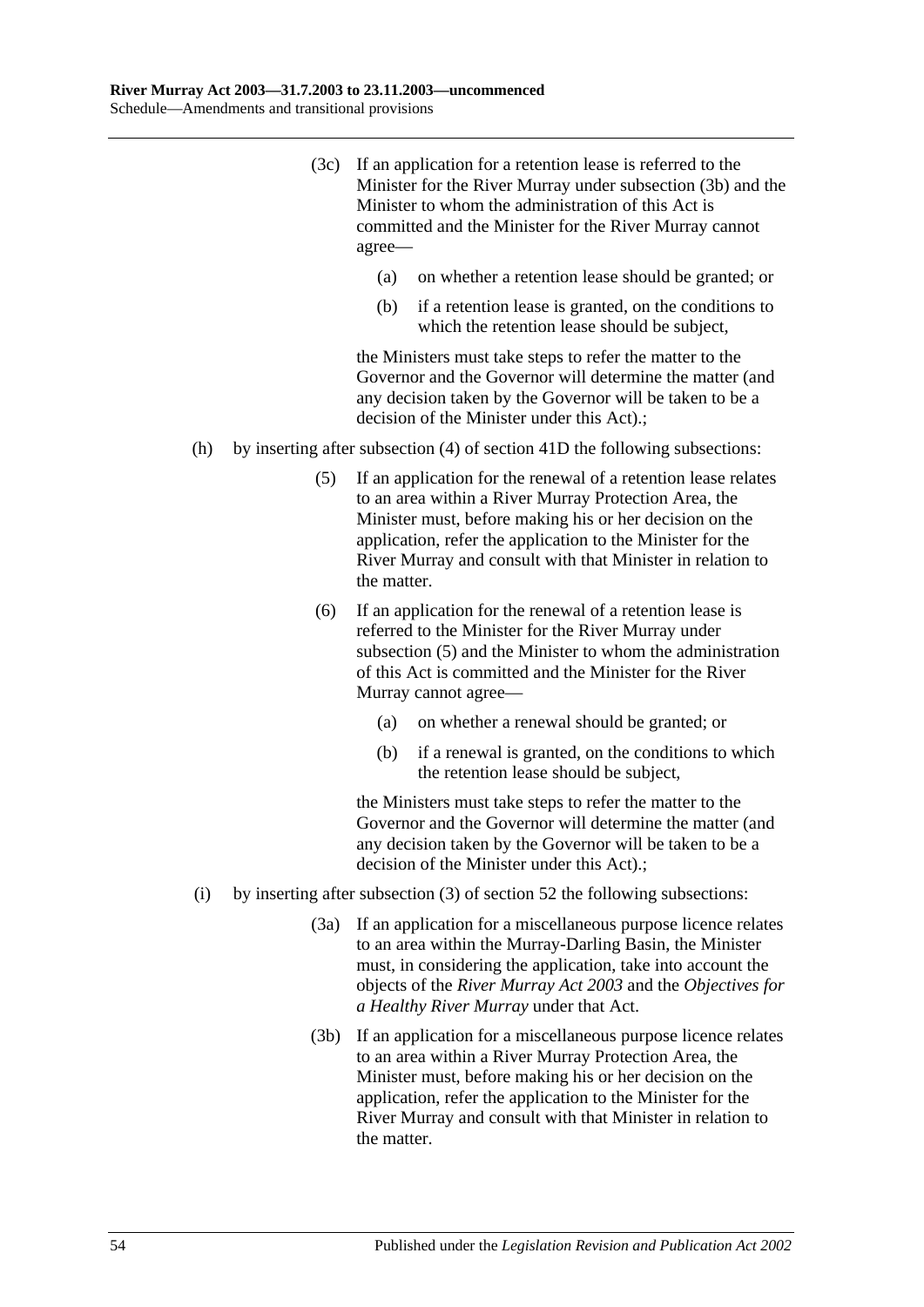(3c) If an application for a retention lease is referred to the Minister for the River Murray under subsection (3b) and the Minister to whom the administration of this Act is committed and the Minister for the River Murray cannot agree—

(a) on whether a retention lease should be granted; or

(b) if a retention lease is granted, on the conditions to which the retention lease should be subject,

the Ministers must take steps to refer the matter to the Governor and the Governor will determine the matter (and any decision taken by the Governor will be taken to be a decision of the Minister under this Act).;

(h) by inserting after subsection (4) of section 41D the following subsections:

(5) If an application for the renewal of a retention lease relates to an area within a River Murray Protection Area, the Minister must, before making his or her decision on the application, refer the application to the Minister for the River Murray and consult with that Minister in relation to the matter.

(6) If an application for the renewal of a retention lease is referred to the Minister for the River Murray under subsection (5) and the Minister to whom the administration of this Act is committed and the Minister for the River Murray cannot agree—

(a) on whether a renewal should be granted; or

(b) if a renewal is granted, on the conditions to which the retention lease should be subject,

the Ministers must take steps to refer the matter to the Governor and the Governor will determine the matter (and any decision taken by the Governor will be taken to be a decision of the Minister under this Act).;

(i) by inserting after subsection (3) of section 52 the following subsections:

(3a) If an application for a miscellaneous purpose licence relates to an area within the Murray-Darling Basin, the Minister must, in considering the application, take into account the objects of the *River Murray Act 2003* and the *Objectives for a Healthy River Murray* under that Act.

(3b) If an application for a miscellaneous purpose licence relates to an area within a River Murray Protection Area, the Minister must, before making his or her decision on the application, refer the application to the Minister for the River Murray and consult with that Minister in relation to the matter.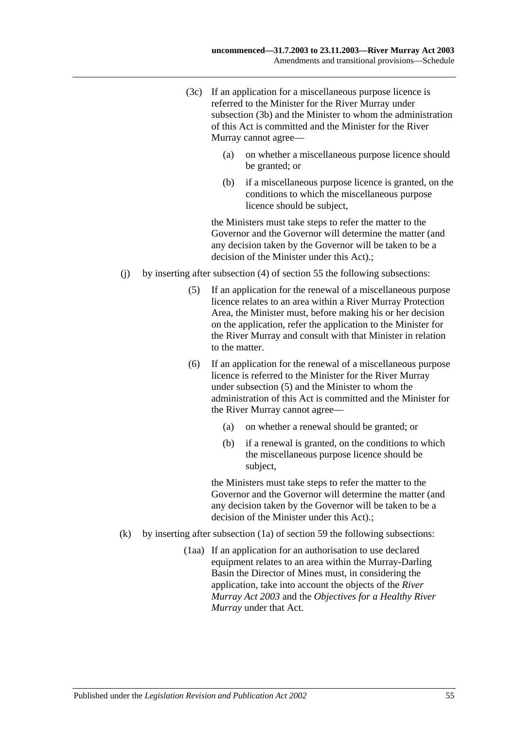(3c) If an application for a miscellaneous purpose licence is referred to the Minister for the River Murray under subsection (3b) and the Minister to whom the administration of this Act is committed and the Minister for the River Murray cannot agree—

(a) on whether a miscellaneous purpose licence should be granted; or

(b) if a miscellaneous purpose licence is granted, on the conditions to which the miscellaneous purpose licence should be subject,

the Ministers must take steps to refer the matter to the Governor and the Governor will determine the matter (and any decision taken by the Governor will be taken to be a decision of the Minister under this Act).;

(j) by inserting after subsection (4) of section 55 the following subsections:

(5) If an application for the renewal of a miscellaneous purpose licence relates to an area within a River Murray Protection Area, the Minister must, before making his or her decision on the application, refer the application to the Minister for the River Murray and consult with that Minister in relation to the matter.

(6) If an application for the renewal of a miscellaneous purpose licence is referred to the Minister for the River Murray under subsection (5) and the Minister to whom the administration of this Act is committed and the Minister for the River Murray cannot agree—

(a) on whether a renewal should be granted; or

(b) if a renewal is granted, on the conditions to which the miscellaneous purpose licence should be subject,

the Ministers must take steps to refer the matter to the Governor and the Governor will determine the matter (and any decision taken by the Governor will be taken to be a decision of the Minister under this Act).;

(k) by inserting after subsection (1a) of section 59 the following subsections:

(1aa) If an application for an authorisation to use declared equipment relates to an area within the Murray-Darling Basin the Director of Mines must, in considering the application, take into account the objects of the *River Murray Act 2003* and the *Objectives for a Healthy River Murray* under that Act.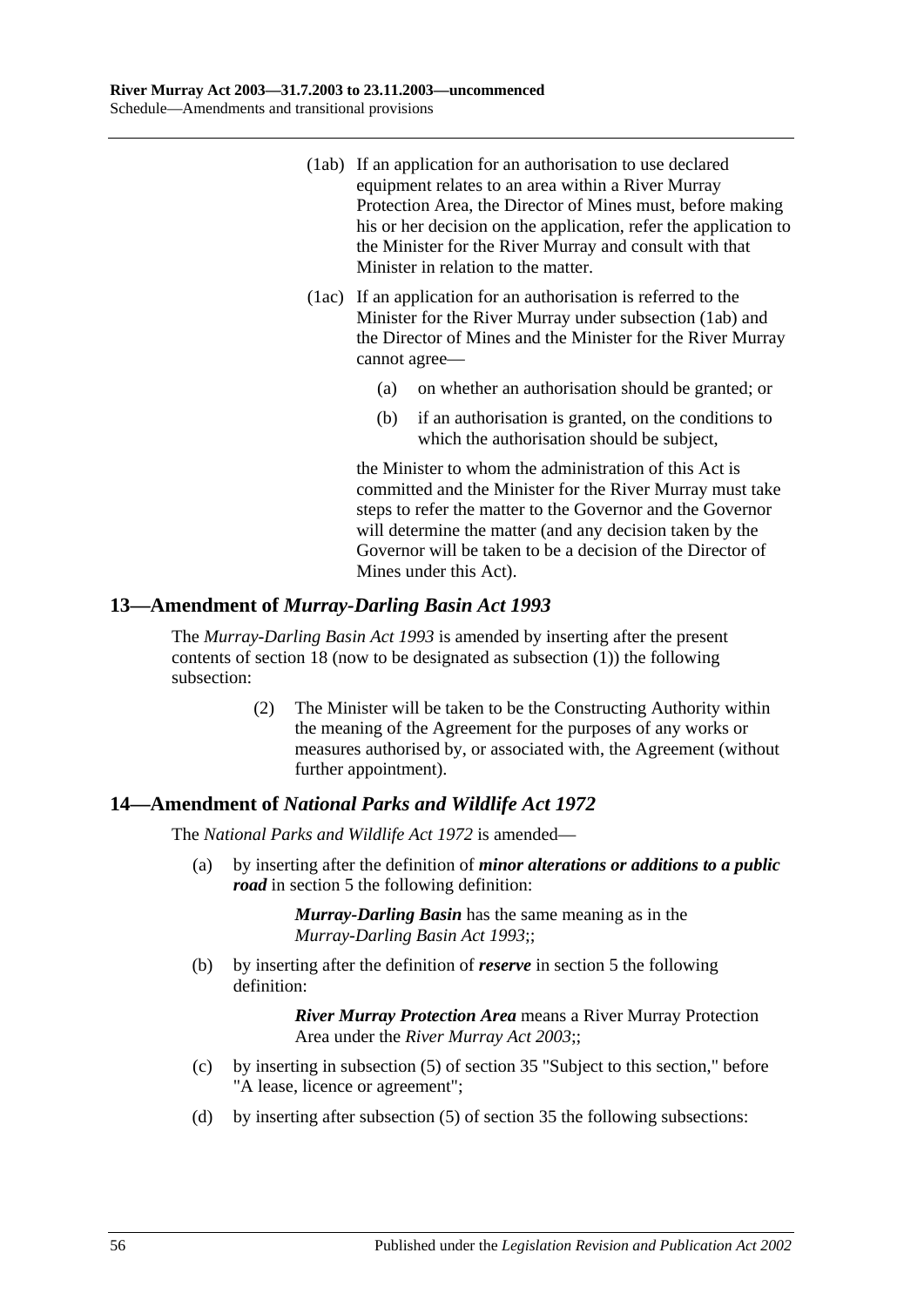(1ab) If an application for an authorisation to use declared equipment relates to an area within a River Murray Protection Area, the Director of Mines must, before making his or her decision on the application, refer the application to the Minister for the River Murray and consult with that Minister in relation to the matter.

(1ac) If an application for an authorisation is referred to the Minister for the River Murray under subsection (1ab) and the Director of Mines and the Minister for the River Murray cannot agree—

(a) on whether an authorisation should be granted; or

(b) if an authorisation is granted, on the conditions to which the authorisation should be subject,

the Minister to whom the administration of this Act is committed and the Minister for the River Murray must take steps to refer the matter to the Governor and the Governor will determine the matter (and any decision taken by the Governor will be taken to be a decision of the Director of Mines under this Act).

## 13—Amendment of *Murray-Darling Basin Act 1993*

The *Murray-Darling Basin Act 1993* is amended by inserting after the present contents of section 18 (now to be designated as subsection (1)) the following subsection:

(2) The Minister will be taken to be the Constructing Authority within the meaning of the Agreement for the purposes of any works or measures authorised by, or associated with, the Agreement (without further appointment).

## 14—Amendment of *National Parks and Wildlife Act 1972*

The *National Parks and Wildlife Act 1972* is amended—

(a) by inserting after the definition of ***minor alterations or additions to a public road*** in section 5 the following definition:

***Murray-Darling Basin*** has the same meaning as in the *Murray-Darling Basin Act 1993*;;

(b) by inserting after the definition of ***reserve*** in section 5 the following definition:

***River Murray Protection Area*** means a River Murray Protection Area under the *River Murray Act 2003*;;

(c) by inserting in subsection (5) of section 35 "Subject to this section," before "A lease, licence or agreement";

(d) by inserting after subsection (5) of section 35 the following subsections: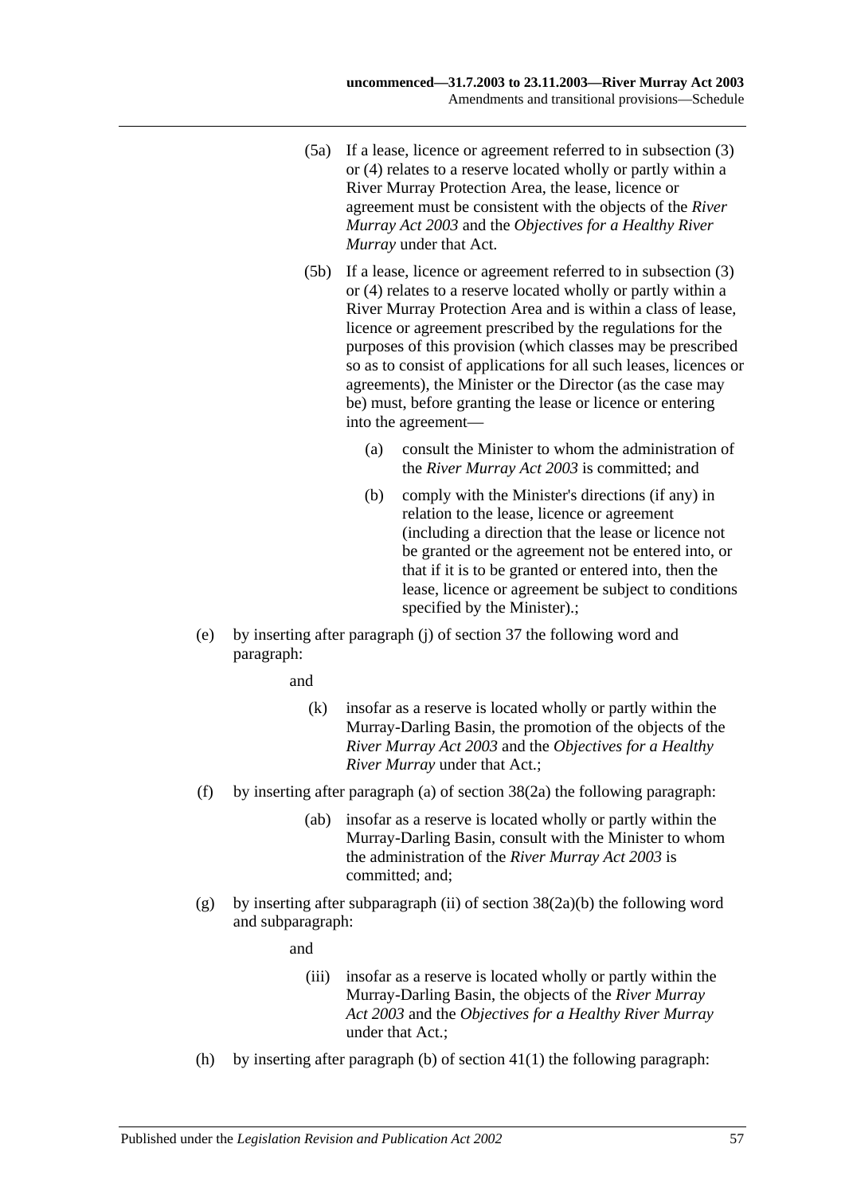(5a) If a lease, licence or agreement referred to in subsection (3) or (4) relates to a reserve located wholly or partly within a River Murray Protection Area, the lease, licence or agreement must be consistent with the objects of the *River Murray Act 2003* and the *Objectives for a Healthy River Murray* under that Act.

(5b) If a lease, licence or agreement referred to in subsection (3) or (4) relates to a reserve located wholly or partly within a River Murray Protection Area and is within a class of lease, licence or agreement prescribed by the regulations for the purposes of this provision (which classes may be prescribed so as to consist of applications for all such leases, licences or agreements), the Minister or the Director (as the case may be) must, before granting the lease or licence or entering into the agreement—

- (a) consult the Minister to whom the administration of the *River Murray Act 2003* is committed; and
- (b) comply with the Minister's directions (if any) in relation to the lease, licence or agreement (including a direction that the lease or licence not be granted or the agreement not be entered into, or that if it is to be granted or entered into, then the lease, licence or agreement be subject to conditions specified by the Minister).;

(e) by inserting after paragraph (j) of section 37 the following word and paragraph:

and

- (k) insofar as a reserve is located wholly or partly within the Murray-Darling Basin, the promotion of the objects of the *River Murray Act 2003* and the *Objectives for a Healthy River Murray* under that Act.;

(f) by inserting after paragraph (a) of section 38(2a) the following paragraph:

- (ab) insofar as a reserve is located wholly or partly within the Murray-Darling Basin, consult with the Minister to whom the administration of the *River Murray Act 2003* is committed; and;

(g) by inserting after subparagraph (ii) of section 38(2a)(b) the following word and subparagraph:

and

- (iii) insofar as a reserve is located wholly or partly within the Murray-Darling Basin, the objects of the *River Murray Act 2003* and the *Objectives for a Healthy River Murray* under that Act.;

(h) by inserting after paragraph (b) of section 41(1) the following paragraph: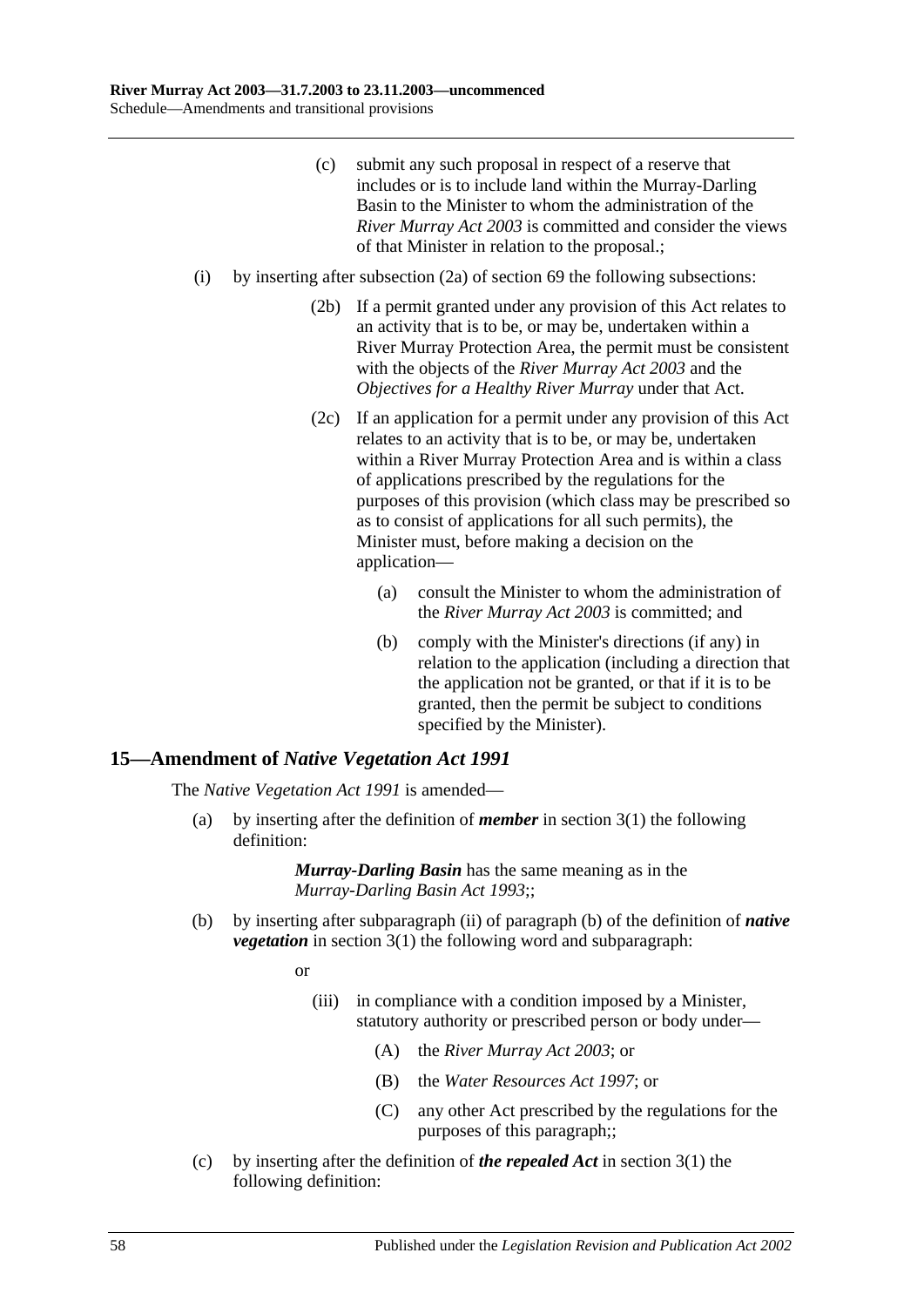(c) submit any such proposal in respect of a reserve that includes or is to include land within the Murray-Darling Basin to the Minister to whom the administration of the *River Murray Act 2003* is committed and consider the views of that Minister in relation to the proposal.;

(i) by inserting after subsection (2a) of section 69 the following subsections:

> (2b) If a permit granted under any provision of this Act relates to an activity that is to be, or may be, undertaken within a River Murray Protection Area, the permit must be consistent with the objects of the *River Murray Act 2003* and the *Objectives for a Healthy River Murray* under that Act.
>
> (2c) If an application for a permit under any provision of this Act relates to an activity that is to be, or may be, undertaken within a River Murray Protection Area and is within a class of applications prescribed by the regulations for the purposes of this provision (which class may be prescribed so as to consist of applications for all such permits), the Minister must, before making a decision on the application—
>
> (a) consult the Minister to whom the administration of the *River Murray Act 2003* is committed; and
>
> (b) comply with the Minister's directions (if any) in relation to the application (including a direction that the application not be granted, or that if it is to be granted, then the permit be subject to conditions specified by the Minister).

## 15—Amendment of *Native Vegetation Act 1991*

The *Native Vegetation Act 1991* is amended—

(a) by inserting after the definition of ***member*** in section 3(1) the following definition:

> ***Murray-Darling Basin*** has the same meaning as in the *Murray-Darling Basin Act 1993*;;

(b) by inserting after subparagraph (ii) of paragraph (b) of the definition of ***native vegetation*** in section 3(1) the following word and subparagraph:

> or
>
> (iii) in compliance with a condition imposed by a Minister, statutory authority or prescribed person or body under—
>
> (A) the *River Murray Act 2003*; or
>
> (B) the *Water Resources Act 1997*; or
>
> (C) any other Act prescribed by the regulations for the purposes of this paragraph;;

(c) by inserting after the definition of ***the repealed Act*** in section 3(1) the following definition: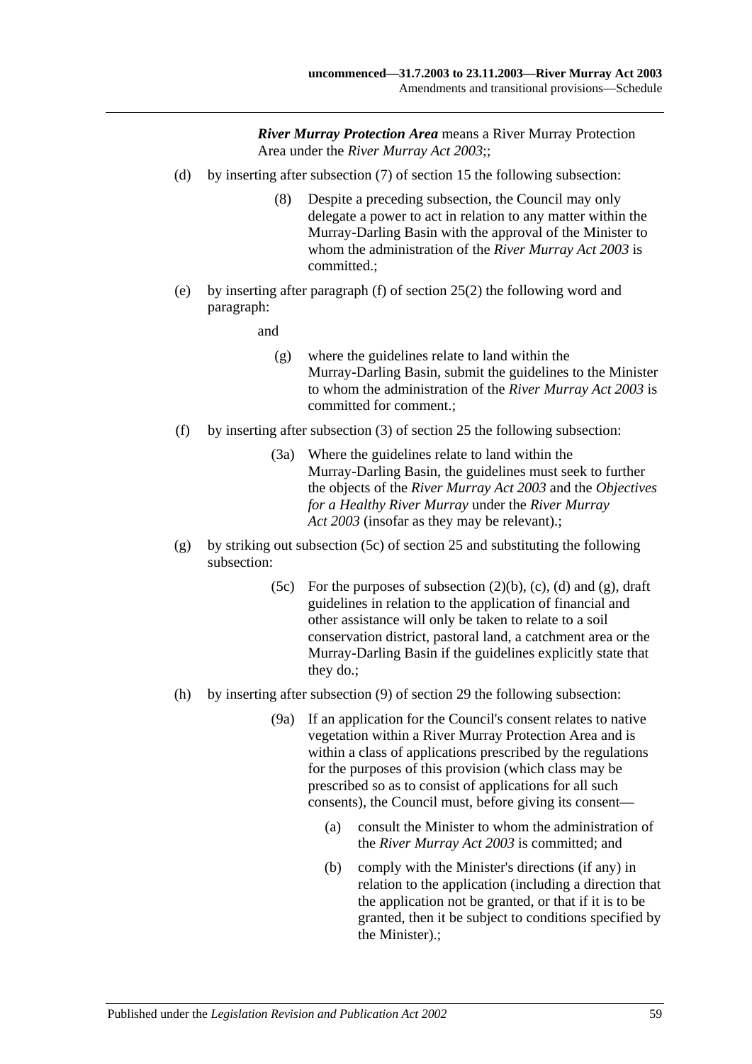***River Murray Protection Area*** means a River Murray Protection Area under the *River Murray Act 2003*;;

(d) by inserting after subsection (7) of section 15 the following subsection:

> (8) Despite a preceding subsection, the Council may only delegate a power to act in relation to any matter within the Murray-Darling Basin with the approval of the Minister to whom the administration of the *River Murray Act 2003* is committed.;

(e) by inserting after paragraph (f) of section 25(2) the following word and paragraph:

> and
>
> (g) where the guidelines relate to land within the Murray-Darling Basin, submit the guidelines to the Minister to whom the administration of the *River Murray Act 2003* is committed for comment.;

(f) by inserting after subsection (3) of section 25 the following subsection:

> (3a) Where the guidelines relate to land within the Murray-Darling Basin, the guidelines must seek to further the objects of the *River Murray Act 2003* and the *Objectives for a Healthy River Murray* under the *River Murray Act 2003* (insofar as they may be relevant).;

(g) by striking out subsection (5c) of section 25 and substituting the following subsection:

> (5c) For the purposes of subsection (2)(b), (c), (d) and (g), draft guidelines in relation to the application of financial and other assistance will only be taken to relate to a soil conservation district, pastoral land, a catchment area or the Murray-Darling Basin if the guidelines explicitly state that they do.;

(h) by inserting after subsection (9) of section 29 the following subsection:

> (9a) If an application for the Council's consent relates to native vegetation within a River Murray Protection Area and is within a class of applications prescribed by the regulations for the purposes of this provision (which class may be prescribed so as to consist of applications for all such consents), the Council must, before giving its consent—
>
> (a) consult the Minister to whom the administration of the *River Murray Act 2003* is committed; and
>
> (b) comply with the Minister's directions (if any) in relation to the application (including a direction that the application not be granted, or that if it is to be granted, then it be subject to conditions specified by the Minister).;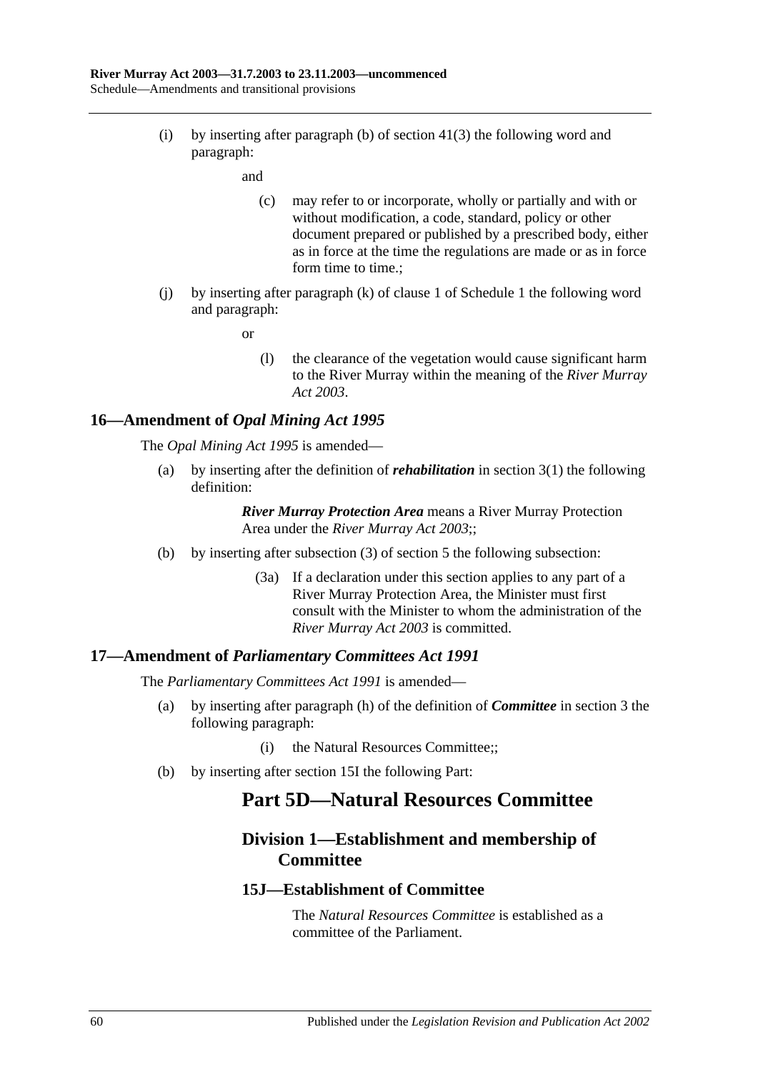(i) by inserting after paragraph (b) of section 41(3) the following word and paragraph:

and

(c) may refer to or incorporate, wholly or partially and with or without modification, a code, standard, policy or other document prepared or published by a prescribed body, either as in force at the time the regulations are made or as in force form time to time.;

(j) by inserting after paragraph (k) of clause 1 of Schedule 1 the following word and paragraph:

or

(l) the clearance of the vegetation would cause significant harm to the River Murray within the meaning of the *River Murray Act 2003*.

## 16—Amendment of *Opal Mining Act 1995*

The *Opal Mining Act 1995* is amended—

(a) by inserting after the definition of ***rehabilitation*** in section 3(1) the following definition:

***River Murray Protection Area*** means a River Murray Protection Area under the *River Murray Act 2003*;;

(b) by inserting after subsection (3) of section 5 the following subsection:

(3a) If a declaration under this section applies to any part of a River Murray Protection Area, the Minister must first consult with the Minister to whom the administration of the *River Murray Act 2003* is committed.

## 17—Amendment of *Parliamentary Committees Act 1991*

The *Parliamentary Committees Act 1991* is amended—

(a) by inserting after paragraph (h) of the definition of ***Committee*** in section 3 the following paragraph:

(i) the Natural Resources Committee;;

(b) by inserting after section 15I the following Part:

# Part 5D—Natural Resources Committee

## Division 1—Establishment and membership of Committee

### 15J—Establishment of Committee

The *Natural Resources Committee* is established as a committee of the Parliament.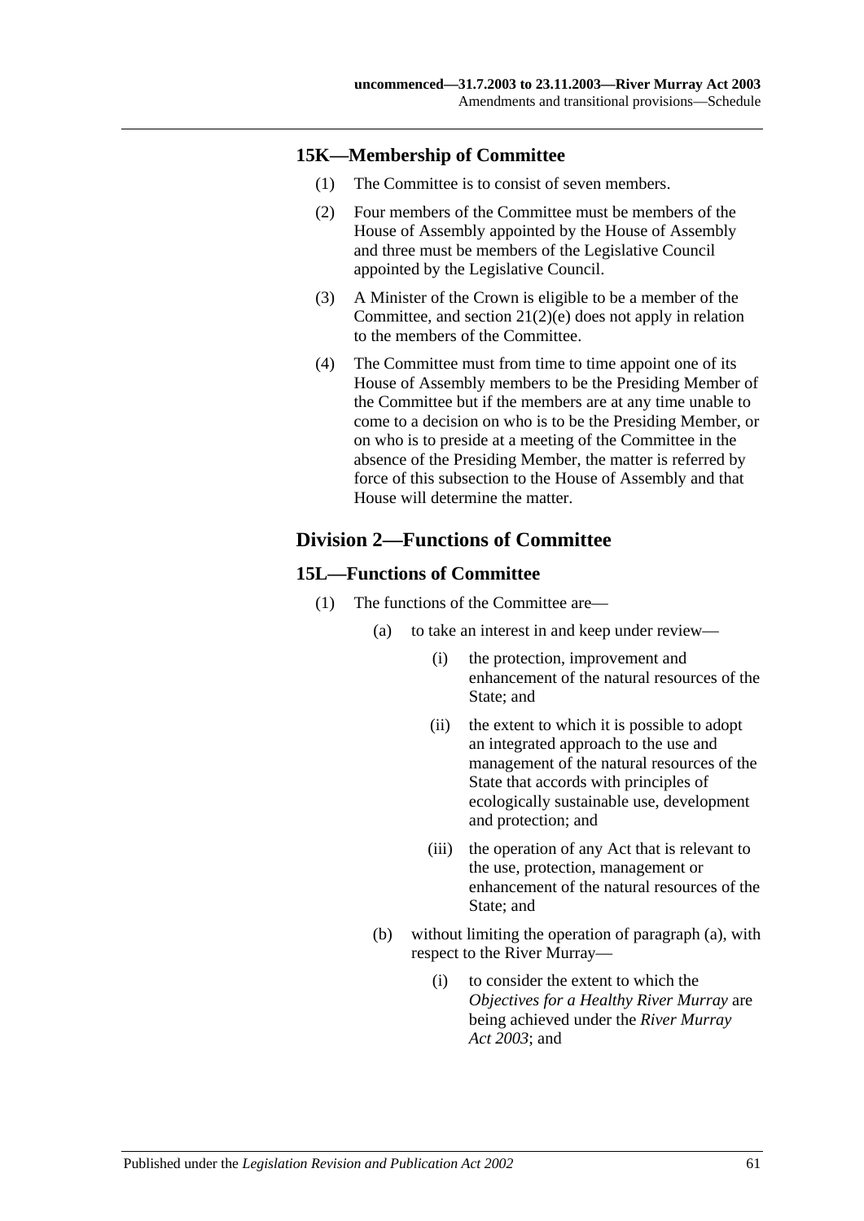### 15K—Membership of Committee

(1) The Committee is to consist of seven members.

(2) Four members of the Committee must be members of the House of Assembly appointed by the House of Assembly and three must be members of the Legislative Council appointed by the Legislative Council.

(3) A Minister of the Crown is eligible to be a member of the Committee, and section 21(2)(e) does not apply in relation to the members of the Committee.

(4) The Committee must from time to time appoint one of its House of Assembly members to be the Presiding Member of the Committee but if the members are at any time unable to come to a decision on who is to be the Presiding Member, or on who is to preside at a meeting of the Committee in the absence of the Presiding Member, the matter is referred by force of this subsection to the House of Assembly and that House will determine the matter.

## Division 2—Functions of Committee

### 15L—Functions of Committee

(1) The functions of the Committee are—

- (a) to take an interest in and keep under review—
  - (i) the protection, improvement and enhancement of the natural resources of the State; and
  - (ii) the extent to which it is possible to adopt an integrated approach to the use and management of the natural resources of the State that accords with principles of ecologically sustainable use, development and protection; and
  - (iii) the operation of any Act that is relevant to the use, protection, management or enhancement of the natural resources of the State; and
- (b) without limiting the operation of paragraph (a), with respect to the River Murray—
  - (i) to consider the extent to which the *Objectives for a Healthy River Murray* are being achieved under the *River Murray Act 2003*; and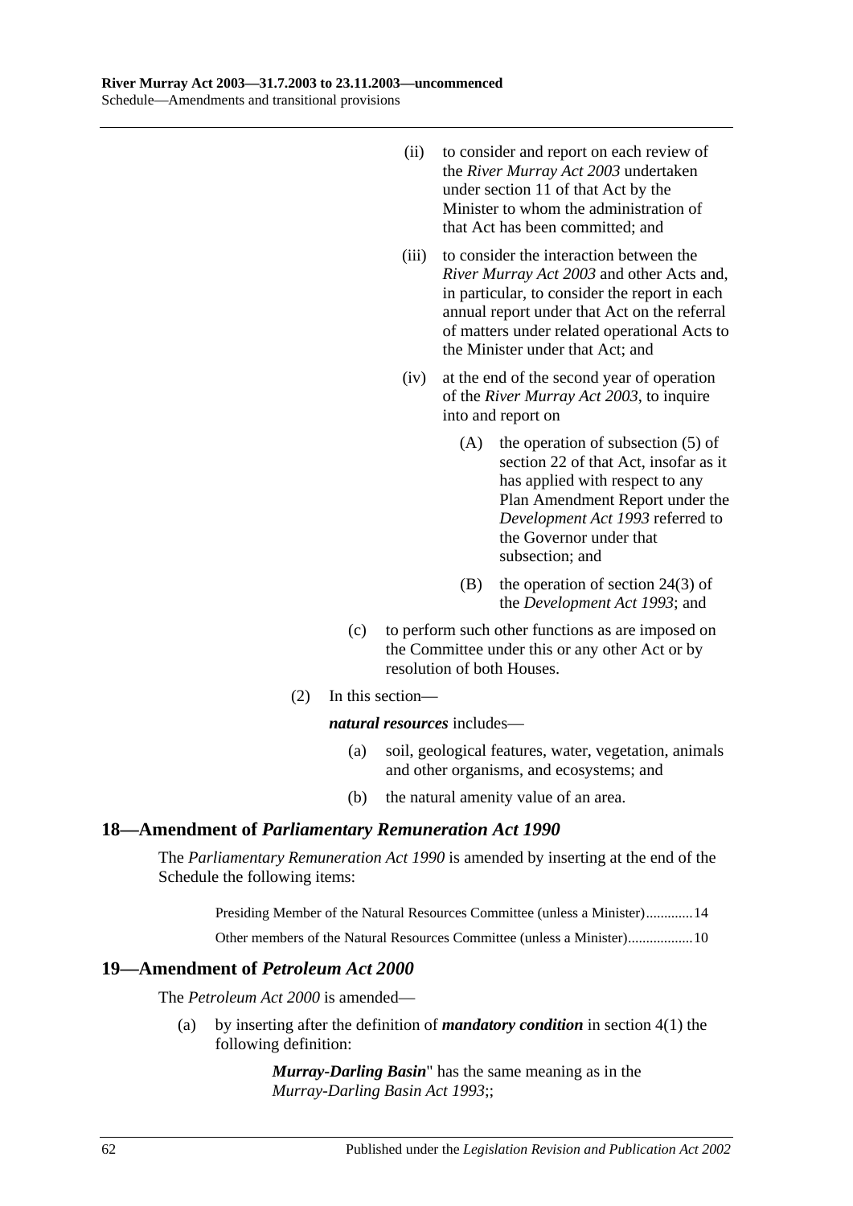(ii) to consider and report on each review of the *River Murray Act 2003* undertaken under section 11 of that Act by the Minister to whom the administration of that Act has been committed; and

(iii) to consider the interaction between the *River Murray Act 2003* and other Acts and, in particular, to consider the report in each annual report under that Act on the referral of matters under related operational Acts to the Minister under that Act; and

(iv) at the end of the second year of operation of the *River Murray Act 2003*, to inquire into and report on

(A) the operation of subsection (5) of section 22 of that Act, insofar as it has applied with respect to any Plan Amendment Report under the *Development Act 1993* referred to the Governor under that subsection; and

(B) the operation of section 24(3) of the *Development Act 1993*; and

(c) to perform such other functions as are imposed on the Committee under this or any other Act or by resolution of both Houses.

(2) In this section—

***natural resources*** includes—

(a) soil, geological features, water, vegetation, animals and other organisms, and ecosystems; and

(b) the natural amenity value of an area.

## 18—Amendment of *Parliamentary Remuneration Act 1990*

The *Parliamentary Remuneration Act 1990* is amended by inserting at the end of the Schedule the following items:

Presiding Member of the Natural Resources Committee (unless a Minister)............14

Other members of the Natural Resources Committee (unless a Minister).................10

## 19—Amendment of *Petroleum Act 2000*

The *Petroleum Act 2000* is amended—

(a) by inserting after the definition of ***mandatory condition*** in section 4(1) the following definition:

***Murray-Darling Basin***" has the same meaning as in the *Murray-Darling Basin Act 1993*;;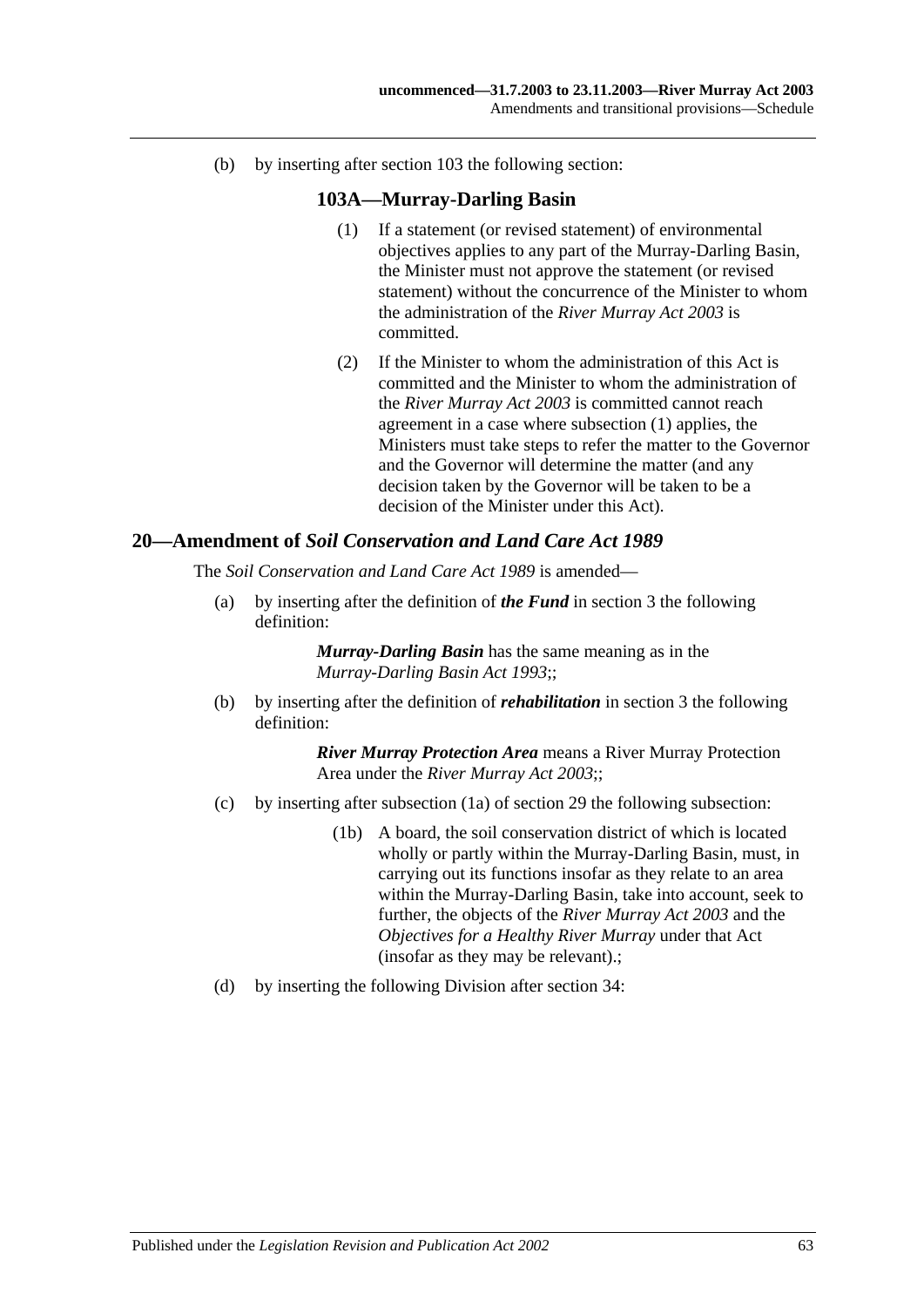(b) by inserting after section 103 the following section:

### 103A—Murray-Darling Basin

(1) If a statement (or revised statement) of environmental objectives applies to any part of the Murray-Darling Basin, the Minister must not approve the statement (or revised statement) without the concurrence of the Minister to whom the administration of the *River Murray Act 2003* is committed.

(2) If the Minister to whom the administration of this Act is committed and the Minister to whom the administration of the *River Murray Act 2003* is committed cannot reach agreement in a case where subsection (1) applies, the Ministers must take steps to refer the matter to the Governor and the Governor will determine the matter (and any decision taken by the Governor will be taken to be a decision of the Minister under this Act).

## 20—Amendment of *Soil Conservation and Land Care Act 1989*

The *Soil Conservation and Land Care Act 1989* is amended—

(a) by inserting after the definition of ***the Fund*** in section 3 the following definition:

***Murray-Darling Basin*** has the same meaning as in the *Murray-Darling Basin Act 1993*;;

(b) by inserting after the definition of ***rehabilitation*** in section 3 the following definition:

***River Murray Protection Area*** means a River Murray Protection Area under the *River Murray Act 2003*;;

(c) by inserting after subsection (1a) of section 29 the following subsection:

(1b) A board, the soil conservation district of which is located wholly or partly within the Murray-Darling Basin, must, in carrying out its functions insofar as they relate to an area within the Murray-Darling Basin, take into account, seek to further, the objects of the *River Murray Act 2003* and the *Objectives for a Healthy River Murray* under that Act (insofar as they may be relevant).;

(d) by inserting the following Division after section 34: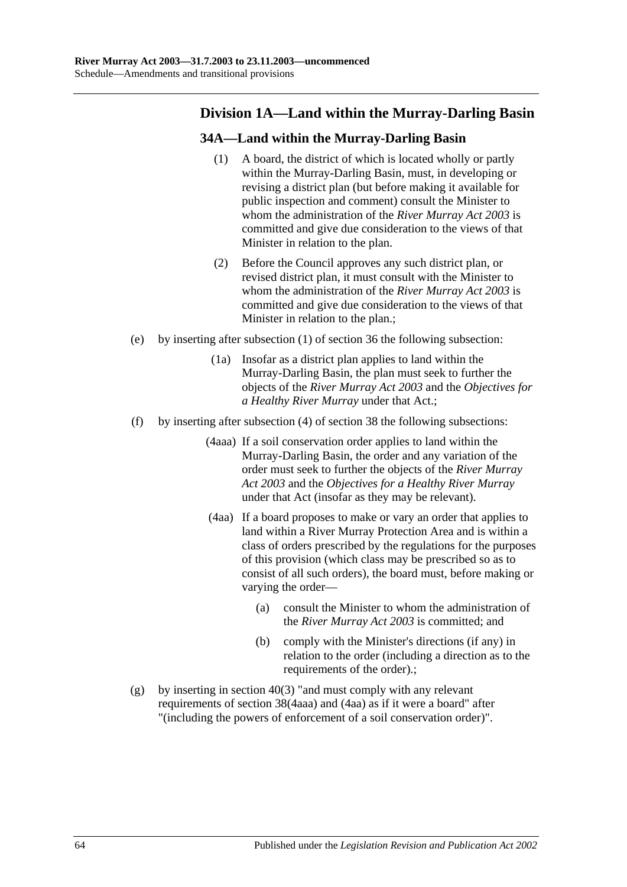## Division 1A—Land within the Murray-Darling Basin

### 34A—Land within the Murray-Darling Basin

(1) A board, the district of which is located wholly or partly within the Murray-Darling Basin, must, in developing or revising a district plan (but before making it available for public inspection and comment) consult the Minister to whom the administration of the *River Murray Act 2003* is committed and give due consideration to the views of that Minister in relation to the plan.

(2) Before the Council approves any such district plan, or revised district plan, it must consult with the Minister to whom the administration of the *River Murray Act 2003* is committed and give due consideration to the views of that Minister in relation to the plan.;

(e) by inserting after subsection (1) of section 36 the following subsection:

(1a) Insofar as a district plan applies to land within the Murray-Darling Basin, the plan must seek to further the objects of the *River Murray Act 2003* and the *Objectives for a Healthy River Murray* under that Act.;

(f) by inserting after subsection (4) of section 38 the following subsections:

(4aaa) If a soil conservation order applies to land within the Murray-Darling Basin, the order and any variation of the order must seek to further the objects of the *River Murray Act 2003* and the *Objectives for a Healthy River Murray* under that Act (insofar as they may be relevant).

(4aa) If a board proposes to make or vary an order that applies to land within a River Murray Protection Area and is within a class of orders prescribed by the regulations for the purposes of this provision (which class may be prescribed so as to consist of all such orders), the board must, before making or varying the order—

(a) consult the Minister to whom the administration of the *River Murray Act 2003* is committed; and

(b) comply with the Minister's directions (if any) in relation to the order (including a direction as to the requirements of the order).;

(g) by inserting in section 40(3) "and must comply with any relevant requirements of section 38(4aaa) and (4aa) as if it were a board" after "(including the powers of enforcement of a soil conservation order)".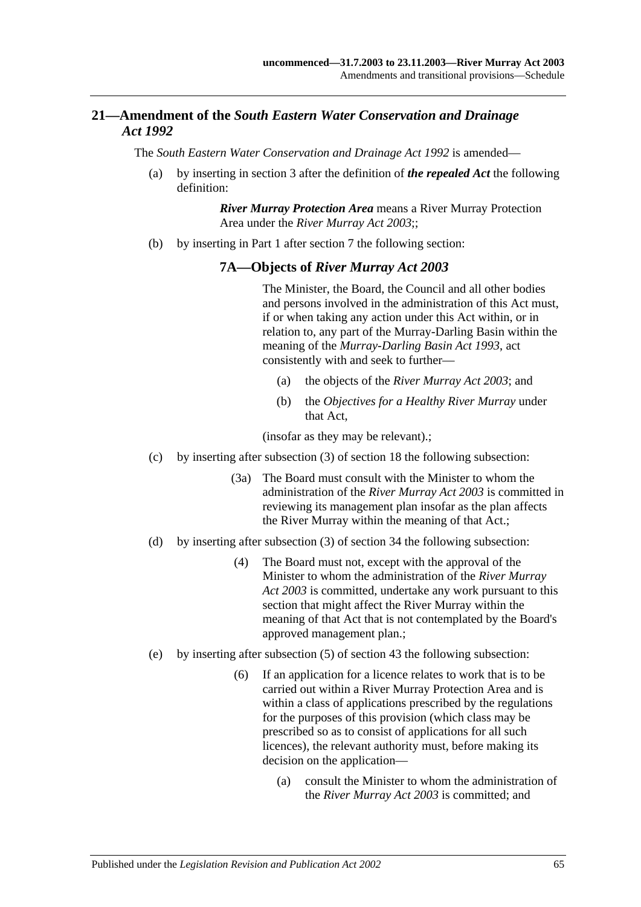## 21—Amendment of the *South Eastern Water Conservation and Drainage Act 1992*

The *South Eastern Water Conservation and Drainage Act 1992* is amended—

(a) by inserting in section 3 after the definition of ***the repealed Act*** the following definition:

> ***River Murray Protection Area*** means a River Murray Protection Area under the *River Murray Act 2003*;;

(b) by inserting in Part 1 after section 7 the following section:

> ### 7A—Objects of *River Murray Act 2003*
>
> The Minister, the Board, the Council and all other bodies and persons involved in the administration of this Act must, if or when taking any action under this Act within, or in relation to, any part of the Murray-Darling Basin within the meaning of the *Murray-Darling Basin Act 1993*, act consistently with and seek to further—
>
> (a) the objects of the *River Murray Act 2003*; and
>
> (b) the *Objectives for a Healthy River Murray* under that Act,
>
> (insofar as they may be relevant).;

(c) by inserting after subsection (3) of section 18 the following subsection:

> (3a) The Board must consult with the Minister to whom the administration of the *River Murray Act 2003* is committed in reviewing its management plan insofar as the plan affects the River Murray within the meaning of that Act.;

(d) by inserting after subsection (3) of section 34 the following subsection:

> (4) The Board must not, except with the approval of the Minister to whom the administration of the *River Murray Act 2003* is committed, undertake any work pursuant to this section that might affect the River Murray within the meaning of that Act that is not contemplated by the Board's approved management plan.;

(e) by inserting after subsection (5) of section 43 the following subsection:

> (6) If an application for a licence relates to work that is to be carried out within a River Murray Protection Area and is within a class of applications prescribed by the regulations for the purposes of this provision (which class may be prescribed so as to consist of applications for all such licences), the relevant authority must, before making its decision on the application—
>
> (a) consult the Minister to whom the administration of the *River Murray Act 2003* is committed; and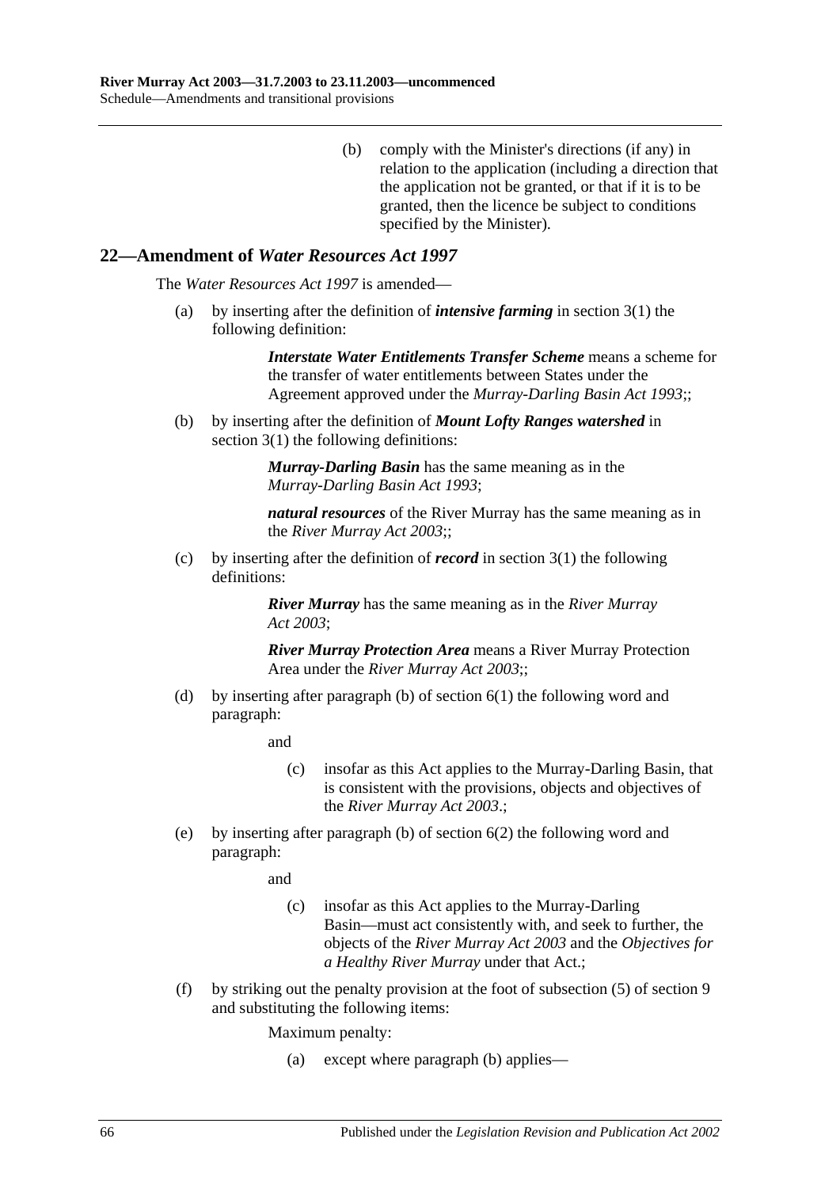(b) comply with the Minister's directions (if any) in relation to the application (including a direction that the application not be granted, or that if it is to be granted, then the licence be subject to conditions specified by the Minister).

## 22—Amendment of *Water Resources Act 1997*

The *Water Resources Act 1997* is amended—

(a) by inserting after the definition of ***intensive farming*** in section 3(1) the following definition:

> ***Interstate Water Entitlements Transfer Scheme*** means a scheme for the transfer of water entitlements between States under the Agreement approved under the *Murray-Darling Basin Act 1993*;;

(b) by inserting after the definition of ***Mount Lofty Ranges watershed*** in section 3(1) the following definitions:

> ***Murray-Darling Basin*** has the same meaning as in the *Murray-Darling Basin Act 1993*;
>
> ***natural resources*** of the River Murray has the same meaning as in the *River Murray Act 2003*;;

(c) by inserting after the definition of ***record*** in section 3(1) the following definitions:

> ***River Murray*** has the same meaning as in the *River Murray Act 2003*;
>
> ***River Murray Protection Area*** means a River Murray Protection Area under the *River Murray Act 2003*;;

(d) by inserting after paragraph (b) of section 6(1) the following word and paragraph:

> and
>
> (c) insofar as this Act applies to the Murray-Darling Basin, that is consistent with the provisions, objects and objectives of the *River Murray Act 2003*.;

(e) by inserting after paragraph (b) of section 6(2) the following word and paragraph:

> and
>
> (c) insofar as this Act applies to the Murray-Darling Basin—must act consistently with, and seek to further, the objects of the *River Murray Act 2003* and the *Objectives for a Healthy River Murray* under that Act.;

(f) by striking out the penalty provision at the foot of subsection (5) of section 9 and substituting the following items:

> Maximum penalty:
>
> (a) except where paragraph (b) applies—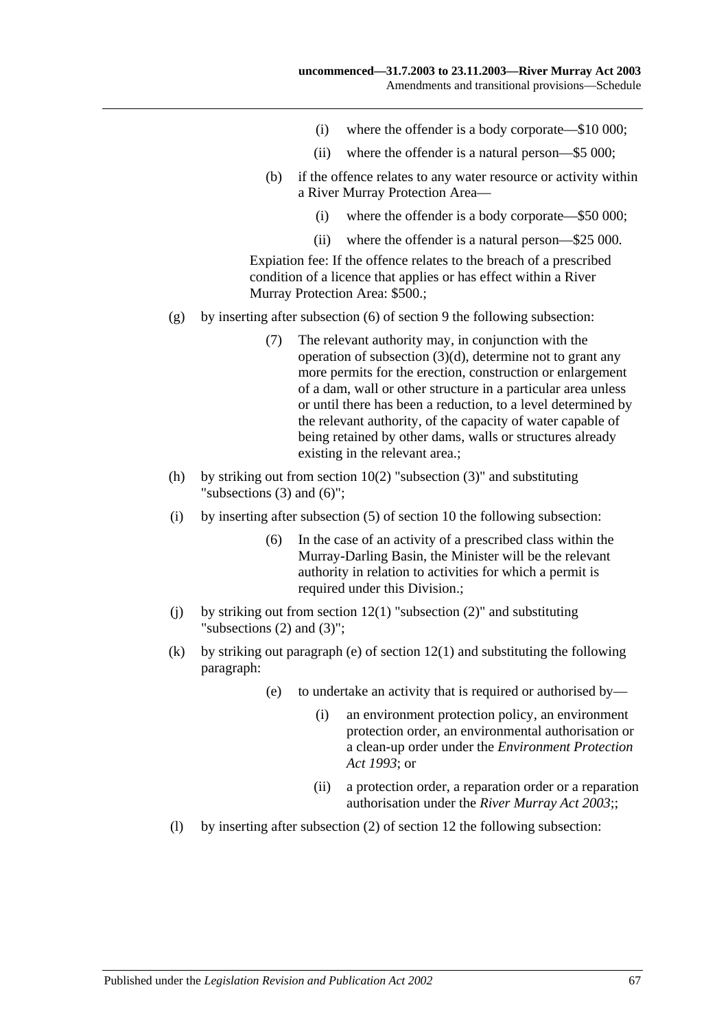(i) where the offender is a body corporate—$10 000;

(ii) where the offender is a natural person—$5 000;

(b) if the offence relates to any water resource or activity within a River Murray Protection Area—

(i) where the offender is a body corporate—$50 000;

(ii) where the offender is a natural person—$25 000.

Expiation fee: If the offence relates to the breach of a prescribed condition of a licence that applies or has effect within a River Murray Protection Area: $500.;

(g) by inserting after subsection (6) of section 9 the following subsection:

(7) The relevant authority may, in conjunction with the operation of subsection (3)(d), determine not to grant any more permits for the erection, construction or enlargement of a dam, wall or other structure in a particular area unless or until there has been a reduction, to a level determined by the relevant authority, of the capacity of water capable of being retained by other dams, walls or structures already existing in the relevant area.;

(h) by striking out from section 10(2) "subsection (3)" and substituting "subsections (3) and (6)";

(i) by inserting after subsection (5) of section 10 the following subsection:

(6) In the case of an activity of a prescribed class within the Murray-Darling Basin, the Minister will be the relevant authority in relation to activities for which a permit is required under this Division.;

(j) by striking out from section 12(1) "subsection (2)" and substituting "subsections (2) and (3)";

(k) by striking out paragraph (e) of section 12(1) and substituting the following paragraph:

(e) to undertake an activity that is required or authorised by—

(i) an environment protection policy, an environment protection order, an environmental authorisation or a clean-up order under the *Environment Protection Act 1993*; or

(ii) a protection order, a reparation order or a reparation authorisation under the *River Murray Act 2003*;;

(l) by inserting after subsection (2) of section 12 the following subsection: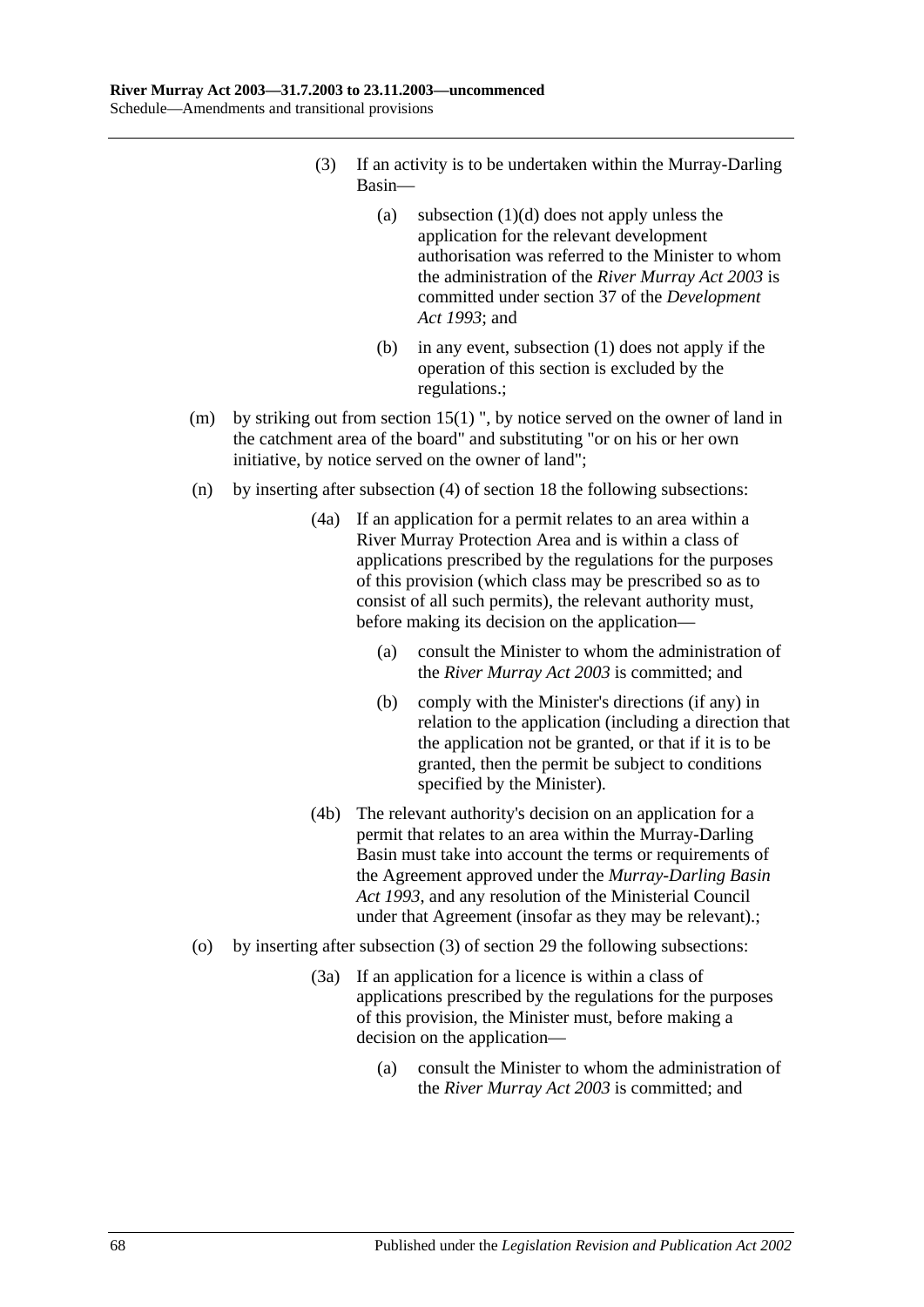(3) If an activity is to be undertaken within the Murray-Darling Basin—

(a) subsection (1)(d) does not apply unless the application for the relevant development authorisation was referred to the Minister to whom the administration of the *River Murray Act 2003* is committed under section 37 of the *Development Act 1993*; and

(b) in any event, subsection (1) does not apply if the operation of this section is excluded by the regulations.;

(m) by striking out from section 15(1) ", by notice served on the owner of land in the catchment area of the board" and substituting "or on his or her own initiative, by notice served on the owner of land";

(n) by inserting after subsection (4) of section 18 the following subsections:

(4a) If an application for a permit relates to an area within a River Murray Protection Area and is within a class of applications prescribed by the regulations for the purposes of this provision (which class may be prescribed so as to consist of all such permits), the relevant authority must, before making its decision on the application—

(a) consult the Minister to whom the administration of the *River Murray Act 2003* is committed; and

(b) comply with the Minister's directions (if any) in relation to the application (including a direction that the application not be granted, or that if it is to be granted, then the permit be subject to conditions specified by the Minister).

(4b) The relevant authority's decision on an application for a permit that relates to an area within the Murray-Darling Basin must take into account the terms or requirements of the Agreement approved under the *Murray-Darling Basin Act 1993*, and any resolution of the Ministerial Council under that Agreement (insofar as they may be relevant).;

(o) by inserting after subsection (3) of section 29 the following subsections:

(3a) If an application for a licence is within a class of applications prescribed by the regulations for the purposes of this provision, the Minister must, before making a decision on the application—

(a) consult the Minister to whom the administration of the *River Murray Act 2003* is committed; and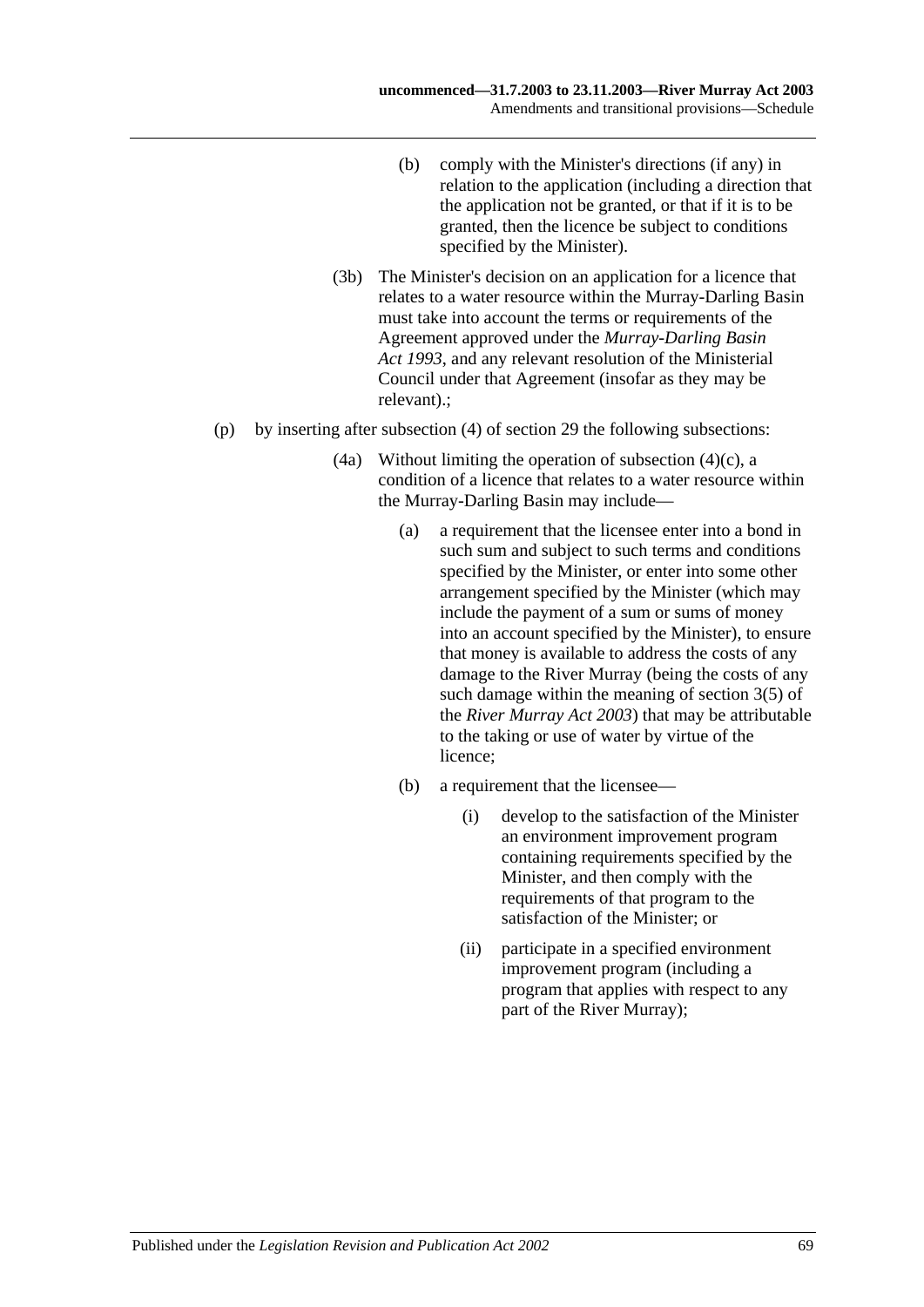(b) comply with the Minister's directions (if any) in relation to the application (including a direction that the application not be granted, or that if it is to be granted, then the licence be subject to conditions specified by the Minister).

(3b) The Minister's decision on an application for a licence that relates to a water resource within the Murray-Darling Basin must take into account the terms or requirements of the Agreement approved under the *Murray-Darling Basin Act 1993*, and any relevant resolution of the Ministerial Council under that Agreement (insofar as they may be relevant).;

(p) by inserting after subsection (4) of section 29 the following subsections:

(4a) Without limiting the operation of subsection (4)(c), a condition of a licence that relates to a water resource within the Murray-Darling Basin may include—

(a) a requirement that the licensee enter into a bond in such sum and subject to such terms and conditions specified by the Minister, or enter into some other arrangement specified by the Minister (which may include the payment of a sum or sums of money into an account specified by the Minister), to ensure that money is available to address the costs of any damage to the River Murray (being the costs of any such damage within the meaning of section 3(5) of the *River Murray Act 2003*) that may be attributable to the taking or use of water by virtue of the licence;

(b) a requirement that the licensee—

(i) develop to the satisfaction of the Minister an environment improvement program containing requirements specified by the Minister, and then comply with the requirements of that program to the satisfaction of the Minister; or

(ii) participate in a specified environment improvement program (including a program that applies with respect to any part of the River Murray);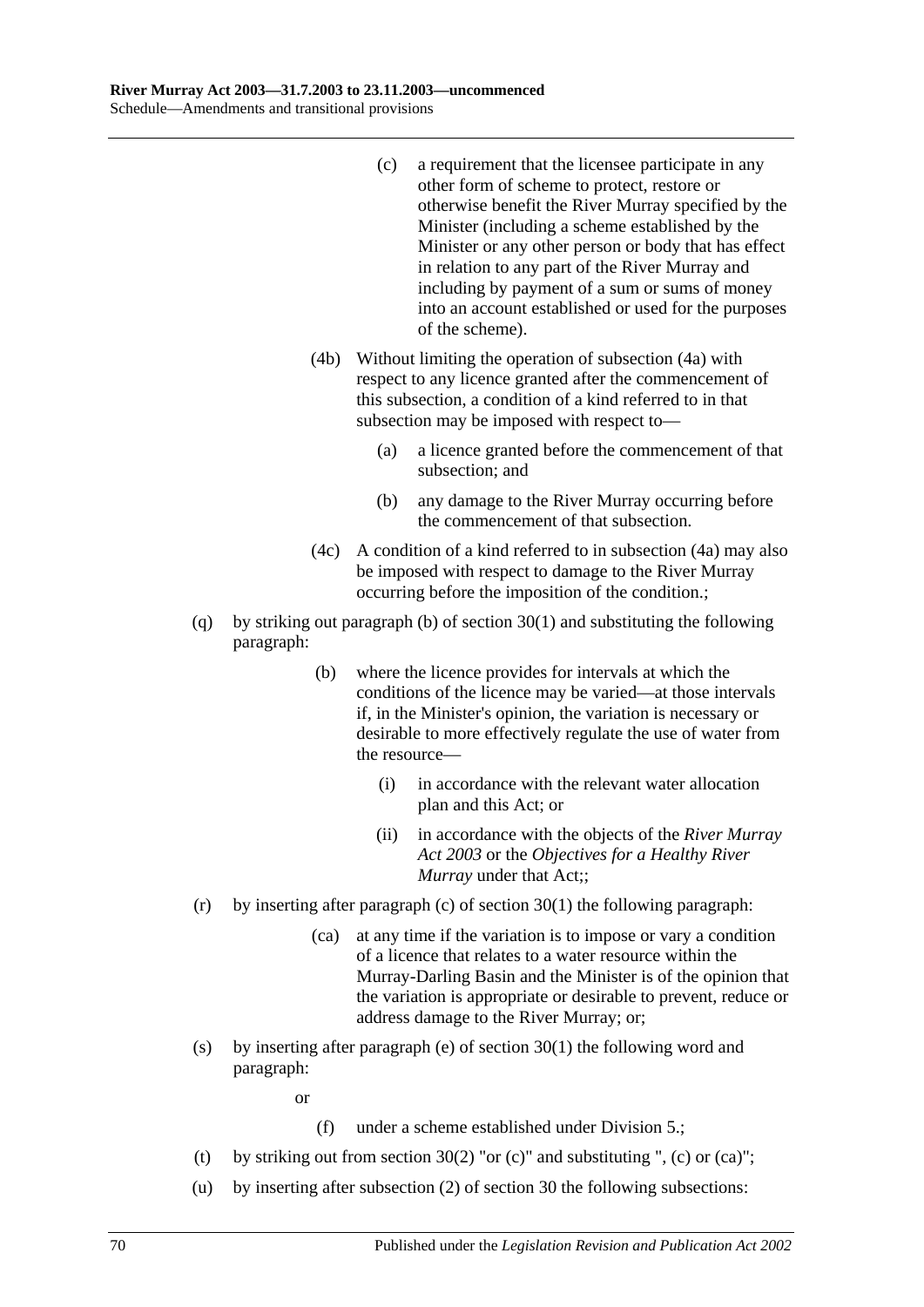(c) a requirement that the licensee participate in any other form of scheme to protect, restore or otherwise benefit the River Murray specified by the Minister (including a scheme established by the Minister or any other person or body that has effect in relation to any part of the River Murray and including by payment of a sum or sums of money into an account established or used for the purposes of the scheme).

(4b) Without limiting the operation of subsection (4a) with respect to any licence granted after the commencement of this subsection, a condition of a kind referred to in that subsection may be imposed with respect to—

(a) a licence granted before the commencement of that subsection; and

(b) any damage to the River Murray occurring before the commencement of that subsection.

(4c) A condition of a kind referred to in subsection (4a) may also be imposed with respect to damage to the River Murray occurring before the imposition of the condition.;

(q) by striking out paragraph (b) of section 30(1) and substituting the following paragraph:

(b) where the licence provides for intervals at which the conditions of the licence may be varied—at those intervals if, in the Minister's opinion, the variation is necessary or desirable to more effectively regulate the use of water from the resource—

(i) in accordance with the relevant water allocation plan and this Act; or

(ii) in accordance with the objects of the *River Murray Act 2003* or the *Objectives for a Healthy River Murray* under that Act;;

(r) by inserting after paragraph (c) of section 30(1) the following paragraph:

(ca) at any time if the variation is to impose or vary a condition of a licence that relates to a water resource within the Murray-Darling Basin and the Minister is of the opinion that the variation is appropriate or desirable to prevent, reduce or address damage to the River Murray; or;

(s) by inserting after paragraph (e) of section 30(1) the following word and paragraph:

or

(f) under a scheme established under Division 5.;

(t) by striking out from section 30(2) "or (c)" and substituting ", (c) or (ca)";

(u) by inserting after subsection (2) of section 30 the following subsections: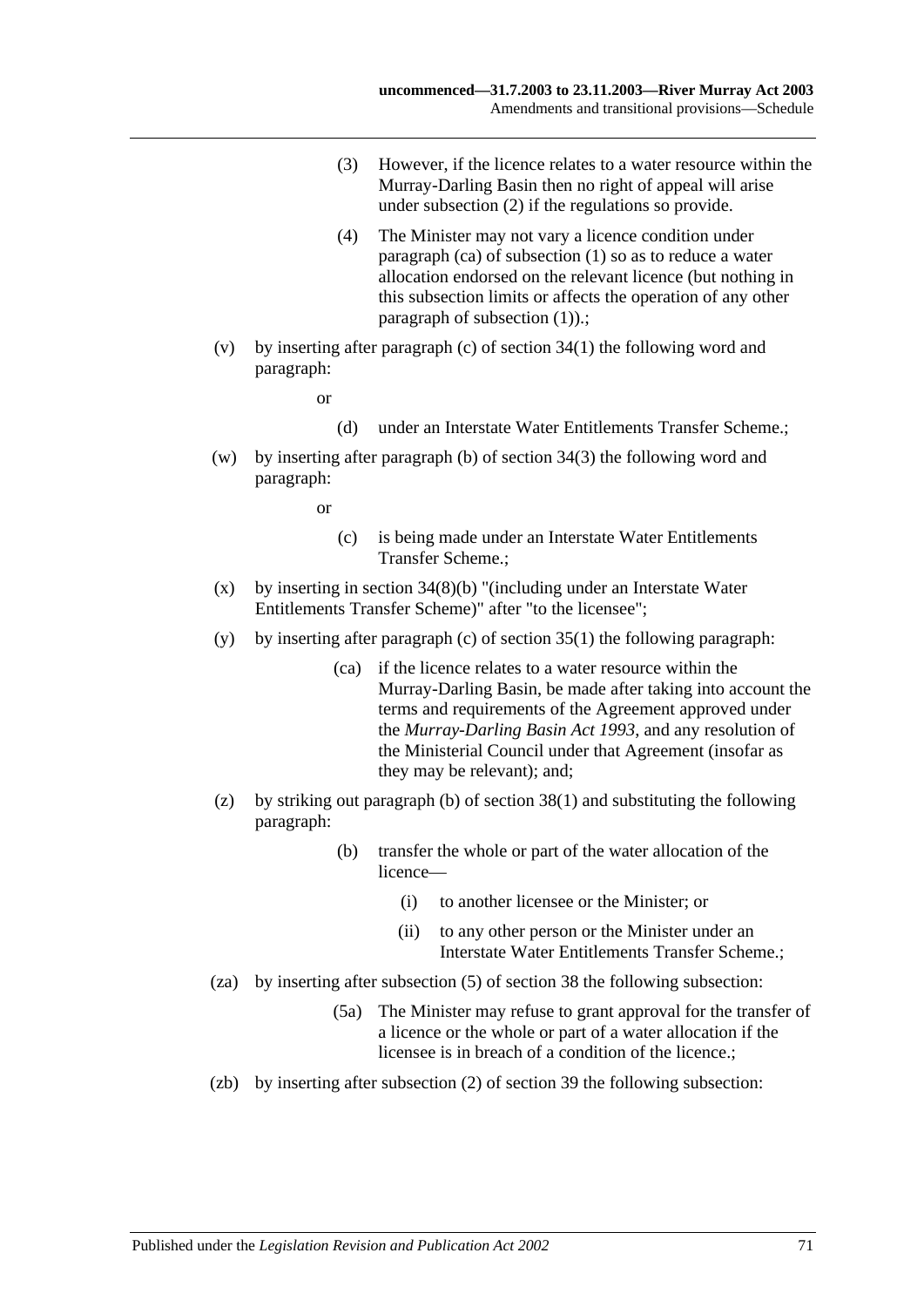(3) However, if the licence relates to a water resource within the Murray-Darling Basin then no right of appeal will arise under subsection (2) if the regulations so provide.

(4) The Minister may not vary a licence condition under paragraph (ca) of subsection (1) so as to reduce a water allocation endorsed on the relevant licence (but nothing in this subsection limits or affects the operation of any other paragraph of subsection (1)).;

(v) by inserting after paragraph (c) of section 34(1) the following word and paragraph:

or

(d) under an Interstate Water Entitlements Transfer Scheme.;

(w) by inserting after paragraph (b) of section 34(3) the following word and paragraph:

or

(c) is being made under an Interstate Water Entitlements Transfer Scheme.;

(x) by inserting in section 34(8)(b) "(including under an Interstate Water Entitlements Transfer Scheme)" after "to the licensee";

(y) by inserting after paragraph (c) of section 35(1) the following paragraph:

(ca) if the licence relates to a water resource within the Murray-Darling Basin, be made after taking into account the terms and requirements of the Agreement approved under the *Murray-Darling Basin Act 1993*, and any resolution of the Ministerial Council under that Agreement (insofar as they may be relevant); and;

(z) by striking out paragraph (b) of section 38(1) and substituting the following paragraph:

(b) transfer the whole or part of the water allocation of the licence—

(i) to another licensee or the Minister; or

(ii) to any other person or the Minister under an Interstate Water Entitlements Transfer Scheme.;

(za) by inserting after subsection (5) of section 38 the following subsection:

(5a) The Minister may refuse to grant approval for the transfer of a licence or the whole or part of a water allocation if the licensee is in breach of a condition of the licence.;

(zb) by inserting after subsection (2) of section 39 the following subsection: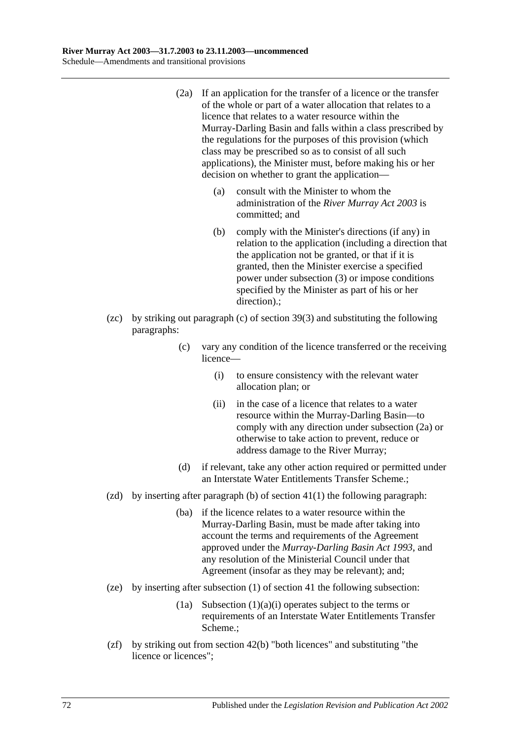(2a) If an application for the transfer of a licence or the transfer of the whole or part of a water allocation that relates to a licence that relates to a water resource within the Murray-Darling Basin and falls within a class prescribed by the regulations for the purposes of this provision (which class may be prescribed so as to consist of all such applications), the Minister must, before making his or her decision on whether to grant the application—

(a) consult with the Minister to whom the administration of the *River Murray Act 2003* is committed; and

(b) comply with the Minister's directions (if any) in relation to the application (including a direction that the application not be granted, or that if it is granted, then the Minister exercise a specified power under subsection (3) or impose conditions specified by the Minister as part of his or her direction).;

(zc) by striking out paragraph (c) of section 39(3) and substituting the following paragraphs:

(c) vary any condition of the licence transferred or the receiving licence—

(i) to ensure consistency with the relevant water allocation plan; or

(ii) in the case of a licence that relates to a water resource within the Murray-Darling Basin—to comply with any direction under subsection (2a) or otherwise to take action to prevent, reduce or address damage to the River Murray;

(d) if relevant, take any other action required or permitted under an Interstate Water Entitlements Transfer Scheme.;

(zd) by inserting after paragraph (b) of section 41(1) the following paragraph:

(ba) if the licence relates to a water resource within the Murray-Darling Basin, must be made after taking into account the terms and requirements of the Agreement approved under the *Murray-Darling Basin Act 1993*, and any resolution of the Ministerial Council under that Agreement (insofar as they may be relevant); and;

(ze) by inserting after subsection (1) of section 41 the following subsection:

(1a) Subsection (1)(a)(i) operates subject to the terms or requirements of an Interstate Water Entitlements Transfer Scheme.;

(zf) by striking out from section 42(b) "both licences" and substituting "the licence or licences";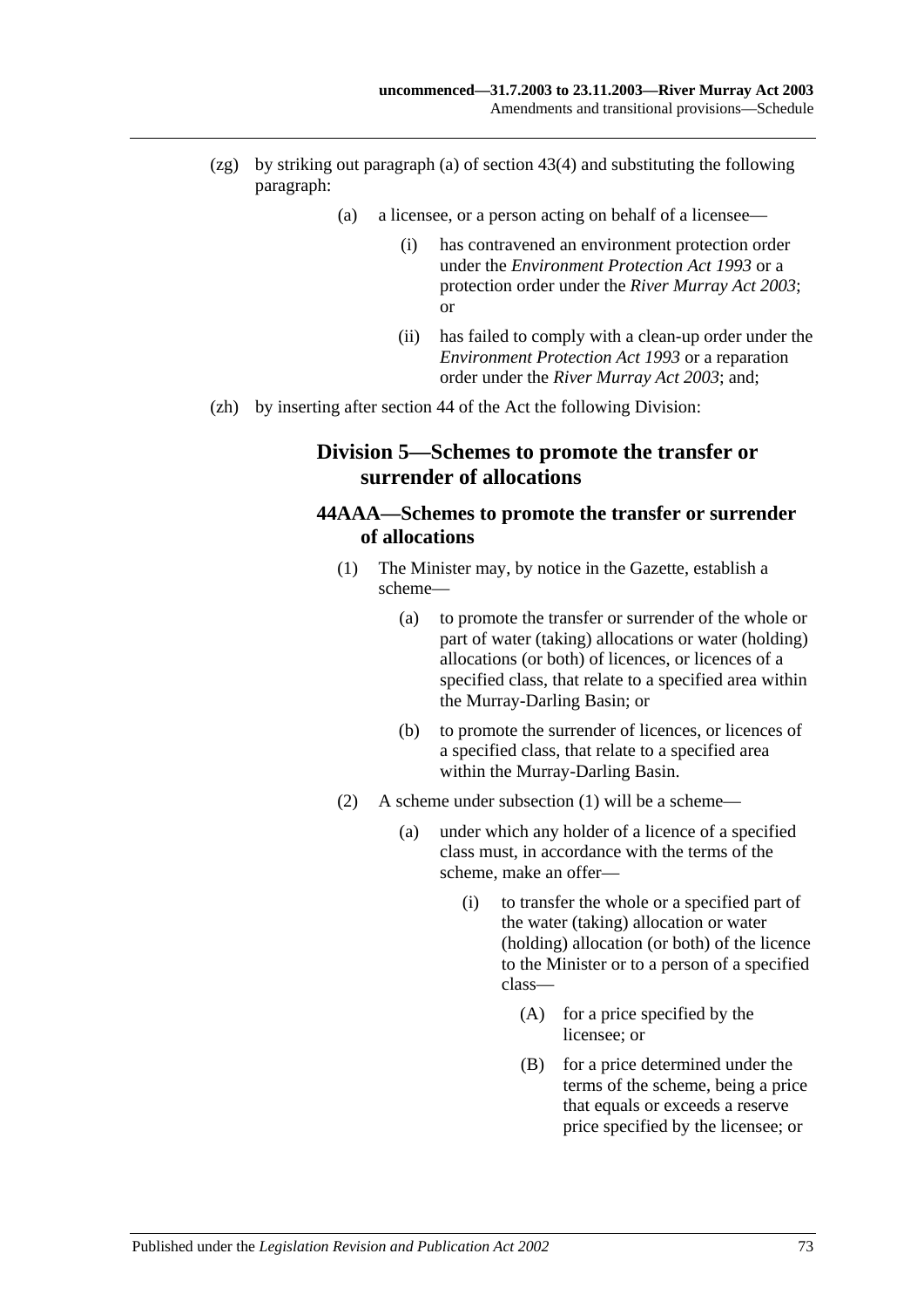(zg) by striking out paragraph (a) of section 43(4) and substituting the following paragraph:

(a) a licensee, or a person acting on behalf of a licensee—

(i) has contravened an environment protection order under the *Environment Protection Act 1993* or a protection order under the *River Murray Act 2003*; or

(ii) has failed to comply with a clean-up order under the *Environment Protection Act 1993* or a reparation order under the *River Murray Act 2003*; and;

(zh) by inserting after section 44 of the Act the following Division:

## Division 5—Schemes to promote the transfer or surrender of allocations

### 44AAA—Schemes to promote the transfer or surrender of allocations

(1) The Minister may, by notice in the Gazette, establish a scheme—

(a) to promote the transfer or surrender of the whole or part of water (taking) allocations or water (holding) allocations (or both) of licences, or licences of a specified class, that relate to a specified area within the Murray-Darling Basin; or

(b) to promote the surrender of licences, or licences of a specified class, that relate to a specified area within the Murray-Darling Basin.

(2) A scheme under subsection (1) will be a scheme—

(a) under which any holder of a licence of a specified class must, in accordance with the terms of the scheme, make an offer—

(i) to transfer the whole or a specified part of the water (taking) allocation or water (holding) allocation (or both) of the licence to the Minister or to a person of a specified class—

(A) for a price specified by the licensee; or

(B) for a price determined under the terms of the scheme, being a price that equals or exceeds a reserve price specified by the licensee; or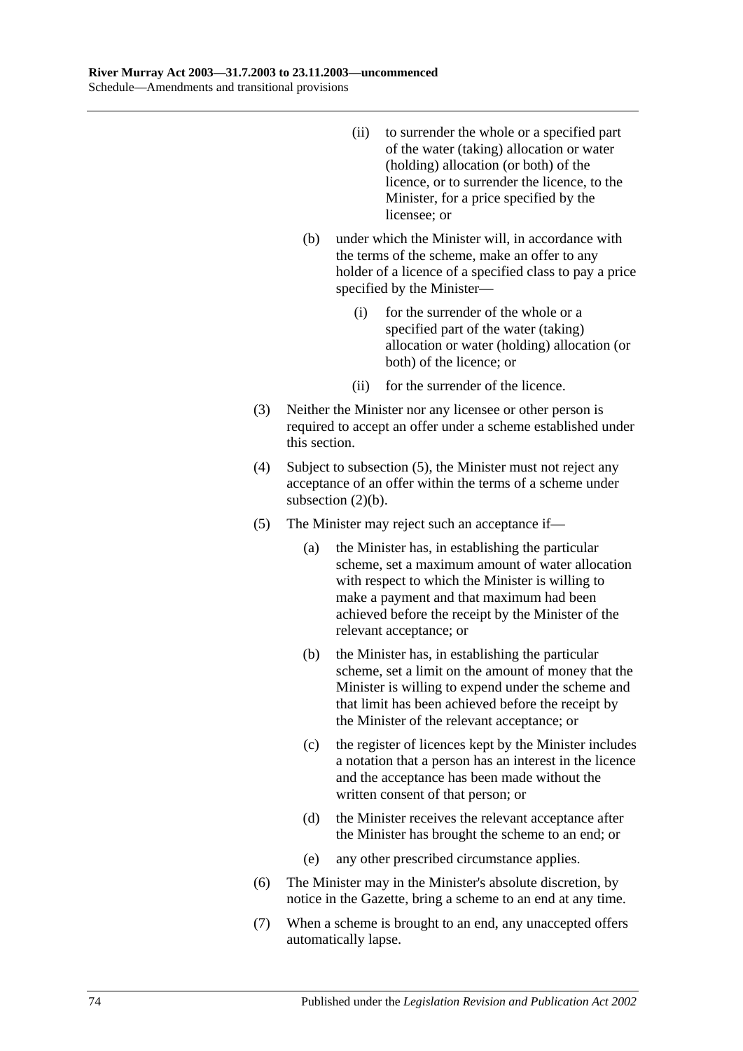(ii) to surrender the whole or a specified part of the water (taking) allocation or water (holding) allocation (or both) of the licence, or to surrender the licence, to the Minister, for a price specified by the licensee; or

(b) under which the Minister will, in accordance with the terms of the scheme, make an offer to any holder of a licence of a specified class to pay a price specified by the Minister—

(i) for the surrender of the whole or a specified part of the water (taking) allocation or water (holding) allocation (or both) of the licence; or

(ii) for the surrender of the licence.

(3) Neither the Minister nor any licensee or other person is required to accept an offer under a scheme established under this section.

(4) Subject to subsection (5), the Minister must not reject any acceptance of an offer within the terms of a scheme under subsection (2)(b).

(5) The Minister may reject such an acceptance if—

(a) the Minister has, in establishing the particular scheme, set a maximum amount of water allocation with respect to which the Minister is willing to make a payment and that maximum had been achieved before the receipt by the Minister of the relevant acceptance; or

(b) the Minister has, in establishing the particular scheme, set a limit on the amount of money that the Minister is willing to expend under the scheme and that limit has been achieved before the receipt by the Minister of the relevant acceptance; or

(c) the register of licences kept by the Minister includes a notation that a person has an interest in the licence and the acceptance has been made without the written consent of that person; or

(d) the Minister receives the relevant acceptance after the Minister has brought the scheme to an end; or

(e) any other prescribed circumstance applies.

(6) The Minister may in the Minister's absolute discretion, by notice in the Gazette, bring a scheme to an end at any time.

(7) When a scheme is brought to an end, any unaccepted offers automatically lapse.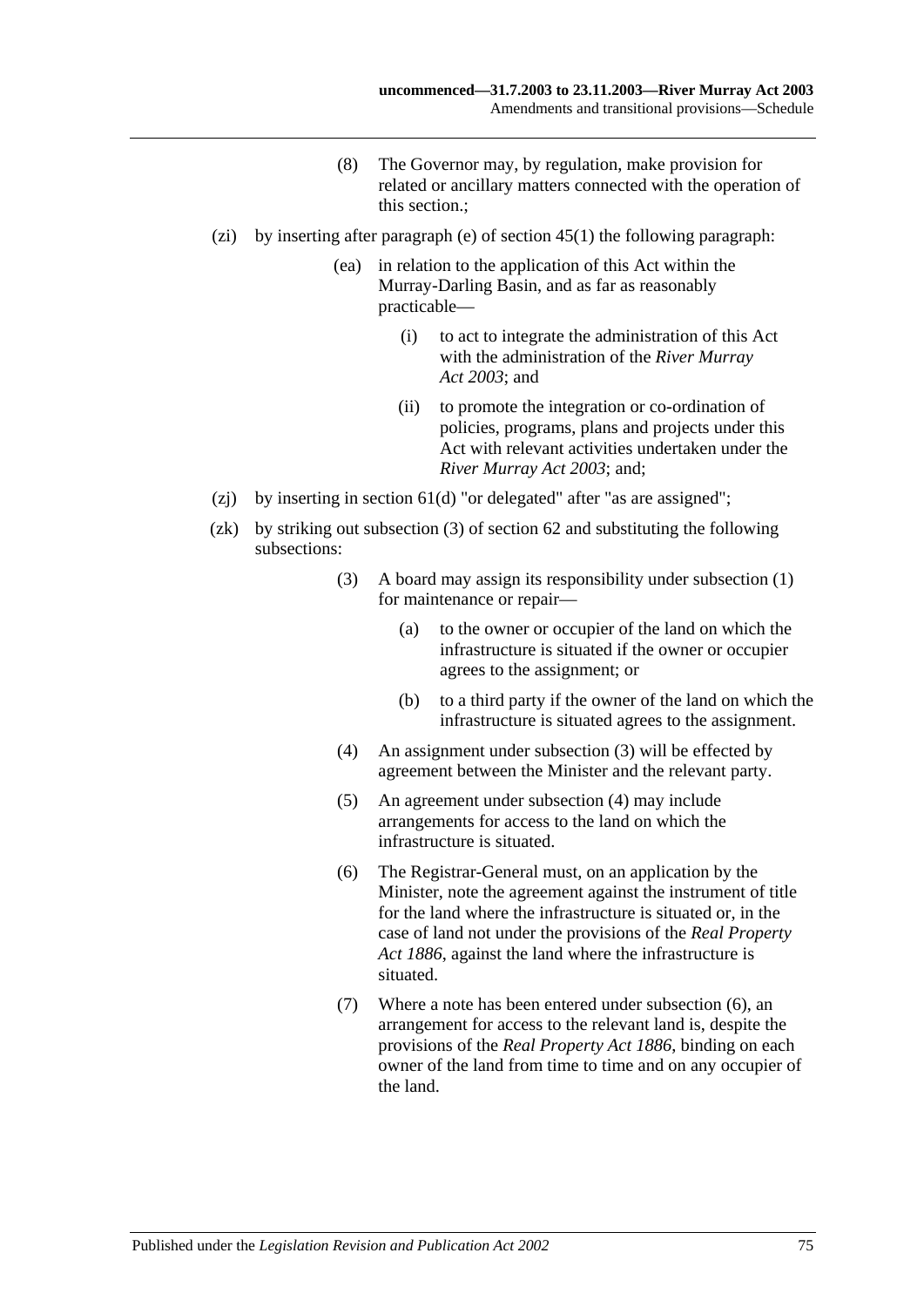(8) The Governor may, by regulation, make provision for related or ancillary matters connected with the operation of this section.;

(zi) by inserting after paragraph (e) of section 45(1) the following paragraph:

(ea) in relation to the application of this Act within the Murray-Darling Basin, and as far as reasonably practicable—

(i) to act to integrate the administration of this Act with the administration of the *River Murray Act 2003*; and

(ii) to promote the integration or co-ordination of policies, programs, plans and projects under this Act with relevant activities undertaken under the *River Murray Act 2003*; and;

(zj) by inserting in section 61(d) "or delegated" after "as are assigned";

(zk) by striking out subsection (3) of section 62 and substituting the following subsections:

(3) A board may assign its responsibility under subsection (1) for maintenance or repair—

(a) to the owner or occupier of the land on which the infrastructure is situated if the owner or occupier agrees to the assignment; or

(b) to a third party if the owner of the land on which the infrastructure is situated agrees to the assignment.

(4) An assignment under subsection (3) will be effected by agreement between the Minister and the relevant party.

(5) An agreement under subsection (4) may include arrangements for access to the land on which the infrastructure is situated.

(6) The Registrar-General must, on an application by the Minister, note the agreement against the instrument of title for the land where the infrastructure is situated or, in the case of land not under the provisions of the *Real Property Act 1886*, against the land where the infrastructure is situated.

(7) Where a note has been entered under subsection (6), an arrangement for access to the relevant land is, despite the provisions of the *Real Property Act 1886*, binding on each owner of the land from time to time and on any occupier of the land.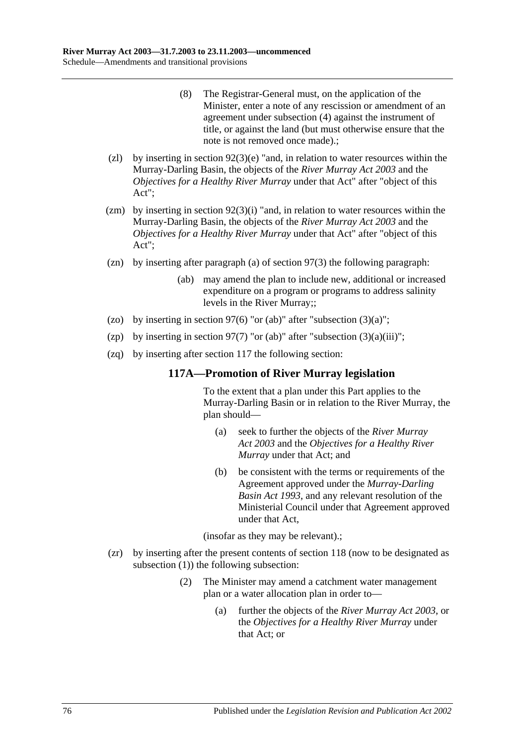(8) The Registrar-General must, on the application of the Minister, enter a note of any rescission or amendment of an agreement under subsection (4) against the instrument of title, or against the land (but must otherwise ensure that the note is not removed once made).;

(zl) by inserting in section 92(3)(e) "and, in relation to water resources within the Murray-Darling Basin, the objects of the *River Murray Act 2003* and the *Objectives for a Healthy River Murray* under that Act" after "object of this Act";

(zm) by inserting in section 92(3)(i) "and, in relation to water resources within the Murray-Darling Basin, the objects of the *River Murray Act 2003* and the *Objectives for a Healthy River Murray* under that Act" after "object of this Act";

(zn) by inserting after paragraph (a) of section 97(3) the following paragraph:

> (ab) may amend the plan to include new, additional or increased expenditure on a program or programs to address salinity levels in the River Murray;;

(zo) by inserting in section 97(6) "or (ab)" after "subsection (3)(a)";

(zp) by inserting in section 97(7) "or (ab)" after "subsection (3)(a)(iii)";

(zq) by inserting after section 117 the following section:

### 117A—Promotion of River Murray legislation

To the extent that a plan under this Part applies to the Murray-Darling Basin or in relation to the River Murray, the plan should—

(a) seek to further the objects of the *River Murray Act 2003* and the *Objectives for a Healthy River Murray* under that Act; and

(b) be consistent with the terms or requirements of the Agreement approved under the *Murray-Darling Basin Act 1993*, and any relevant resolution of the Ministerial Council under that Agreement approved under that Act,

(insofar as they may be relevant).;

(zr) by inserting after the present contents of section 118 (now to be designated as subsection (1)) the following subsection:

> (2) The Minister may amend a catchment water management plan or a water allocation plan in order to—
>
> (a) further the objects of the *River Murray Act 2003*, or the *Objectives for a Healthy River Murray* under that Act; or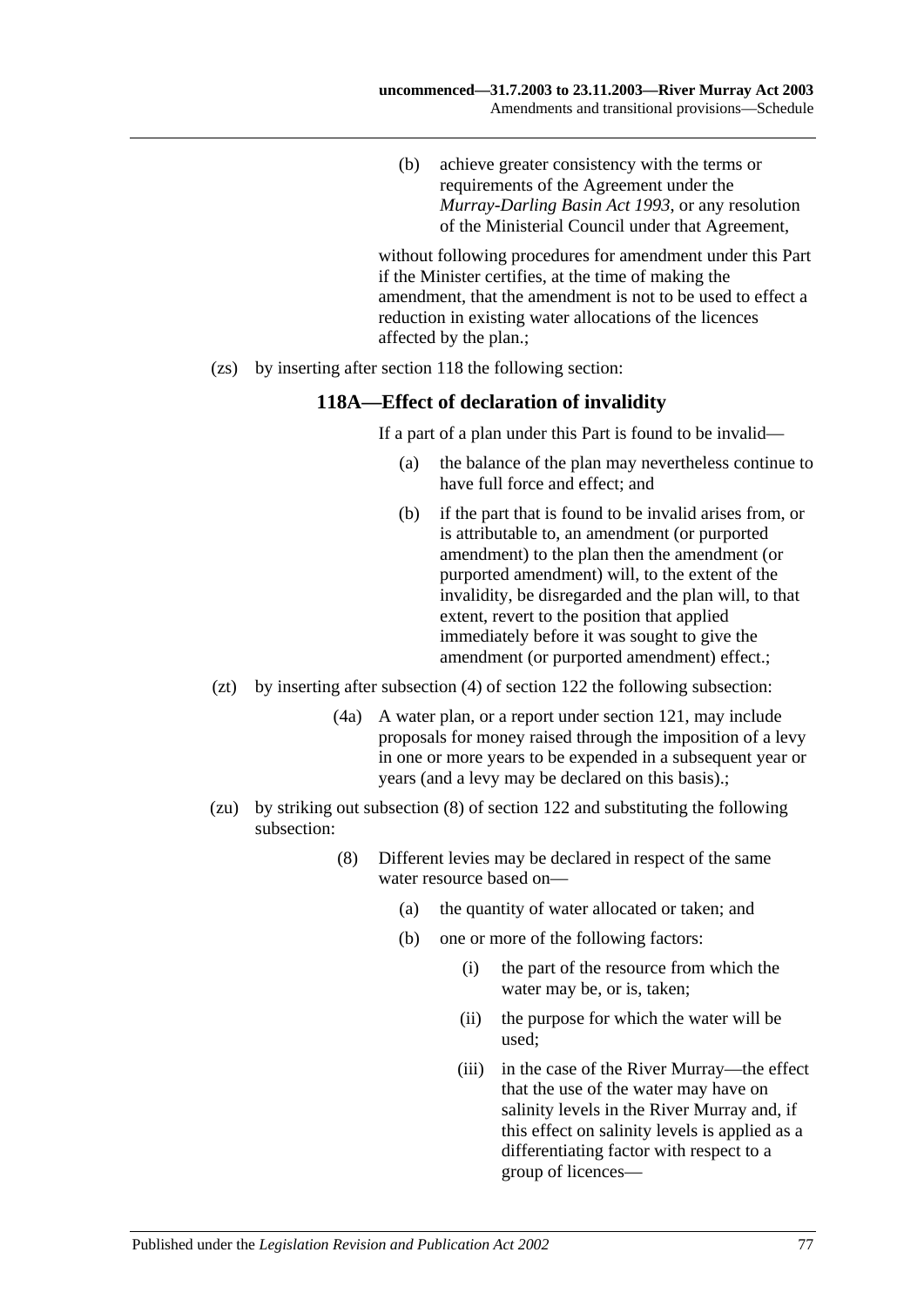(b) achieve greater consistency with the terms or requirements of the Agreement under the *Murray-Darling Basin Act 1993*, or any resolution of the Ministerial Council under that Agreement,

without following procedures for amendment under this Part if the Minister certifies, at the time of making the amendment, that the amendment is not to be used to effect a reduction in existing water allocations of the licences affected by the plan.;

(zs) by inserting after section 118 the following section:

### 118A—Effect of declaration of invalidity

If a part of a plan under this Part is found to be invalid—

(a) the balance of the plan may nevertheless continue to have full force and effect; and

(b) if the part that is found to be invalid arises from, or is attributable to, an amendment (or purported amendment) to the plan then the amendment (or purported amendment) will, to the extent of the invalidity, be disregarded and the plan will, to that extent, revert to the position that applied immediately before it was sought to give the amendment (or purported amendment) effect.;

(zt) by inserting after subsection (4) of section 122 the following subsection:

(4a) A water plan, or a report under section 121, may include proposals for money raised through the imposition of a levy in one or more years to be expended in a subsequent year or years (and a levy may be declared on this basis).;

(zu) by striking out subsection (8) of section 122 and substituting the following subsection:

(8) Different levies may be declared in respect of the same water resource based on—

(a) the quantity of water allocated or taken; and

(b) one or more of the following factors:

(i) the part of the resource from which the water may be, or is, taken;

(ii) the purpose for which the water will be used;

(iii) in the case of the River Murray—the effect that the use of the water may have on salinity levels in the River Murray and, if this effect on salinity levels is applied as a differentiating factor with respect to a group of licences—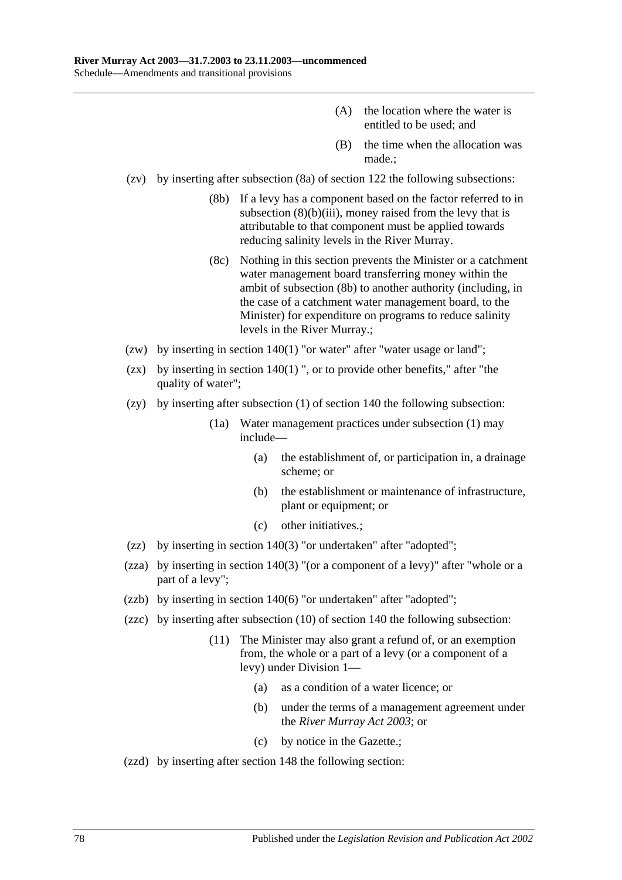(A) the location where the water is entitled to be used; and

(B) the time when the allocation was made.;

(zv) by inserting after subsection (8a) of section 122 the following subsections:

> (8b) If a levy has a component based on the factor referred to in subsection (8)(b)(iii), money raised from the levy that is attributable to that component must be applied towards reducing salinity levels in the River Murray.
>
> (8c) Nothing in this section prevents the Minister or a catchment water management board transferring money within the ambit of subsection (8b) to another authority (including, in the case of a catchment water management board, to the Minister) for expenditure on programs to reduce salinity levels in the River Murray.;

(zw) by inserting in section 140(1) "or water" after "water usage or land";

(zx) by inserting in section 140(1) ", or to provide other benefits," after "the quality of water";

(zy) by inserting after subsection (1) of section 140 the following subsection:

> (1a) Water management practices under subsection (1) may include—
>
> (a) the establishment of, or participation in, a drainage scheme; or
>
> (b) the establishment or maintenance of infrastructure, plant or equipment; or
>
> (c) other initiatives.;

(zz) by inserting in section 140(3) "or undertaken" after "adopted";

(zza) by inserting in section 140(3) "(or a component of a levy)" after "whole or a part of a levy";

(zzb) by inserting in section 140(6) "or undertaken" after "adopted";

(zzc) by inserting after subsection (10) of section 140 the following subsection:

> (11) The Minister may also grant a refund of, or an exemption from, the whole or a part of a levy (or a component of a levy) under Division 1—
>
> (a) as a condition of a water licence; or
>
> (b) under the terms of a management agreement under the *River Murray Act 2003*; or
>
> (c) by notice in the Gazette.;

(zzd) by inserting after section 148 the following section: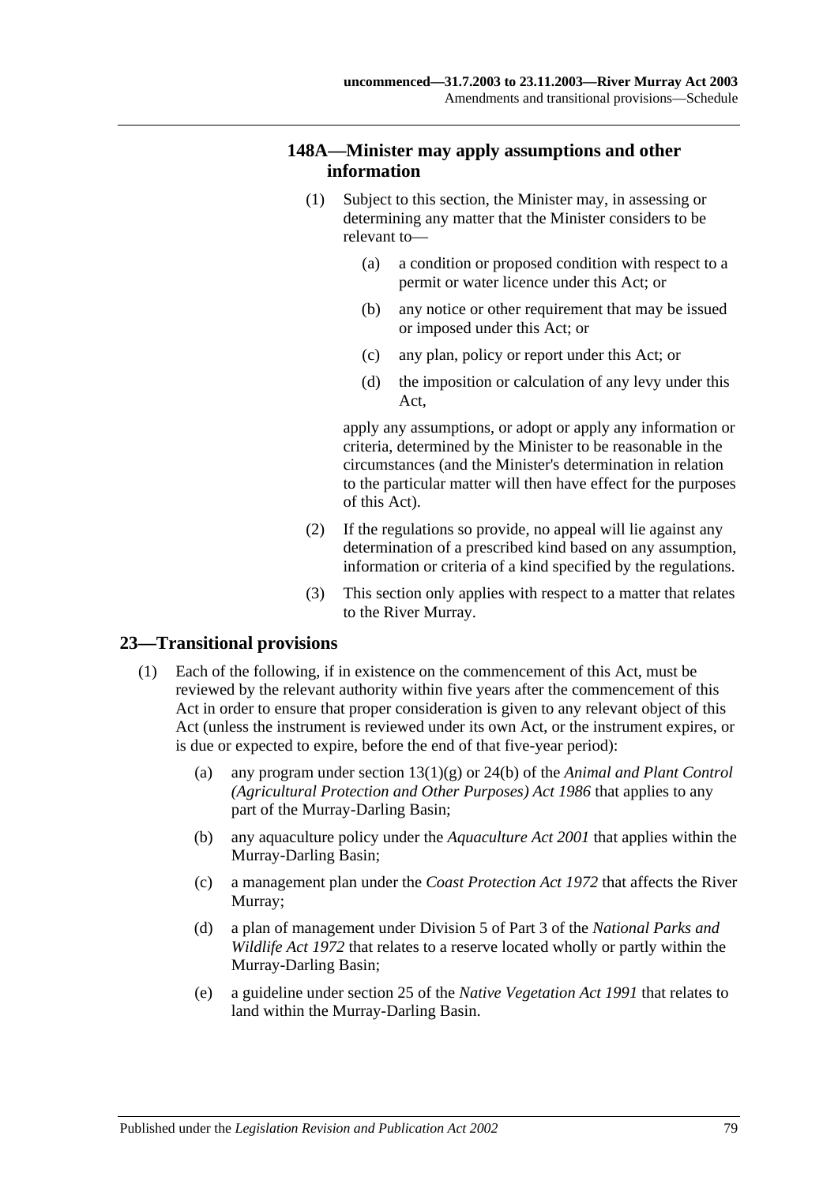### 148A—Minister may apply assumptions and other information

(1) Subject to this section, the Minister may, in assessing or determining any matter that the Minister considers to be relevant to—

(a) a condition or proposed condition with respect to a permit or water licence under this Act; or

(b) any notice or other requirement that may be issued or imposed under this Act; or

(c) any plan, policy or report under this Act; or

(d) the imposition or calculation of any levy under this Act,

apply any assumptions, or adopt or apply any information or criteria, determined by the Minister to be reasonable in the circumstances (and the Minister's determination in relation to the particular matter will then have effect for the purposes of this Act).

(2) If the regulations so provide, no appeal will lie against any determination of a prescribed kind based on any assumption, information or criteria of a kind specified by the regulations.

(3) This section only applies with respect to a matter that relates to the River Murray.

## 23—Transitional provisions

(1) Each of the following, if in existence on the commencement of this Act, must be reviewed by the relevant authority within five years after the commencement of this Act in order to ensure that proper consideration is given to any relevant object of this Act (unless the instrument is reviewed under its own Act, or the instrument expires, or is due or expected to expire, before the end of that five-year period):

(a) any program under section 13(1)(g) or 24(b) of the *Animal and Plant Control (Agricultural Protection and Other Purposes) Act 1986* that applies to any part of the Murray-Darling Basin;

(b) any aquaculture policy under the *Aquaculture Act 2001* that applies within the Murray-Darling Basin;

(c) a management plan under the *Coast Protection Act 1972* that affects the River Murray;

(d) a plan of management under Division 5 of Part 3 of the *National Parks and Wildlife Act 1972* that relates to a reserve located wholly or partly within the Murray-Darling Basin;

(e) a guideline under section 25 of the *Native Vegetation Act 1991* that relates to land within the Murray-Darling Basin.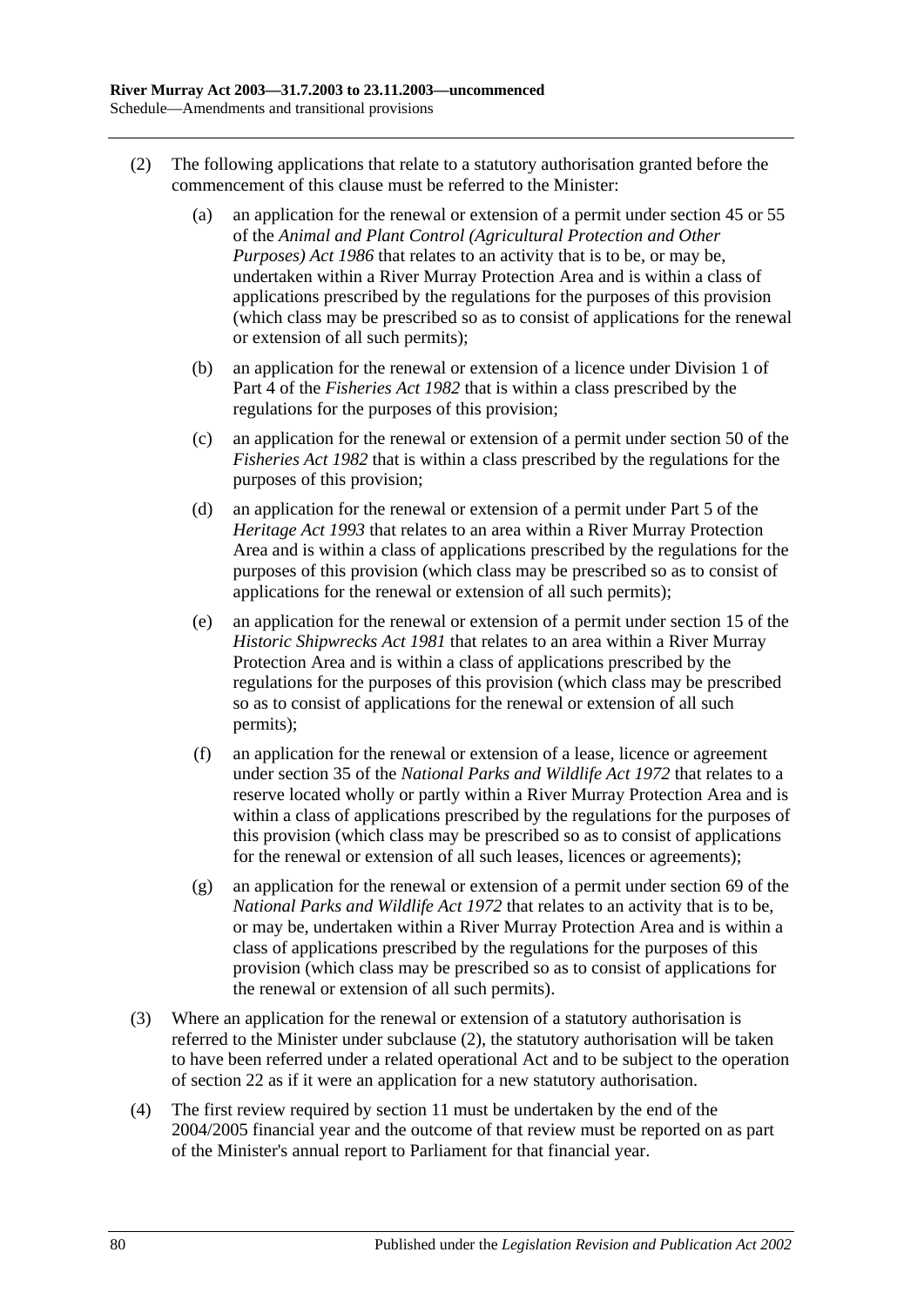(2) The following applications that relate to a statutory authorisation granted before the commencement of this clause must be referred to the Minister:

(a) an application for the renewal or extension of a permit under section 45 or 55 of the *Animal and Plant Control (Agricultural Protection and Other Purposes) Act 1986* that relates to an activity that is to be, or may be, undertaken within a River Murray Protection Area and is within a class of applications prescribed by the regulations for the purposes of this provision (which class may be prescribed so as to consist of applications for the renewal or extension of all such permits);

(b) an application for the renewal or extension of a licence under Division 1 of Part 4 of the *Fisheries Act 1982* that is within a class prescribed by the regulations for the purposes of this provision;

(c) an application for the renewal or extension of a permit under section 50 of the *Fisheries Act 1982* that is within a class prescribed by the regulations for the purposes of this provision;

(d) an application for the renewal or extension of a permit under Part 5 of the *Heritage Act 1993* that relates to an area within a River Murray Protection Area and is within a class of applications prescribed by the regulations for the purposes of this provision (which class may be prescribed so as to consist of applications for the renewal or extension of all such permits);

(e) an application for the renewal or extension of a permit under section 15 of the *Historic Shipwrecks Act 1981* that relates to an area within a River Murray Protection Area and is within a class of applications prescribed by the regulations for the purposes of this provision (which class may be prescribed so as to consist of applications for the renewal or extension of all such permits);

(f) an application for the renewal or extension of a lease, licence or agreement under section 35 of the *National Parks and Wildlife Act 1972* that relates to a reserve located wholly or partly within a River Murray Protection Area and is within a class of applications prescribed by the regulations for the purposes of this provision (which class may be prescribed so as to consist of applications for the renewal or extension of all such leases, licences or agreements);

(g) an application for the renewal or extension of a permit under section 69 of the *National Parks and Wildlife Act 1972* that relates to an activity that is to be, or may be, undertaken within a River Murray Protection Area and is within a class of applications prescribed by the regulations for the purposes of this provision (which class may be prescribed so as to consist of applications for the renewal or extension of all such permits).

(3) Where an application for the renewal or extension of a statutory authorisation is referred to the Minister under subclause (2), the statutory authorisation will be taken to have been referred under a related operational Act and to be subject to the operation of section 22 as if it were an application for a new statutory authorisation.

(4) The first review required by section 11 must be undertaken by the end of the 2004/2005 financial year and the outcome of that review must be reported on as part of the Minister's annual report to Parliament for that financial year.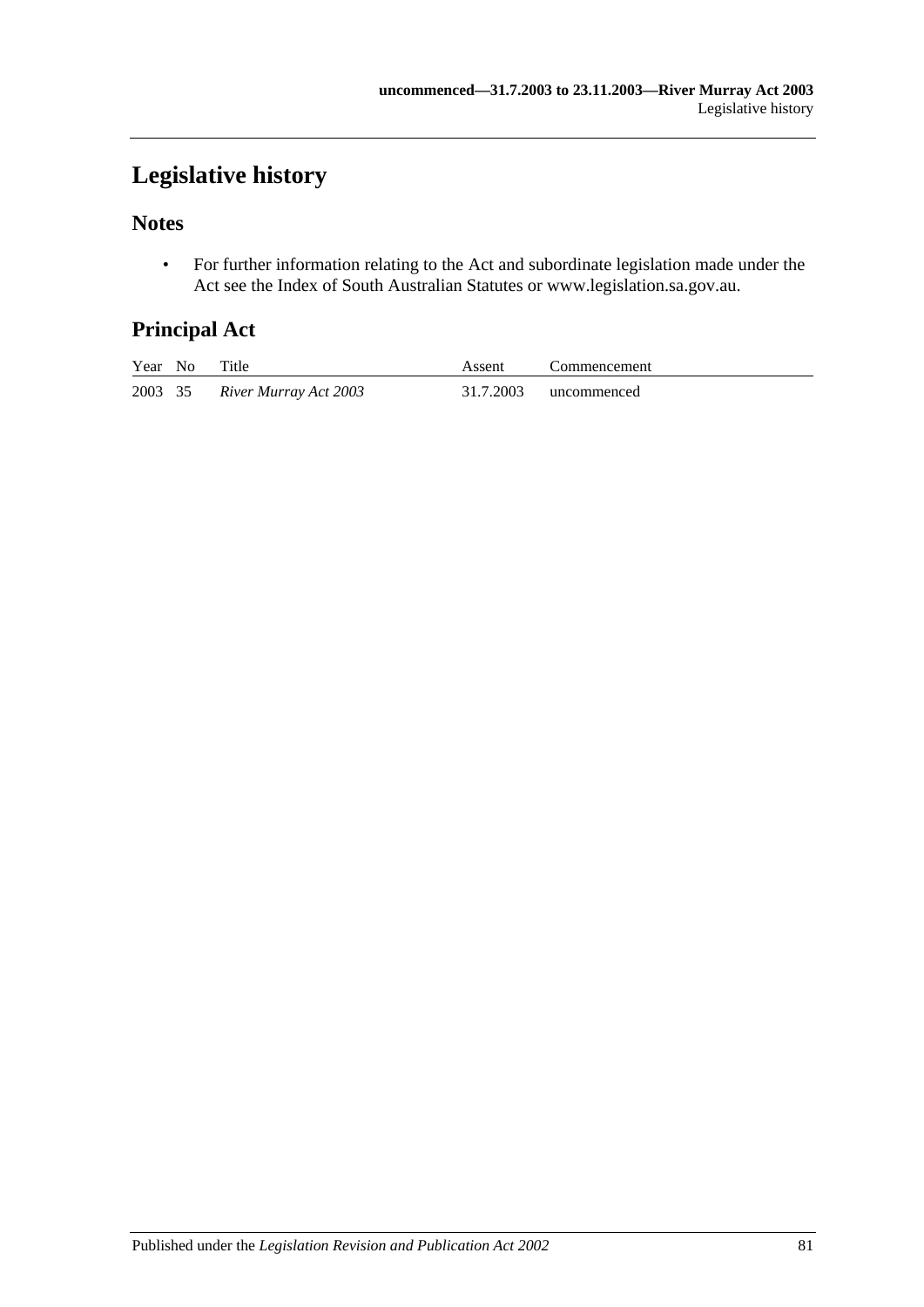# Legislative history

## Notes

- For further information relating to the Act and subordinate legislation made under the Act see the Index of South Australian Statutes or www.legislation.sa.gov.au.

## Principal Act

| Year | No | Title | Assent | Commencement |
|---|---|---|---|---|
| 2003 | 35 | *River Murray Act 2003* | 31.7.2003 | uncommenced |